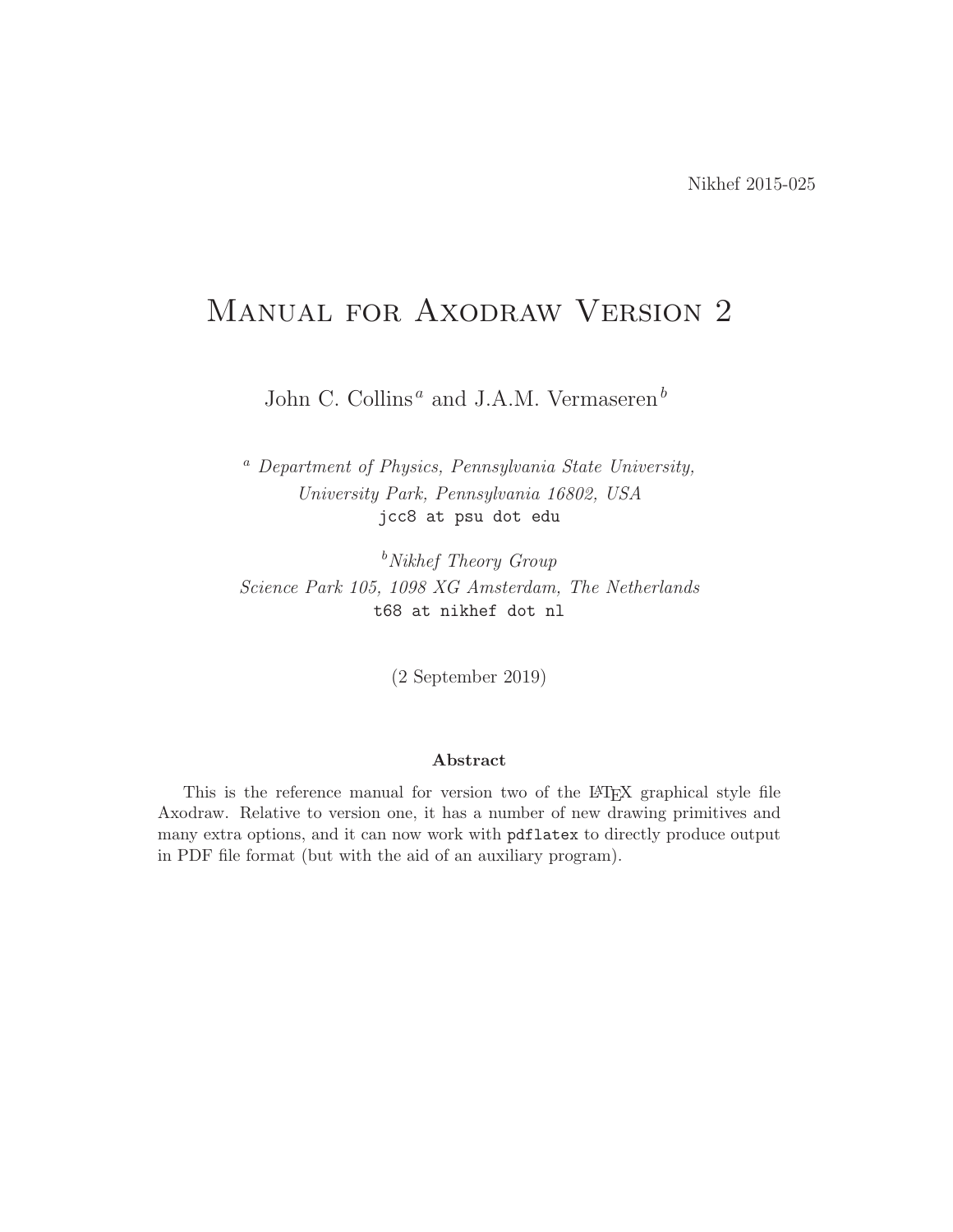Nikhef 2015-025

# Manual for Axodraw Version 2

John C. Collins[a] and J.A.M. Vermaseren[b]

[a] *Department of Physics, Pennsylvania State University,*
*University Park, Pennsylvania 16802, USA*
`jcc8 at psu dot edu`

[b] *Nikhef Theory Group*
*Science Park 105, 1098 XG Amsterdam, The Netherlands*
`t68 at nikhef dot nl`

(2 September 2019)

**Abstract**

This is the reference manual for version two of the LaTeX graphical style file Axodraw. Relative to version one, it has a number of new drawing primitives and many extra options, and it can now work with `pdflatex` to directly produce output in PDF file format (but with the aid of an auxiliary program).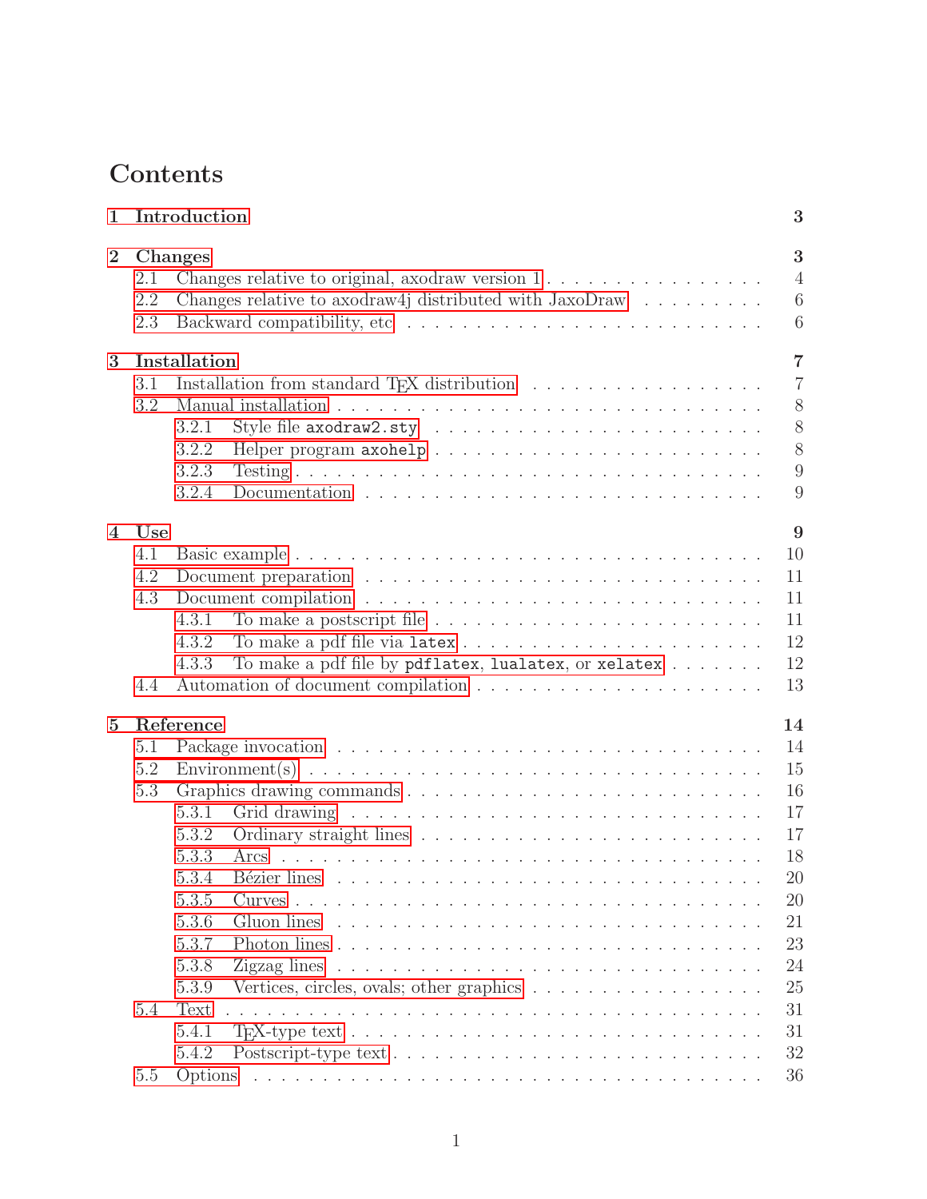# Contents

**1 Introduction** **3**

**2 Changes** **3**

- 2.1 Changes relative to original, axodraw version 1 . . . . . . . . . . . . . . . . 4
- 2.2 Changes relative to axodraw4j distributed with JaxoDraw . . . . . . . . . 6
- 2.3 Backward compatibility, etc . . . . . . . . . . . . . . . . . . . . . . . . . . 6

**3 Installation** **7**

- 3.1 Installation from standard TEX distribution . . . . . . . . . . . . . . . . . 7
- 3.2 Manual installation . . . . . . . . . . . . . . . . . . . . . . . . . . . . . . 8
  - 3.2.1 Style file `axodraw2.sty` . . . . . . . . . . . . . . . . . . . . . . . . 8
  - 3.2.2 Helper program `axohelp` . . . . . . . . . . . . . . . . . . . . . . . 8
  - 3.2.3 Testing . . . . . . . . . . . . . . . . . . . . . . . . . . . . . . . . . 9
  - 3.2.4 Documentation . . . . . . . . . . . . . . . . . . . . . . . . . . . . . 9

**4 Use** **9**

- 4.1 Basic example . . . . . . . . . . . . . . . . . . . . . . . . . . . . . . . . 10
- 4.2 Document preparation . . . . . . . . . . . . . . . . . . . . . . . . . . . . 11
- 4.3 Document compilation . . . . . . . . . . . . . . . . . . . . . . . . . . . . 11
  - 4.3.1 To make a postscript file . . . . . . . . . . . . . . . . . . . . . . . 11
  - 4.3.2 To make a pdf file via `latex` . . . . . . . . . . . . . . . . . . . . . 12
  - 4.3.3 To make a pdf file by `pdflatex`, `lualatex`, or `xelatex` . . . . . . . 12
- 4.4 Automation of document compilation . . . . . . . . . . . . . . . . . . . . 13

**5 Reference** **14**

- 5.1 Package invocation . . . . . . . . . . . . . . . . . . . . . . . . . . . . . . 14
- 5.2 Environment(s) . . . . . . . . . . . . . . . . . . . . . . . . . . . . . . . . 15
- 5.3 Graphics drawing commands . . . . . . . . . . . . . . . . . . . . . . . . . 16
  - 5.3.1 Grid drawing . . . . . . . . . . . . . . . . . . . . . . . . . . . . . . 17
  - 5.3.2 Ordinary straight lines . . . . . . . . . . . . . . . . . . . . . . . . 17
  - 5.3.3 Arcs . . . . . . . . . . . . . . . . . . . . . . . . . . . . . . . . . . 18
  - 5.3.4 Bézier lines . . . . . . . . . . . . . . . . . . . . . . . . . . . . . . . 20
  - 5.3.5 Curves . . . . . . . . . . . . . . . . . . . . . . . . . . . . . . . . . 20
  - 5.3.6 Gluon lines . . . . . . . . . . . . . . . . . . . . . . . . . . . . . . . 21
  - 5.3.7 Photon lines . . . . . . . . . . . . . . . . . . . . . . . . . . . . . . 23
  - 5.3.8 Zigzag lines . . . . . . . . . . . . . . . . . . . . . . . . . . . . . . 24
  - 5.3.9 Vertices, circles, ovals; other graphics . . . . . . . . . . . . . . . . 25
- 5.4 Text . . . . . . . . . . . . . . . . . . . . . . . . . . . . . . . . . . . . . . 31
  - 5.4.1 TEX-type text . . . . . . . . . . . . . . . . . . . . . . . . . . . . . 31
  - 5.4.2 Postscript-type text . . . . . . . . . . . . . . . . . . . . . . . . . . 32
- 5.5 Options . . . . . . . . . . . . . . . . . . . . . . . . . . . . . . . . . . . . 36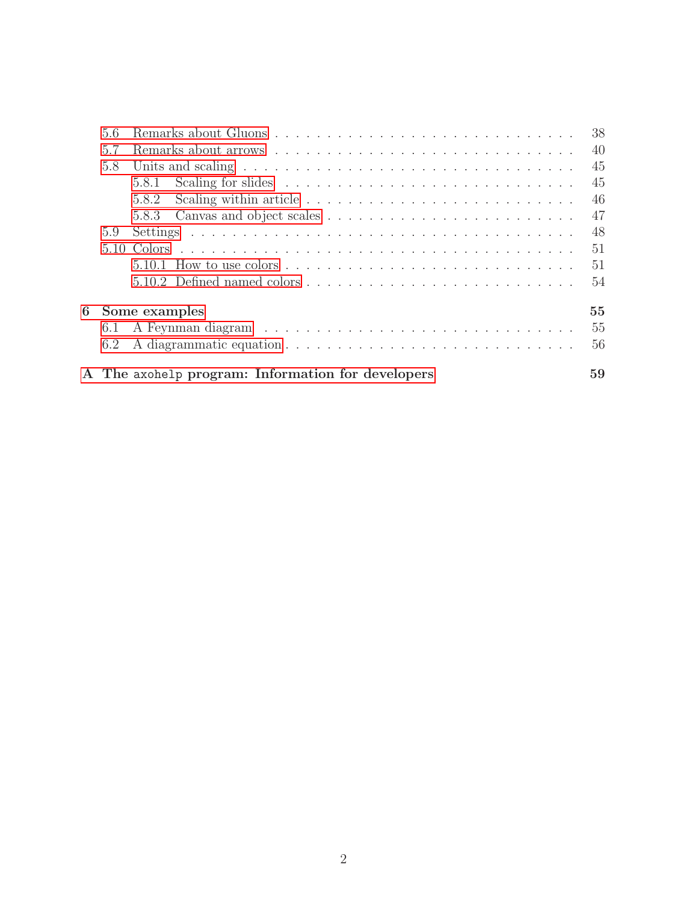- 5.6 Remarks about Gluons . . . . . 38
- 5.7 Remarks about arrows . . . . . 40
- 5.8 Units and scaling . . . . . 45
  - 5.8.1 Scaling for slides . . . . . 45
  - 5.8.2 Scaling within article . . . . . 46
  - 5.8.3 Canvas and object scales . . . . . 47
- 5.9 Settings . . . . . 48
- 5.10 Colors . . . . . 51
  - 5.10.1 How to use colors . . . . . 51
  - 5.10.2 Defined named colors . . . . . 54

**6 Some examples** **55**
- 6.1 A Feynman diagram . . . . . 55
- 6.2 A diagrammatic equation . . . . . 56

**A The `axohelp` program: Information for developers** **59**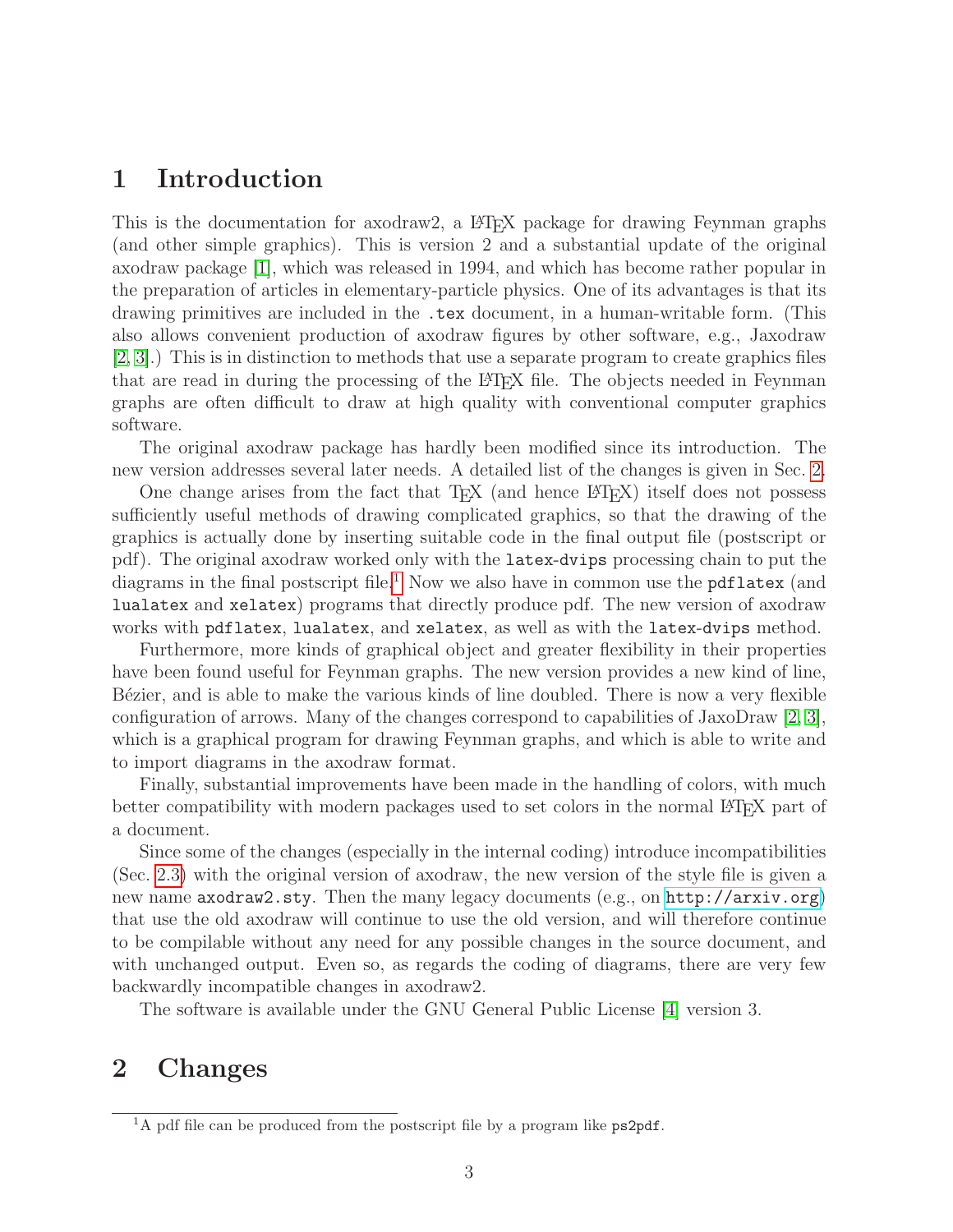# 1 Introduction

This is the documentation for axodraw2, a LaTeX package for drawing Feynman graphs (and other simple graphics). This is version 2 and a substantial update of the original axodraw package [1], which was released in 1994, and which has become rather popular in the preparation of articles in elementary-particle physics. One of its advantages is that its drawing primitives are included in the `.tex` document, in a human-writable form. (This also allows convenient production of axodraw figures by other software, e.g., Jaxodraw [2, 3].) This is in distinction to methods that use a separate program to create graphics files that are read in during the processing of the LaTeX file. The objects needed in Feynman graphs are often difficult to draw at high quality with conventional computer graphics software.

The original axodraw package has hardly been modified since its introduction. The new version addresses several later needs. A detailed list of the changes is given in Sec. 2.

One change arises from the fact that TeX (and hence LaTeX) itself does not possess sufficiently useful methods of drawing complicated graphics, so that the drawing of the graphics is actually done by inserting suitable code in the final output file (postscript or pdf). The original axodraw worked only with the `latex-dvips` processing chain to put the diagrams in the final postscript file.[1] Now we also have in common use the `pdflatex` (and `lualatex` and `xelatex`) programs that directly produce pdf. The new version of axodraw works with `pdflatex`, `lualatex`, and `xelatex`, as well as with the `latex-dvips` method.

Furthermore, more kinds of graphical object and greater flexibility in their properties have been found useful for Feynman graphs. The new version provides a new kind of line, Bézier, and is able to make the various kinds of line doubled. There is now a very flexible configuration of arrows. Many of the changes correspond to capabilities of JaxoDraw [2, 3], which is a graphical program for drawing Feynman graphs, and which is able to write and to import diagrams in the axodraw format.

Finally, substantial improvements have been made in the handling of colors, with much better compatibility with modern packages used to set colors in the normal LaTeX part of a document.

Since some of the changes (especially in the internal coding) introduce incompatibilities (Sec. 2.3) with the original version of axodraw, the new version of the style file is given a new name `axodraw2.sty`. Then the many legacy documents (e.g., on http://arxiv.org) that use the old axodraw will continue to use the old version, and will therefore continue to be compilable without any need for any possible changes in the source document, and with unchanged output. Even so, as regards the coding of diagrams, there are very few backwardly incompatible changes in axodraw2.

The software is available under the GNU General Public License [4] version 3.

# 2 Changes

[1] A pdf file can be produced from the postscript file by a program like `ps2pdf`.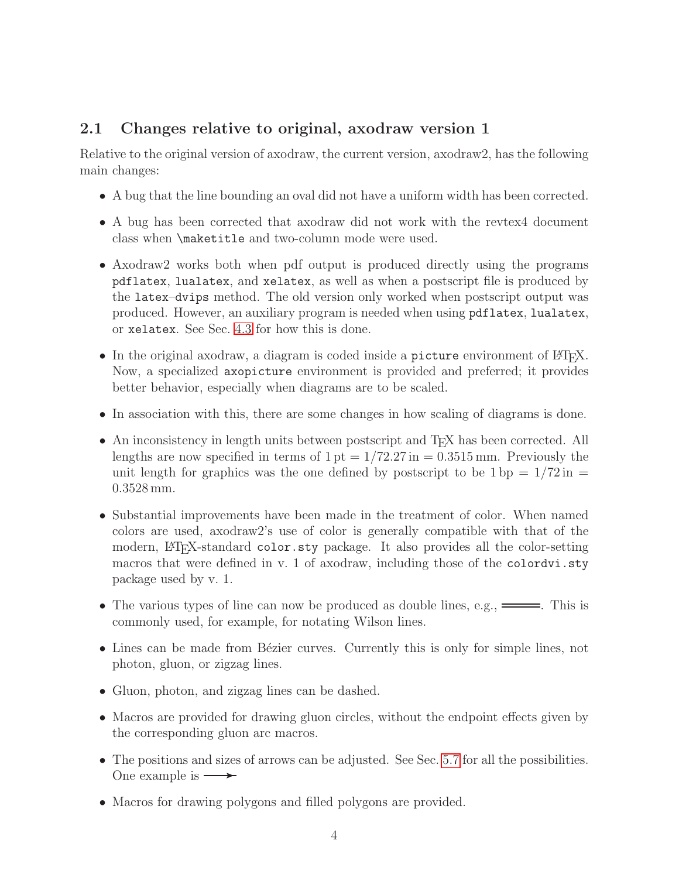## 2.1 Changes relative to original, axodraw version 1

Relative to the original version of axodraw, the current version, axodraw2, has the following main changes:

- A bug that the line bounding an oval did not have a uniform width has been corrected.
- A bug has been corrected that axodraw did not work with the revtex4 document class when `\maketitle` and two-column mode were used.
- Axodraw2 works both when pdf output is produced directly using the programs `pdflatex`, `lualatex`, and `xelatex`, as well as when a postscript file is produced by the `latex`–`dvips` method. The old version only worked when postscript output was produced. However, an auxiliary program is needed when using `pdflatex`, `lualatex`, or `xelatex`. See Sec. 4.3 for how this is done.
- In the original axodraw, a diagram is coded inside a `picture` environment of LaTeX. Now, a specialized `axopicture` environment is provided and preferred; it provides better behavior, especially when diagrams are to be scaled.
- In association with this, there are some changes in how scaling of diagrams is done.
- An inconsistency in length units between postscript and TeX has been corrected. All lengths are now specified in terms of $1\,\mathrm{pt} = 1/72.27\,\mathrm{in} = 0.3515\,\mathrm{mm}$. Previously the unit length for graphics was the one defined by postscript to be $1\,\mathrm{bp} = 1/72\,\mathrm{in} = 0.3528\,\mathrm{mm}$.
- Substantial improvements have been made in the treatment of color. When named colors are used, axodraw2's use of color is generally compatible with that of the modern, LaTeX-standard `color.sty` package. It also provides all the color-setting macros that were defined in v. 1 of axodraw, including those of the `colordvi.sty` package used by v. 1.
- The various types of line can now be produced as double lines, e.g., ═══. This is commonly used, for example, for notating Wilson lines.
- Lines can be made from Bézier curves. Currently this is only for simple lines, not photon, gluon, or zigzag lines.
- Gluon, photon, and zigzag lines can be dashed.
- Macros are provided for drawing gluon circles, without the endpoint effects given by the corresponding gluon arc macros.
- The positions and sizes of arrows can be adjusted. See Sec. 5.7 for all the possibilities. One example is ──➤
- Macros for drawing polygons and filled polygons are provided.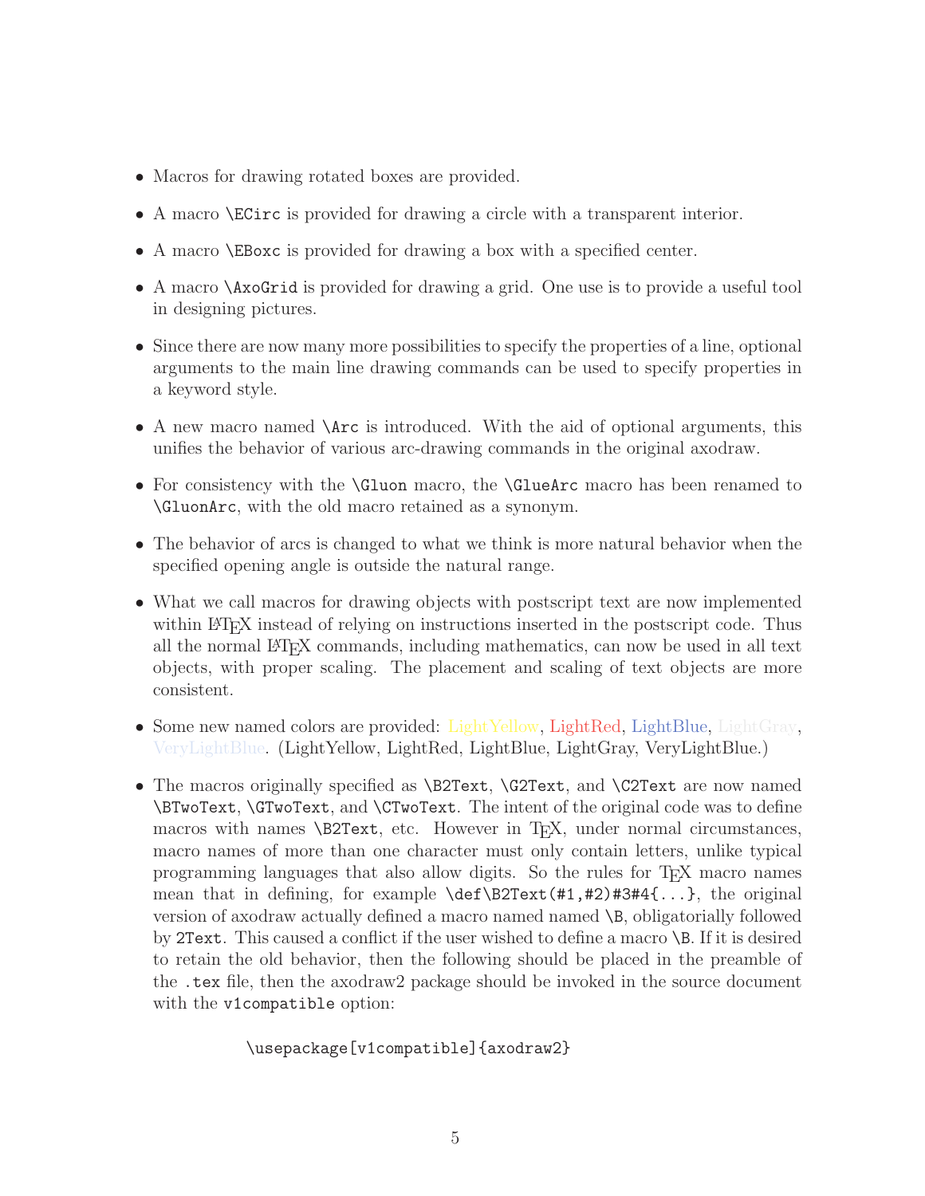- Macros for drawing rotated boxes are provided.
- A macro `\ECirc` is provided for drawing a circle with a transparent interior.
- A macro `\EBoxc` is provided for drawing a box with a specified center.
- A macro `\AxoGrid` is provided for drawing a grid. One use is to provide a useful tool in designing pictures.
- Since there are now many more possibilities to specify the properties of a line, optional arguments to the main line drawing commands can be used to specify properties in a keyword style.
- A new macro named `\Arc` is introduced. With the aid of optional arguments, this unifies the behavior of various arc-drawing commands in the original axodraw.
- For consistency with the `\Gluon` macro, the `\GlueArc` macro has been renamed to `\GluonArc`, with the old macro retained as a synonym.
- The behavior of arcs is changed to what we think is more natural behavior when the specified opening angle is outside the natural range.
- What we call macros for drawing objects with postscript text are now implemented within LaTeX instead of relying on instructions inserted in the postscript code. Thus all the normal LaTeX commands, including mathematics, can now be used in all text objects, with proper scaling. The placement and scaling of text objects are more consistent.
- Some new named colors are provided: LightYellow, LightRed, LightBlue, LightGray, VeryLightBlue. (LightYellow, LightRed, LightBlue, LightGray, VeryLightBlue.)
- The macros originally specified as `\B2Text`, `\G2Text`, and `\C2Text` are now named `\BTwoText`, `\GTwoText`, and `\CTwoText`. The intent of the original code was to define macros with names `\B2Text`, etc. However in TeX, under normal circumstances, macro names of more than one character must only contain letters, unlike typical programming languages that also allow digits. So the rules for TeX macro names mean that in defining, for example `\def\B2Text(#1,#2)#3#4{...}`, the original version of axodraw actually defined a macro named named `\B`, obligatorially followed by `2Text`. This caused a conflict if the user wished to define a macro `\B`. If it is desired to retain the old behavior, then the following should be placed in the preamble of the `.tex` file, then the axodraw2 package should be invoked in the source document with the `v1compatible` option:

```
\usepackage[v1compatible]{axodraw2}
```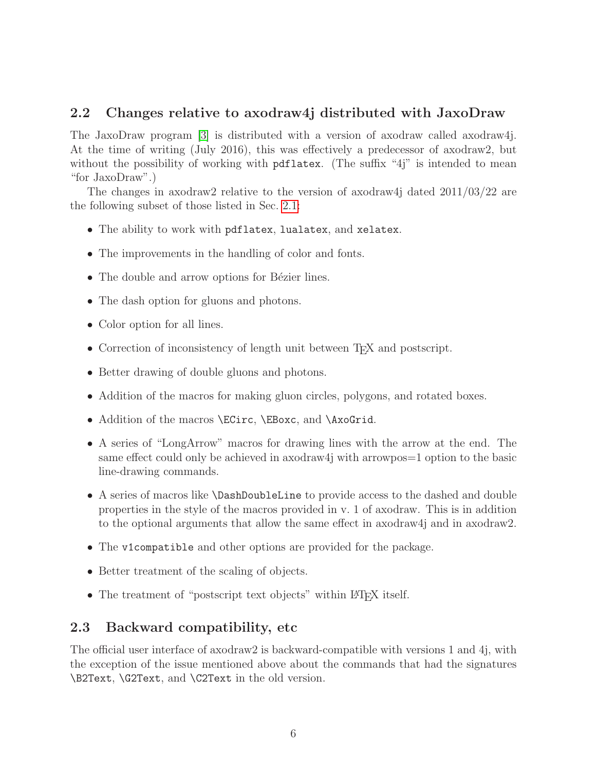## 2.2 Changes relative to axodraw4j distributed with JaxoDraw

The JaxoDraw program [3] is distributed with a version of axodraw called axodraw4j. At the time of writing (July 2016), this was effectively a predecessor of axodraw2, but without the possibility of working with `pdflatex`. (The suffix "4j" is intended to mean "for JaxoDraw".)

The changes in axodraw2 relative to the version of axodraw4j dated 2011/03/22 are the following subset of those listed in Sec. 2.1:

- The ability to work with `pdflatex`, `lualatex`, and `xelatex`.
- The improvements in the handling of color and fonts.
- The double and arrow options for Bézier lines.
- The dash option for gluons and photons.
- Color option for all lines.
- Correction of inconsistency of length unit between TEX and postscript.
- Better drawing of double gluons and photons.
- Addition of the macros for making gluon circles, polygons, and rotated boxes.
- Addition of the macros `\ECirc`, `\EBoxc`, and `\AxoGrid`.
- A series of "LongArrow" macros for drawing lines with the arrow at the end. The same effect could only be achieved in axodraw4j with arrowpos=1 option to the basic line-drawing commands.
- A series of macros like `\DashDoubleLine` to provide access to the dashed and double properties in the style of the macros provided in v. 1 of axodraw. This is in addition to the optional arguments that allow the same effect in axodraw4j and in axodraw2.
- The `v1compatible` and other options are provided for the package.
- Better treatment of the scaling of objects.
- The treatment of "postscript text objects" within LATEX itself.

## 2.3 Backward compatibility, etc

The official user interface of axodraw2 is backward-compatible with versions 1 and 4j, with the exception of the issue mentioned above about the commands that had the signatures `\B2Text`, `\G2Text`, and `\C2Text` in the old version.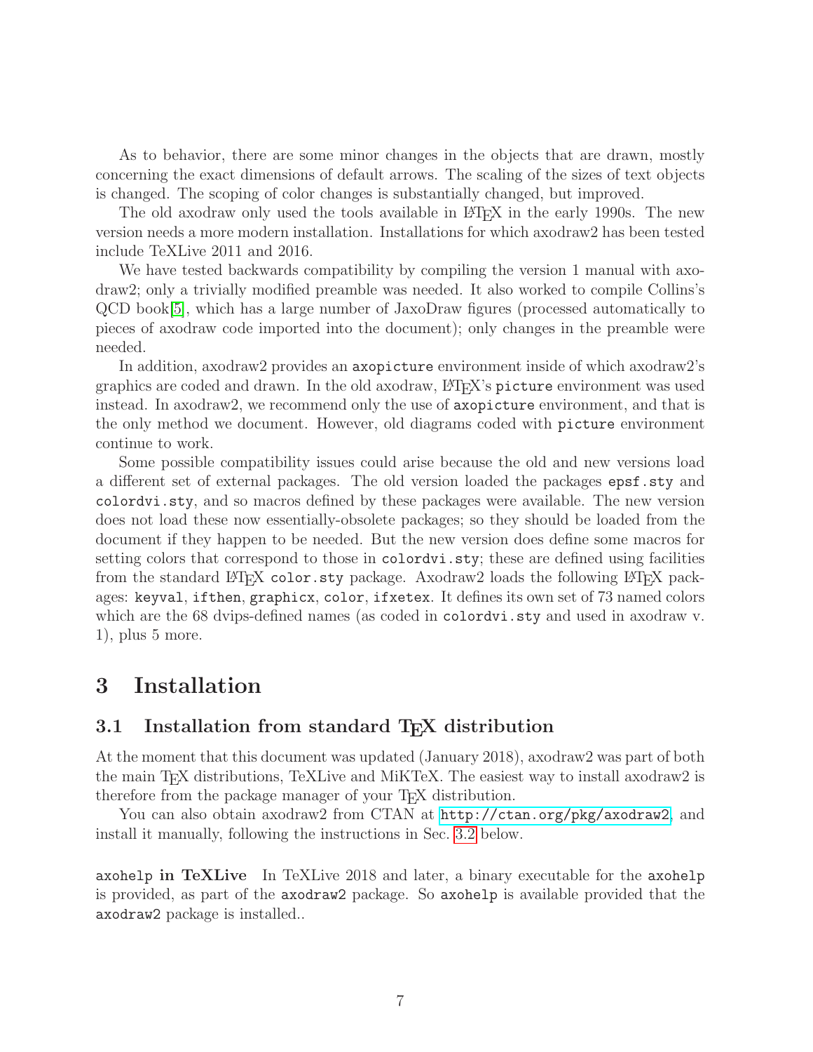As to behavior, there are some minor changes in the objects that are drawn, mostly concerning the exact dimensions of default arrows. The scaling of the sizes of text objects is changed. The scoping of color changes is substantially changed, but improved.

The old axodraw only used the tools available in LaTeX in the early 1990s. The new version needs a more modern installation. Installations for which axodraw2 has been tested include TeXLive 2011 and 2016.

We have tested backwards compatibility by compiling the version 1 manual with axodraw2; only a trivially modified preamble was needed. It also worked to compile Collins's QCD book[5], which has a large number of JaxoDraw figures (processed automatically to pieces of axodraw code imported into the document); only changes in the preamble were needed.

In addition, axodraw2 provides an `axopicture` environment inside of which axodraw2's graphics are coded and drawn. In the old axodraw, LaTeX's `picture` environment was used instead. In axodraw2, we recommend only the use of `axopicture` environment, and that is the only method we document. However, old diagrams coded with `picture` environment continue to work.

Some possible compatibility issues could arise because the old and new versions load a different set of external packages. The old version loaded the packages `epsf.sty` and `colordvi.sty`, and so macros defined by these packages were available. The new version does not load these now essentially-obsolete packages; so they should be loaded from the document if they happen to be needed. But the new version does define some macros for setting colors that correspond to those in `colordvi.sty`; these are defined using facilities from the standard LaTeX `color.sty` package. Axodraw2 loads the following LaTeX packages: `keyval`, `ifthen`, `graphicx`, `color`, `ifxetex`. It defines its own set of 73 named colors which are the 68 dvips-defined names (as coded in `colordvi.sty` and used in axodraw v. 1), plus 5 more.

# 3 Installation

## 3.1 Installation from standard TeX distribution

At the moment that this document was updated (January 2018), axodraw2 was part of both the main TeX distributions, TeXLive and MiKTeX. The easiest way to install axodraw2 is therefore from the package manager of your TeX distribution.

You can also obtain axodraw2 from CTAN at `http://ctan.org/pkg/axodraw2`, and install it manually, following the instructions in Sec. 3.2 below.

**`axohelp` in TeXLive** In TeXLive 2018 and later, a binary executable for the `axohelp` is provided, as part of the `axodraw2` package. So `axohelp` is available provided that the `axodraw2` package is installed..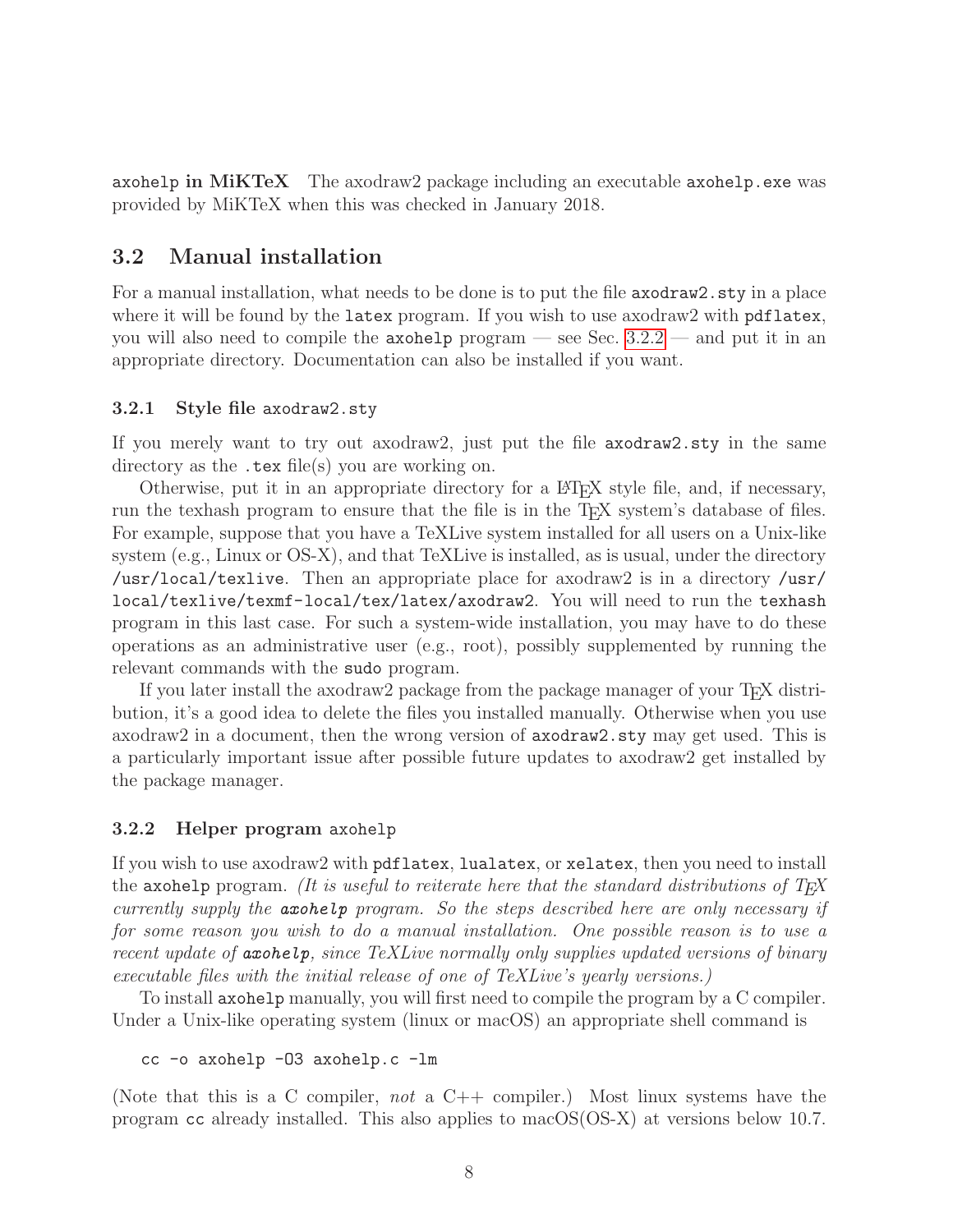**axohelp in MiKTeX** The axodraw2 package including an executable `axohelp.exe` was provided by MiKTeX when this was checked in January 2018.

## 3.2 Manual installation

For a manual installation, what needs to be done is to put the file `axodraw2.sty` in a place where it will be found by the `latex` program. If you wish to use axodraw2 with `pdflatex`, you will also need to compile the `axohelp` program — see Sec. 3.2.2 — and put it in an appropriate directory. Documentation can also be installed if you want.

### 3.2.1 Style file `axodraw2.sty`

If you merely want to try out axodraw2, just put the file `axodraw2.sty` in the same directory as the `.tex` file(s) you are working on.

Otherwise, put it in an appropriate directory for a LaTeX style file, and, if necessary, run the texhash program to ensure that the file is in the TeX system's database of files. For example, suppose that you have a TeXLive system installed for all users on a Unix-like system (e.g., Linux or OS-X), and that TeXLive is installed, as is usual, under the directory `/usr/local/texlive`. Then an appropriate place for axodraw2 is in a directory `/usr/local/texlive/texmf-local/tex/latex/axodraw2`. You will need to run the `texhash` program in this last case. For such a system-wide installation, you may have to do these operations as an administrative user (e.g., root), possibly supplemented by running the relevant commands with the `sudo` program.

If you later install the axodraw2 package from the package manager of your TeX distribution, it's a good idea to delete the files you installed manually. Otherwise when you use axodraw2 in a document, then the wrong version of `axodraw2.sty` may get used. This is a particularly important issue after possible future updates to axodraw2 get installed by the package manager.

### 3.2.2 Helper program `axohelp`

If you wish to use axodraw2 with `pdflatex`, `lualatex`, or `xelatex`, then you need to install the `axohelp` program. *(It is useful to reiterate here that the standard distributions of TeX currently supply the `axohelp` program. So the steps described here are only necessary if for some reason you wish to do a manual installation. One possible reason is to use a recent update of `axohelp`, since TeXLive normally only supplies updated versions of binary executable files with the initial release of one of TeXLive's yearly versions.)*

To install `axohelp` manually, you will first need to compile the program by a C compiler. Under a Unix-like operating system (linux or macOS) an appropriate shell command is

```
cc -o axohelp -O3 axohelp.c -lm
```

(Note that this is a C compiler, *not* a C++ compiler.) Most linux systems have the program `cc` already installed. This also applies to macOS(OS-X) at versions below 10.7.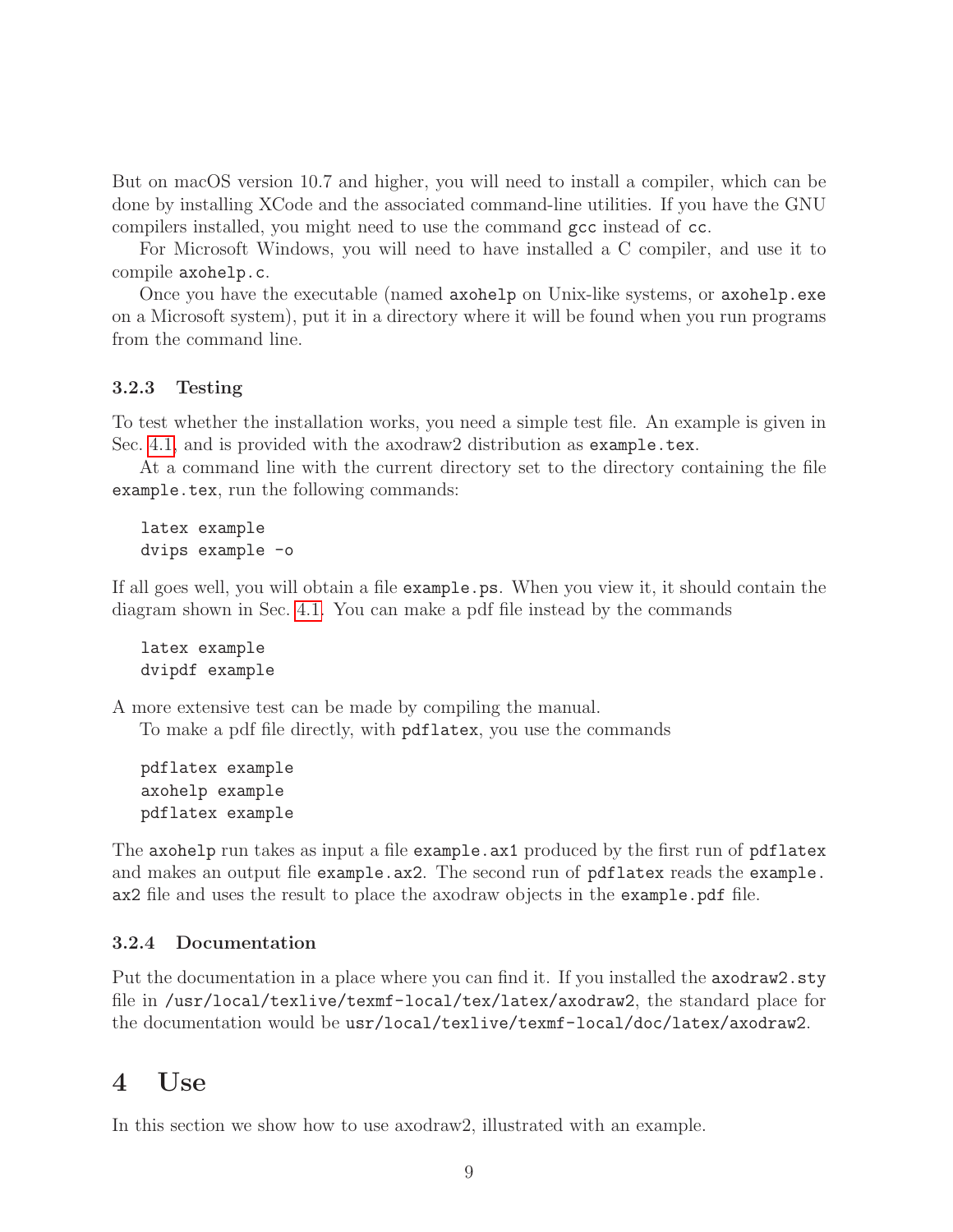But on macOS version 10.7 and higher, you will need to install a compiler, which can be done by installing XCode and the associated command-line utilities. If you have the GNU compilers installed, you might need to use the command `gcc` instead of `cc`.

For Microsoft Windows, you will need to have installed a C compiler, and use it to compile `axohelp.c`.

Once you have the executable (named `axohelp` on Unix-like systems, or `axohelp.exe` on a Microsoft system), put it in a directory where it will be found when you run programs from the command line.

### 3.2.3 Testing

To test whether the installation works, you need a simple test file. An example is given in Sec. 4.1, and is provided with the axodraw2 distribution as `example.tex`.

At a command line with the current directory set to the directory containing the file `example.tex`, run the following commands:

```
latex example
dvips example -o
```

If all goes well, you will obtain a file `example.ps`. When you view it, it should contain the diagram shown in Sec. 4.1. You can make a pdf file instead by the commands

```
latex example
dvipdf example
```

A more extensive test can be made by compiling the manual.

To make a pdf file directly, with `pdflatex`, you use the commands

```
pdflatex example
axohelp example
pdflatex example
```

The `axohelp` run takes as input a file `example.ax1` produced by the first run of `pdflatex` and makes an output file `example.ax2`. The second run of `pdflatex` reads the `example.ax2` file and uses the result to place the axodraw objects in the `example.pdf` file.

### 3.2.4 Documentation

Put the documentation in a place where you can find it. If you installed the `axodraw2.sty` file in `/usr/local/texlive/texmf-local/tex/latex/axodraw2`, the standard place for the documentation would be `usr/local/texlive/texmf-local/doc/latex/axodraw2`.

# 4 Use

In this section we show how to use axodraw2, illustrated with an example.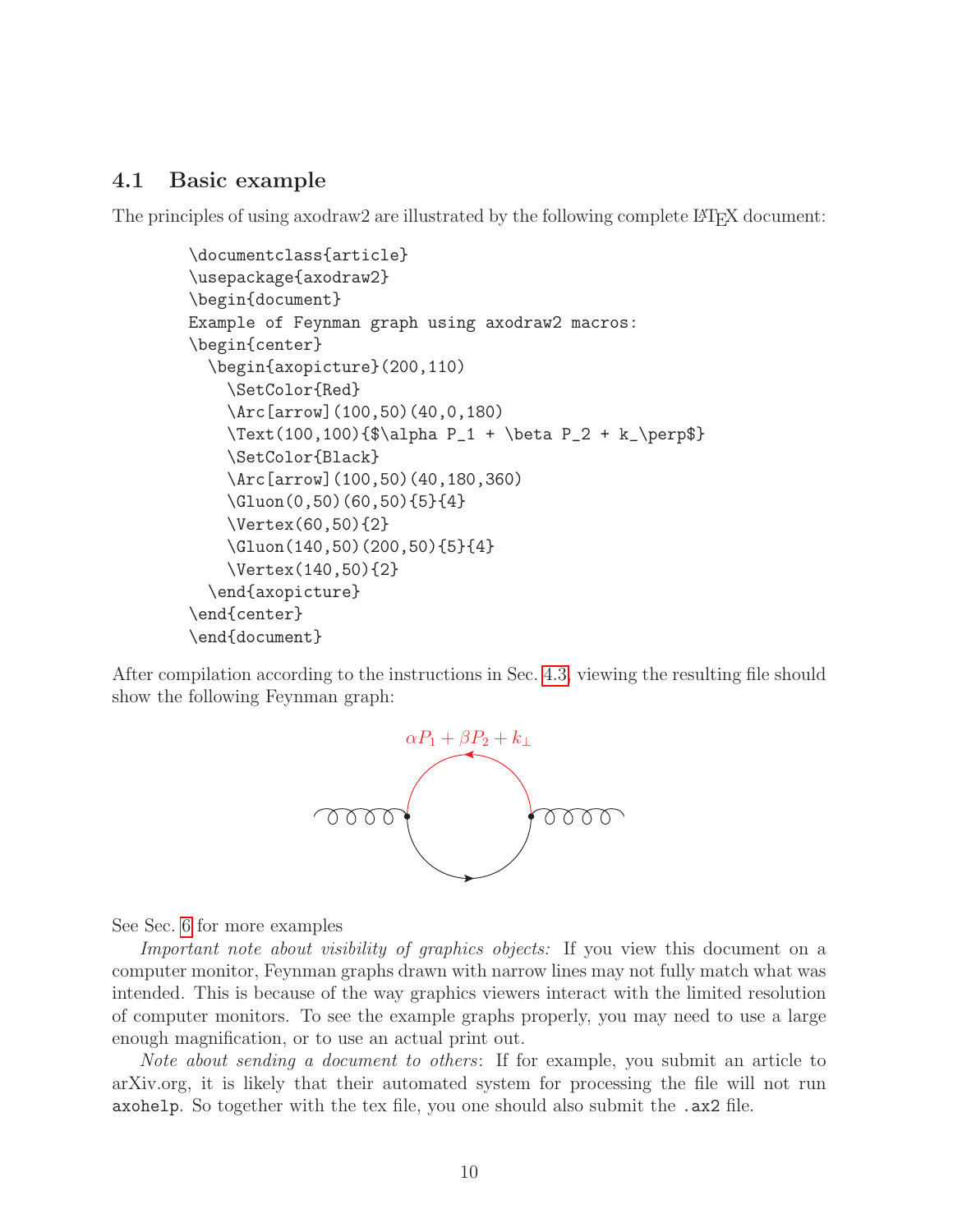### 4.1 Basic example

The principles of using axodraw2 are illustrated by the following complete LaTeX document:

```
\documentclass{article}
\usepackage{axodraw2}
\begin{document}
Example of Feynman graph using axodraw2 macros:
\begin{center}
  \begin{axopicture}(200,110)
    \SetColor{Red}
    \Arc[arrow](100,50)(40,0,180)
    \Text(100,100){$\alpha P_1 + \beta P_2 + k_\perp$}
    \SetColor{Black}
    \Arc[arrow](100,50)(40,180,360)
    \Gluon(0,50)(60,50){5}{4}
    \Vertex(60,50){2}
    \Gluon(140,50)(200,50){5}{4}
    \Vertex(140,50){2}
  \end{axopicture}
\end{center}
\end{document}
```

After compilation according to the instructions in Sec. 4.3, viewing the resulting file should show the following Feynman graph:

$\alpha P_1 + \beta P_2 + k_\perp$

See Sec. 6 for more examples

*Important note about visibility of graphics objects:* If you view this document on a computer monitor, Feynman graphs drawn with narrow lines may not fully match what was intended. This is because of the way graphics viewers interact with the limited resolution of computer monitors. To see the example graphs properly, you may need to use a large enough magnification, or to use an actual print out.

*Note about sending a document to others*: If for example, you submit an article to arXiv.org, it is likely that their automated system for processing the file will not run `axohelp`. So together with the tex file, you one should also submit the `.ax2` file.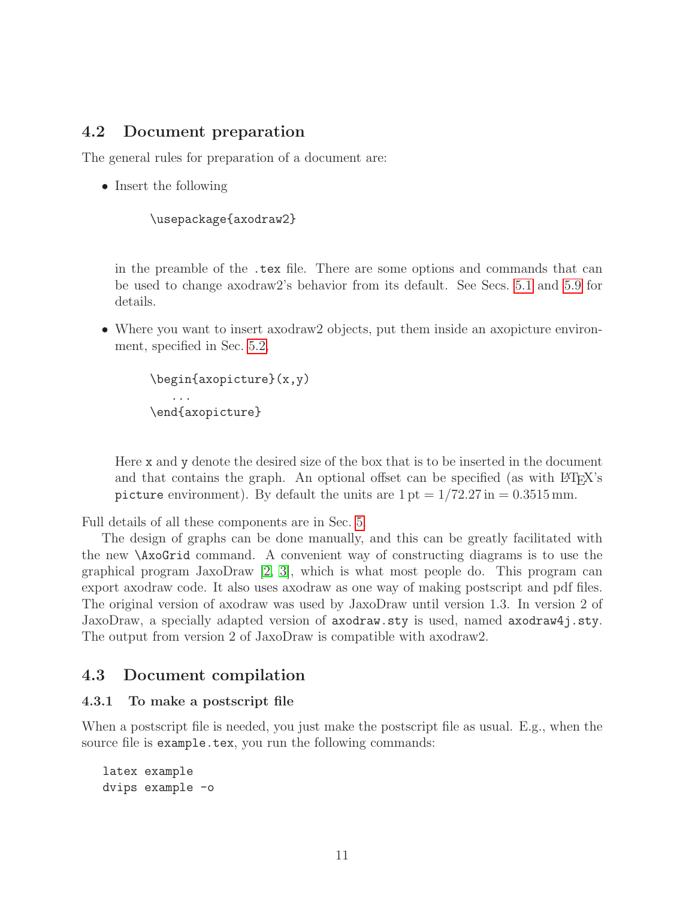## 4.2 Document preparation

The general rules for preparation of a document are:

- Insert the following

  ```
  \usepackage{axodraw2}
  ```

  in the preamble of the .tex file. There are some options and commands that can be used to change axodraw2's behavior from its default. See Secs. 5.1 and 5.9 for details.

- Where you want to insert axodraw2 objects, put them inside an axopicture environment, specified in Sec. 5.2,

  ```
  \begin{axopicture}(x,y)
     ...
  \end{axopicture}
  ```

  Here x and y denote the desired size of the box that is to be inserted in the document and that contains the graph. An optional offset can be specified (as with LaTeX's picture environment). By default the units are $1\,\text{pt} = 1/72.27\,\text{in} = 0.3515\,\text{mm}$.

Full details of all these components are in Sec. 5.

The design of graphs can be done manually, and this can be greatly facilitated with the new \AxoGrid command. A convenient way of constructing diagrams is to use the graphical program JaxoDraw [2, 3], which is what most people do. This program can export axodraw code. It also uses axodraw as one way of making postscript and pdf files. The original version of axodraw was used by JaxoDraw until version 1.3. In version 2 of JaxoDraw, a specially adapted version of axodraw.sty is used, named axodraw4j.sty. The output from version 2 of JaxoDraw is compatible with axodraw2.

## 4.3 Document compilation

### 4.3.1 To make a postscript file

When a postscript file is needed, you just make the postscript file as usual. E.g., when the source file is example.tex, you run the following commands:

```
latex example
dvips example -o
```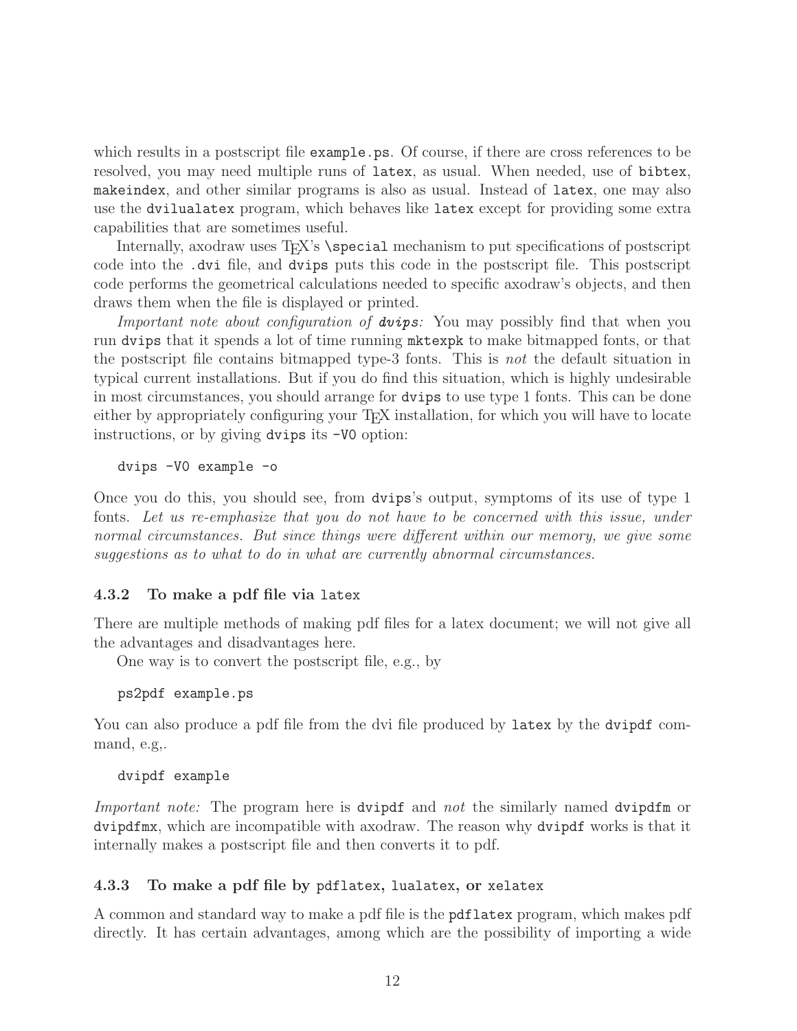which results in a postscript file `example.ps`. Of course, if there are cross references to be resolved, you may need multiple runs of `latex`, as usual. When needed, use of `bibtex`, `makeindex`, and other similar programs is also as usual. Instead of `latex`, one may also use the `dvilualatex` program, which behaves like `latex` except for providing some extra capabilities that are sometimes useful.

Internally, axodraw uses TEX's `\special` mechanism to put specifications of postscript code into the `.dvi` file, and `dvips` puts this code in the postscript file. This postscript code performs the geometrical calculations needed to specific axodraw's objects, and then draws them when the file is displayed or printed.

*Important note about configuration of* ***`dvips`****:* You may possibly find that when you run `dvips` that it spends a lot of time running `mktexpk` to make bitmapped fonts, or that the postscript file contains bitmapped type-3 fonts. This is *not* the default situation in typical current installations. But if you do find this situation, which is highly undesirable in most circumstances, you should arrange for `dvips` to use type 1 fonts. This can be done either by appropriately configuring your TEX installation, for which you will have to locate instructions, or by giving `dvips` its `-V0` option:

```
dvips -V0 example -o
```

Once you do this, you should see, from `dvips`'s output, symptoms of its use of type 1 fonts. *Let us re-emphasize that you do not have to be concerned with this issue, under normal circumstances. But since things were different within our memory, we give some suggestions as to what to do in what are currently abnormal circumstances.*

### 4.3.2 To make a pdf file via `latex`

There are multiple methods of making pdf files for a latex document; we will not give all the advantages and disadvantages here.

One way is to convert the postscript file, e.g., by

```
ps2pdf example.ps
```

You can also produce a pdf file from the dvi file produced by `latex` by the `dvipdf` command, e.g,.

```
dvipdf example
```

*Important note:* The program here is `dvipdf` and *not* the similarly named `dvipdfm` or `dvipdfmx`, which are incompatible with axodraw. The reason why `dvipdf` works is that it internally makes a postscript file and then converts it to pdf.

### 4.3.3 To make a pdf file by `pdflatex`, `lualatex`, or `xelatex`

A common and standard way to make a pdf file is the `pdflatex` program, which makes pdf directly. It has certain advantages, among which are the possibility of importing a wide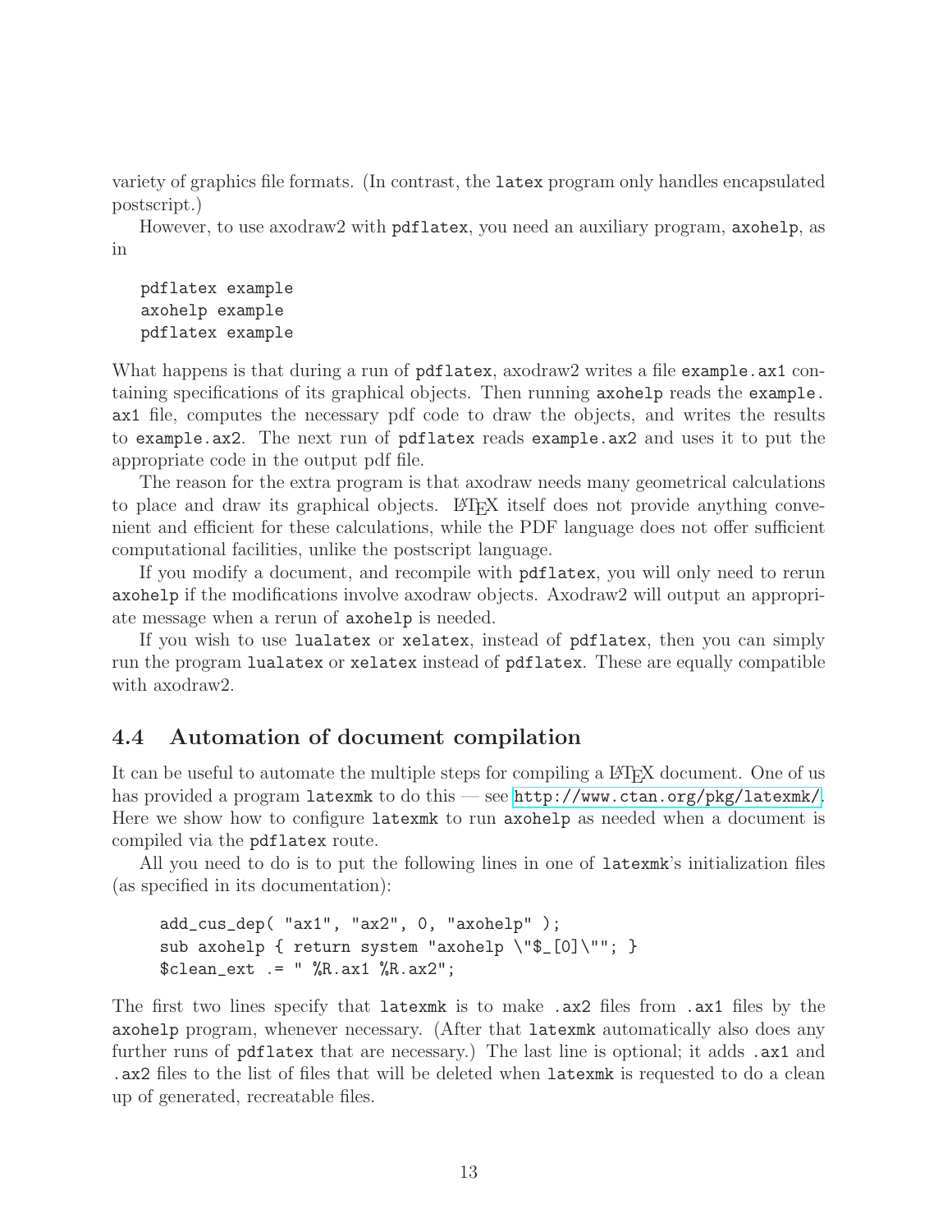variety of graphics file formats. (In contrast, the `latex` program only handles encapsulated postscript.)

However, to use axodraw2 with `pdflatex`, you need an auxiliary program, `axohelp`, as in

```
pdflatex example
axohelp example
pdflatex example
```

What happens is that during a run of `pdflatex`, axodraw2 writes a file `example.ax1` containing specifications of its graphical objects. Then running `axohelp` reads the `example.ax1` file, computes the necessary pdf code to draw the objects, and writes the results to `example.ax2`. The next run of `pdflatex` reads `example.ax2` and uses it to put the appropriate code in the output pdf file.

The reason for the extra program is that axodraw needs many geometrical calculations to place and draw its graphical objects. LaTeX itself does not provide anything convenient and efficient for these calculations, while the PDF language does not offer sufficient computational facilities, unlike the postscript language.

If you modify a document, and recompile with `pdflatex`, you will only need to rerun `axohelp` if the modifications involve axodraw objects. Axodraw2 will output an appropriate message when a rerun of `axohelp` is needed.

If you wish to use `lualatex` or `xelatex`, instead of `pdflatex`, then you can simply run the program `lualatex` or `xelatex` instead of `pdflatex`. These are equally compatible with axodraw2.

### 4.4 Automation of document compilation

It can be useful to automate the multiple steps for compiling a LaTeX document. One of us has provided a program `latexmk` to do this — see http://www.ctan.org/pkg/latexmk/. Here we show how to configure `latexmk` to run `axohelp` as needed when a document is compiled via the `pdflatex` route.

All you need to do is to put the following lines in one of `latexmk`'s initialization files (as specified in its documentation):

```
add_cus_dep( "ax1", "ax2", 0, "axohelp" );
sub axohelp { return system "axohelp \"$_[0]\""; }
$clean_ext .= " %R.ax1 %R.ax2";
```

The first two lines specify that `latexmk` is to make `.ax2` files from `.ax1` files by the `axohelp` program, whenever necessary. (After that `latexmk` automatically also does any further runs of `pdflatex` that are necessary.) The last line is optional; it adds `.ax1` and `.ax2` files to the list of files that will be deleted when `latexmk` is requested to do a clean up of generated, recreatable files.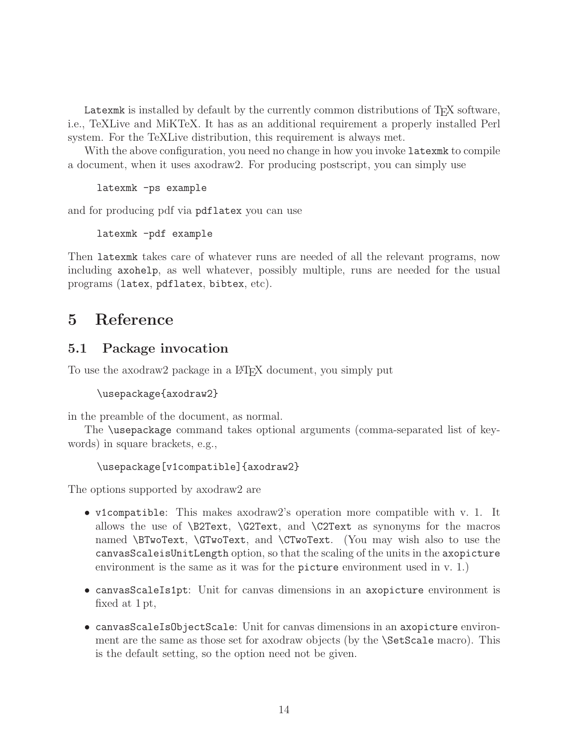`Latexmk` is installed by default by the currently common distributions of TeX software, i.e., TeXLive and MiKTeX. It has as an additional requirement a properly installed Perl system. For the TeXLive distribution, this requirement is always met.

With the above configuration, you need no change in how you invoke `latexmk` to compile a document, when it uses axodraw2. For producing postscript, you can simply use

```
latexmk -ps example
```

and for producing pdf via `pdflatex` you can use

```
latexmk -pdf example
```

Then `latexmk` takes care of whatever runs are needed of all the relevant programs, now including `axohelp`, as well whatever, possibly multiple, runs are needed for the usual programs (`latex`, `pdflatex`, `bibtex`, etc).

# 5 Reference

## 5.1 Package invocation

To use the axodraw2 package in a LaTeX document, you simply put

```
\usepackage{axodraw2}
```

in the preamble of the document, as normal.

The `\usepackage` command takes optional arguments (comma-separated list of keywords) in square brackets, e.g.,

```
\usepackage[v1compatible]{axodraw2}
```

The options supported by axodraw2 are

- `v1compatible`: This makes axodraw2's operation more compatible with v. 1. It allows the use of `\B2Text`, `\G2Text`, and `\C2Text` as synonyms for the macros named `\BTwoText`, `\GTwoText`, and `\CTwoText`. (You may wish also to use the `canvasScaleisUnitLength` option, so that the scaling of the units in the `axopicture` environment is the same as it was for the `picture` environment used in v. 1.)

- `canvasScaleIs1pt`: Unit for canvas dimensions in an `axopicture` environment is fixed at 1 pt,

- `canvasScaleIsObjectScale`: Unit for canvas dimensions in an `axopicture` environment are the same as those set for axodraw objects (by the `\SetScale` macro). This is the default setting, so the option need not be given.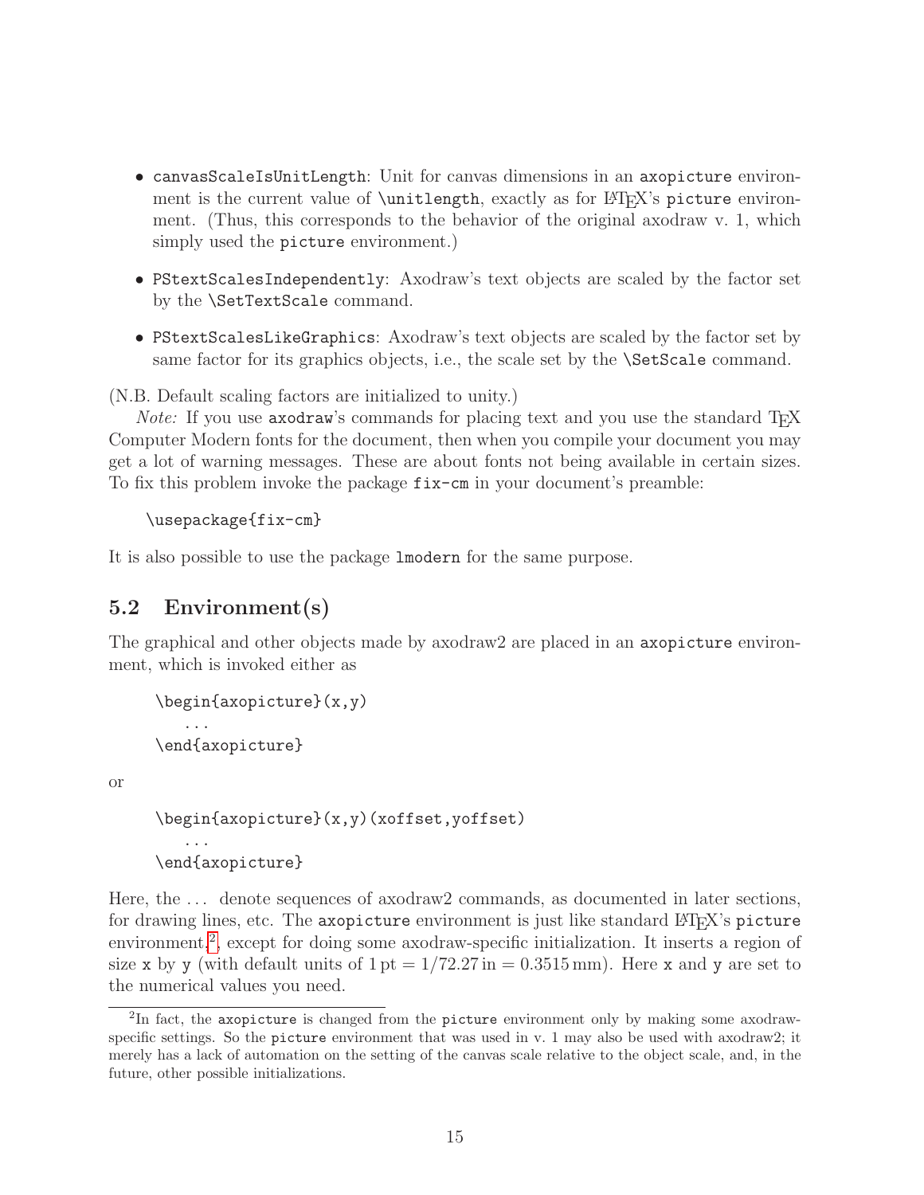- `canvasScaleIsUnitLength`: Unit for canvas dimensions in an `axopicture` environment is the current value of `\unitlength`, exactly as for LaTeX's `picture` environment. (Thus, this corresponds to the behavior of the original axodraw v. 1, which simply used the `picture` environment.)

- `PStextScalesIndependently`: Axodraw's text objects are scaled by the factor set by the `\SetTextScale` command.

- `PStextScalesLikeGraphics`: Axodraw's text objects are scaled by the factor set by same factor for its graphics objects, i.e., the scale set by the `\SetScale` command.

(N.B. Default scaling factors are initialized to unity.)

*Note:* If you use `axodraw`'s commands for placing text and you use the standard TeX Computer Modern fonts for the document, then when you compile your document you may get a lot of warning messages. These are about fonts not being available in certain sizes. To fix this problem invoke the package `fix-cm` in your document's preamble:

```
\usepackage{fix-cm}
```

It is also possible to use the package `lmodern` for the same purpose.

## 5.2 Environment(s)

The graphical and other objects made by axodraw2 are placed in an `axopicture` environment, which is invoked either as

```
\begin{axopicture}(x,y)
   ...
\end{axopicture}
```

or

```
\begin{axopicture}(x,y)(xoffset,yoffset)
   ...
\end{axopicture}
```

Here, the ... denote sequences of axodraw2 commands, as documented in later sections, for drawing lines, etc. The `axopicture` environment is just like standard LaTeX's `picture` environment[2], except for doing some axodraw-specific initialization. It inserts a region of size `x` by `y` (with default units of 1 pt = 1/72.27 in = 0.3515 mm). Here `x` and `y` are set to the numerical values you need.

[2] In fact, the `axopicture` is changed from the `picture` environment only by making some axodraw-specific settings. So the `picture` environment that was used in v. 1 may also be used with axodraw2; it merely has a lack of automation on the setting of the canvas scale relative to the object scale, and, in the future, other possible initializations.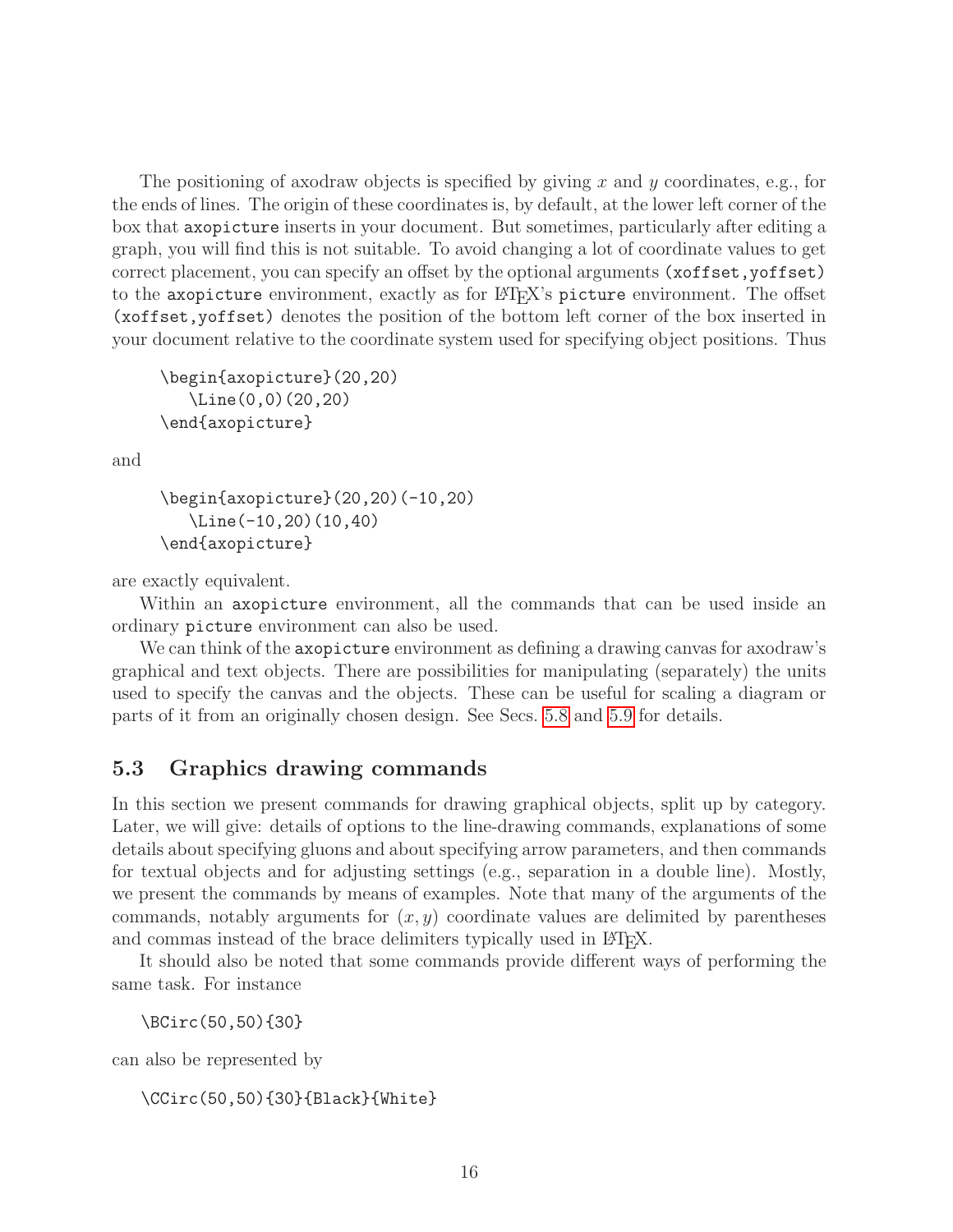The positioning of axodraw objects is specified by giving $x$ and $y$ coordinates, e.g., for the ends of lines. The origin of these coordinates is, by default, at the lower left corner of the box that `axopicture` inserts in your document. But sometimes, particularly after editing a graph, you will find this is not suitable. To avoid changing a lot of coordinate values to get correct placement, you can specify an offset by the optional arguments `(xoffset,yoffset)` to the `axopicture` environment, exactly as for LaTeX's `picture` environment. The offset `(xoffset,yoffset)` denotes the position of the bottom left corner of the box inserted in your document relative to the coordinate system used for specifying object positions. Thus

```
\begin{axopicture}(20,20)
   \Line(0,0)(20,20)
\end{axopicture}
```

and

```
\begin{axopicture}(20,20)(-10,20)
   \Line(-10,20)(10,40)
\end{axopicture}
```

are exactly equivalent.

Within an `axopicture` environment, all the commands that can be used inside an ordinary `picture` environment can also be used.

We can think of the `axopicture` environment as defining a drawing canvas for axodraw's graphical and text objects. There are possibilities for manipulating (separately) the units used to specify the canvas and the objects. These can be useful for scaling a diagram or parts of it from an originally chosen design. See Secs. 5.8 and 5.9 for details.

### 5.3 Graphics drawing commands

In this section we present commands for drawing graphical objects, split up by category. Later, we will give: details of options to the line-drawing commands, explanations of some details about specifying gluons and about specifying arrow parameters, and then commands for textual objects and for adjusting settings (e.g., separation in a double line). Mostly, we present the commands by means of examples. Note that many of the arguments of the commands, notably arguments for $(x, y)$ coordinate values are delimited by parentheses and commas instead of the brace delimiters typically used in LaTeX.

It should also be noted that some commands provide different ways of performing the same task. For instance

```
\BCirc(50,50){30}
```

can also be represented by

```
\CCirc(50,50){30}{Black}{White}
```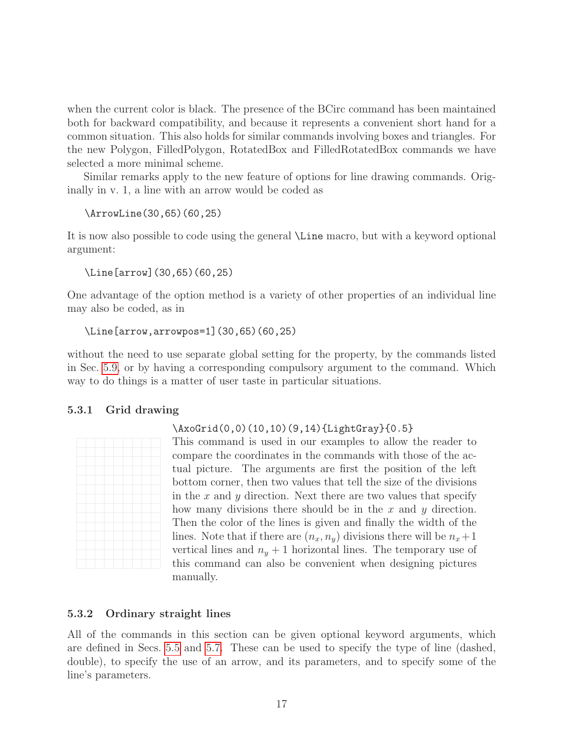when the current color is black. The presence of the BCirc command has been maintained both for backward compatibility, and because it represents a convenient short hand for a common situation. This also holds for similar commands involving boxes and triangles. For the new Polygon, FilledPolygon, RotatedBox and FilledRotatedBox commands we have selected a more minimal scheme.

Similar remarks apply to the new feature of options for line drawing commands. Originally in v. 1, a line with an arrow would be coded as

```
\ArrowLine(30,65)(60,25)
```

It is now also possible to code using the general `\Line` macro, but with a keyword optional argument:

```
\Line[arrow](30,65)(60,25)
```

One advantage of the option method is a variety of other properties of an individual line may also be coded, as in

```
\Line[arrow,arrowpos=1](30,65)(60,25)
```

without the need to use separate global setting for the property, by the commands listed in Sec. 5.9, or by having a corresponding compulsory argument to the command. Which way to do things is a matter of user taste in particular situations.

### 5.3.1 Grid drawing

```
\AxoGrid(0,0)(10,10)(9,14){LightGray}{0.5}
```

This command is used in our examples to allow the reader to compare the coordinates in the commands with those of the actual picture. The arguments are first the position of the left bottom corner, then two values that tell the size of the divisions in the $x$ and $y$ direction. Next there are two values that specify how many divisions there should be in the $x$ and $y$ direction. Then the color of the lines is given and finally the width of the lines. Note that if there are $(n_x, n_y)$ divisions there will be $n_x+1$ vertical lines and $n_y+1$ horizontal lines. The temporary use of this command can also be convenient when designing pictures manually.

### 5.3.2 Ordinary straight lines

All of the commands in this section can be given optional keyword arguments, which are defined in Secs. 5.5 and 5.7. These can be used to specify the type of line (dashed, double), to specify the use of an arrow, and its parameters, and to specify some of the line's parameters.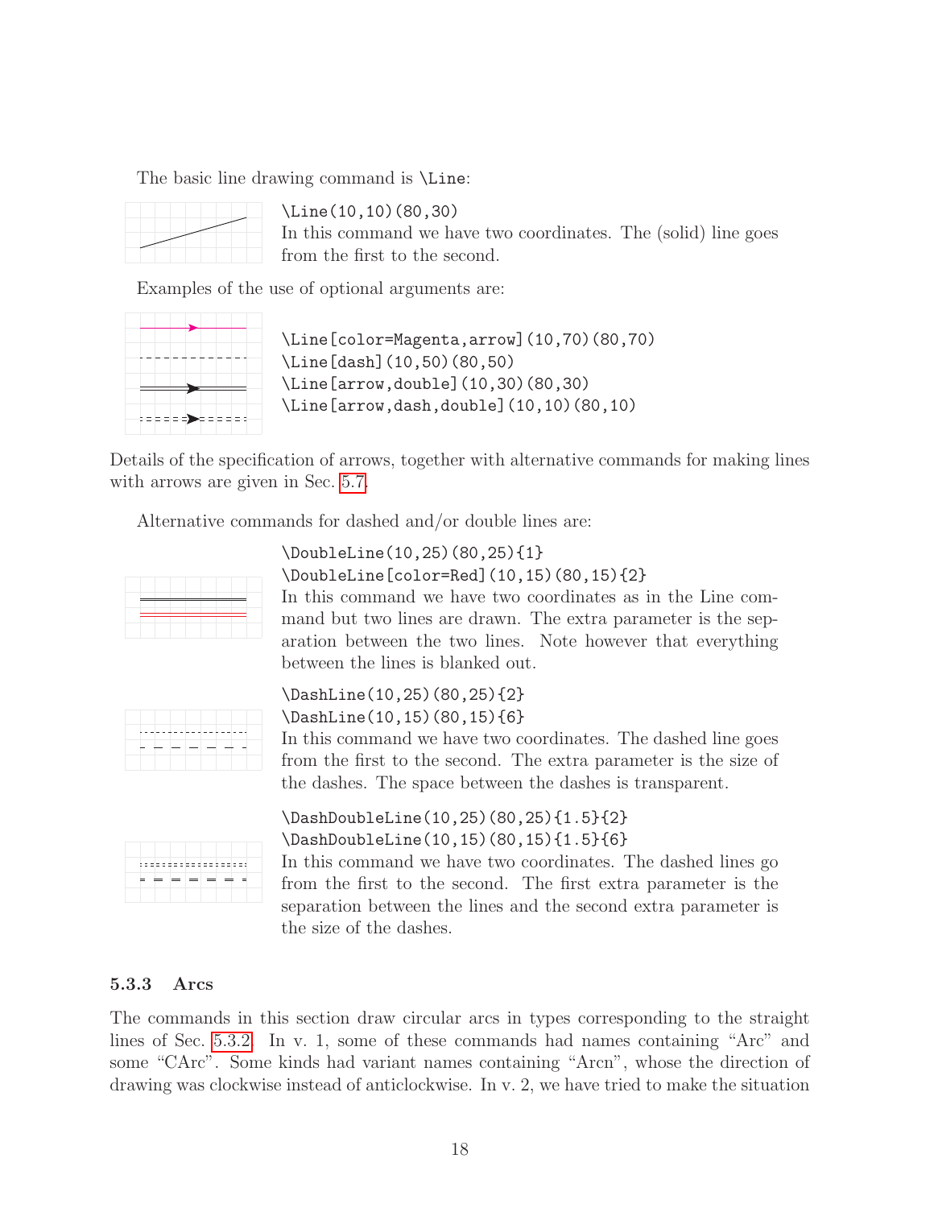The basic line drawing command is `\Line`:

```
\Line(10,10)(80,30)
```

In this command we have two coordinates. The (solid) line goes from the first to the second.

Examples of the use of optional arguments are:

```
\Line[color=Magenta,arrow](10,70)(80,70)
\Line[dash](10,50)(80,50)
\Line[arrow,double](10,30)(80,30)
\Line[arrow,dash,double](10,10)(80,10)
```

Details of the specification of arrows, together with alternative commands for making lines with arrows are given in Sec. 5.7.

Alternative commands for dashed and/or double lines are:

```
\DoubleLine(10,25)(80,25){1}
\DoubleLine[color=Red](10,15)(80,15){2}
```

In this command we have two coordinates as in the Line command but two lines are drawn. The extra parameter is the separation between the two lines. Note however that everything between the lines is blanked out.

```
\DashLine(10,25)(80,25){2}
\DashLine(10,15)(80,15){6}
```

In this command we have two coordinates. The dashed line goes from the first to the second. The extra parameter is the size of the dashes. The space between the dashes is transparent.

```
\DashDoubleLine(10,25)(80,25){1.5}{2}
\DashDoubleLine(10,15)(80,15){1.5}{6}
```

In this command we have two coordinates. The dashed lines go from the first to the second. The first extra parameter is the separation between the lines and the second extra parameter is the size of the dashes.

### 5.3.3 Arcs

The commands in this section draw circular arcs in types corresponding to the straight lines of Sec. 5.3.2. In v. 1, some of these commands had names containing "Arc" and some "CArc". Some kinds had variant names containing "Arcn", whose the direction of drawing was clockwise instead of anticlockwise. In v. 2, we have tried to make the situation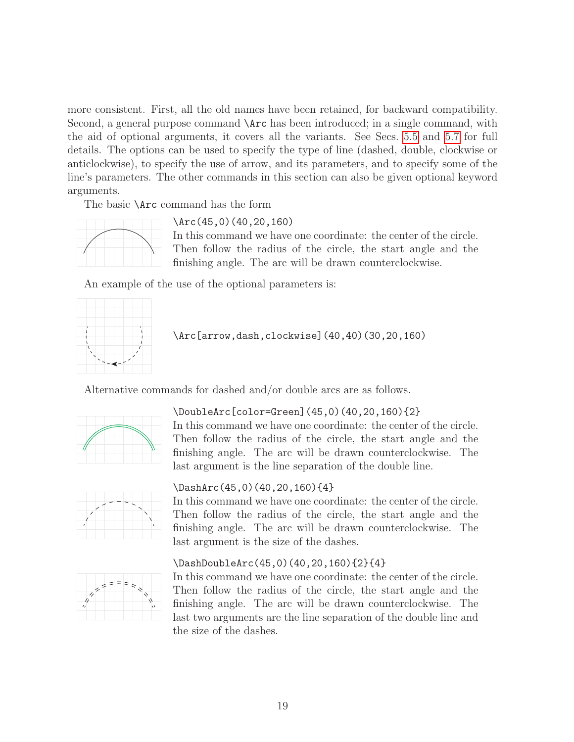more consistent. First, all the old names have been retained, for backward compatibility. Second, a general purpose command `\Arc` has been introduced; in a single command, with the aid of optional arguments, it covers all the variants. See Secs. 5.5 and 5.7 for full details. The options can be used to specify the type of line (dashed, double, clockwise or anticlockwise), to specify the use of arrow, and its parameters, and to specify some of the line's parameters. The other commands in this section can also be given optional keyword arguments.

The basic `\Arc` command has the form

`\Arc(45,0)(40,20,160)`
In this command we have one coordinate: the center of the circle. Then follow the radius of the circle, the start angle and the finishing angle. The arc will be drawn counterclockwise.

An example of the use of the optional parameters is:

`\Arc[arrow,dash,clockwise](40,40)(30,20,160)`

Alternative commands for dashed and/or double arcs are as follows.

`\DoubleArc[color=Green](45,0)(40,20,160){2}`
In this command we have one coordinate: the center of the circle. Then follow the radius of the circle, the start angle and the finishing angle. The arc will be drawn counterclockwise. The last argument is the line separation of the double line.

`\DashArc(45,0)(40,20,160){4}`
In this command we have one coordinate: the center of the circle. Then follow the radius of the circle, the start angle and the finishing angle. The arc will be drawn counterclockwise. The last argument is the size of the dashes.

`\DashDoubleArc(45,0)(40,20,160){2}{4}`
In this command we have one coordinate: the center of the circle. Then follow the radius of the circle, the start angle and the finishing angle. The arc will be drawn counterclockwise. The last two arguments are the line separation of the double line and the size of the dashes.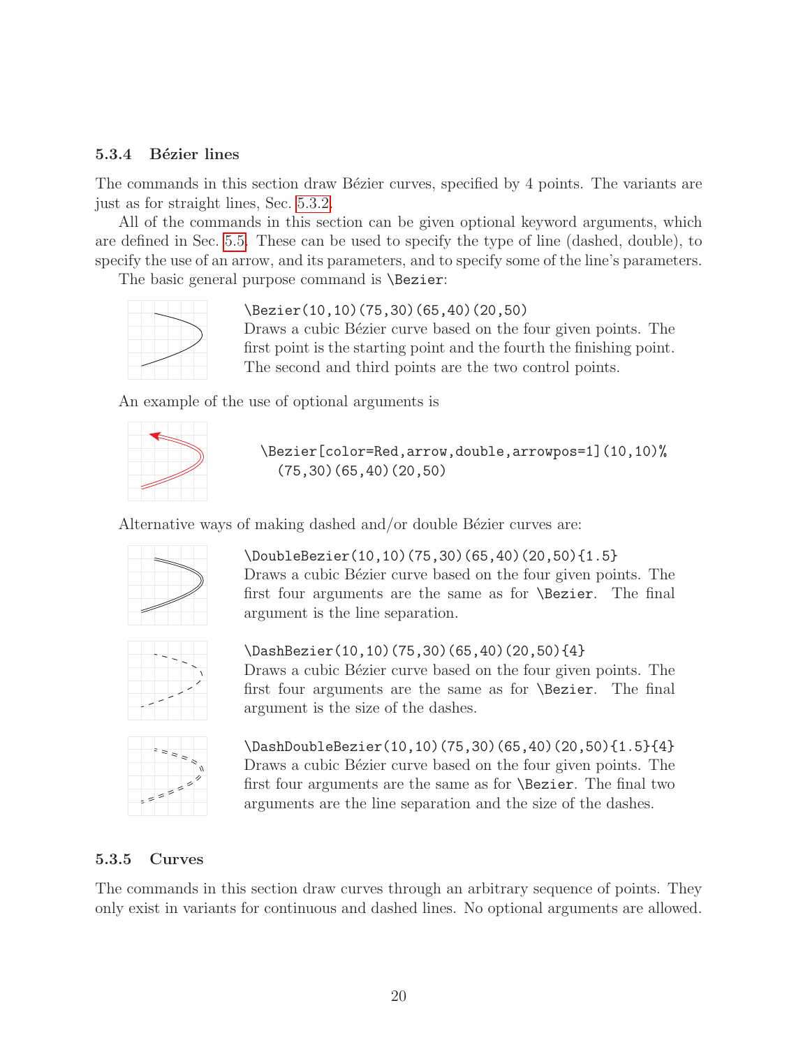### 5.3.4 Bézier lines

The commands in this section draw Bézier curves, specified by 4 points. The variants are just as for straight lines, Sec. 5.3.2.

All of the commands in this section can be given optional keyword arguments, which are defined in Sec. 5.5. These can be used to specify the type of line (dashed, double), to specify the use of an arrow, and its parameters, and to specify some of the line's parameters.

The basic general purpose command is `\Bezier`:

`\Bezier(10,10)(75,30)(65,40)(20,50)`
Draws a cubic Bézier curve based on the four given points. The first point is the starting point and the fourth the finishing point. The second and third points are the two control points.

An example of the use of optional arguments is

```
\Bezier[color=Red,arrow,double,arrowpos=1](10,10)%
  (75,30)(65,40)(20,50)
```

Alternative ways of making dashed and/or double Bézier curves are:

`\DoubleBezier(10,10)(75,30)(65,40)(20,50){1.5}`
Draws a cubic Bézier curve based on the four given points. The first four arguments are the same as for `\Bezier`. The final argument is the line separation.

`\DashBezier(10,10)(75,30)(65,40)(20,50){4}`
Draws a cubic Bézier curve based on the four given points. The first four arguments are the same as for `\Bezier`. The final argument is the size of the dashes.

`\DashDoubleBezier(10,10)(75,30)(65,40)(20,50){1.5}{4}`
Draws a cubic Bézier curve based on the four given points. The first four arguments are the same as for `\Bezier`. The final two arguments are the line separation and the size of the dashes.

### 5.3.5 Curves

The commands in this section draw curves through an arbitrary sequence of points. They only exist in variants for continuous and dashed lines. No optional arguments are allowed.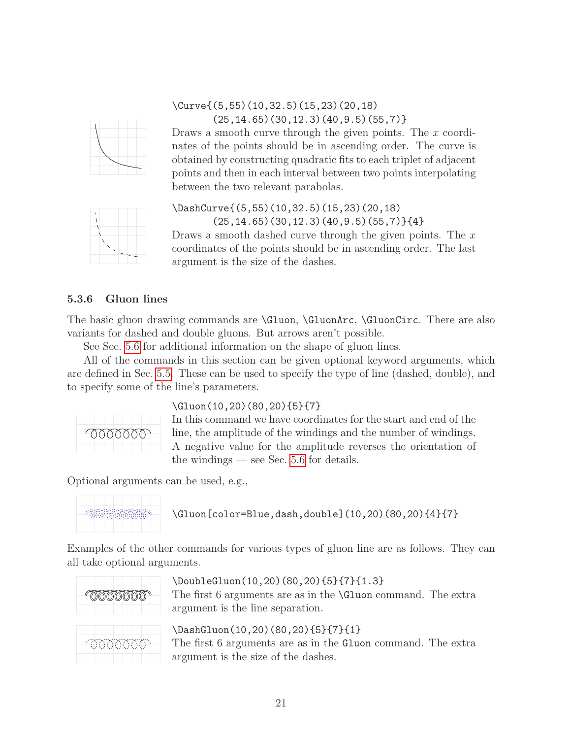```
\Curve{(5,55)(10,32.5)(15,23)(20,18)
      (25,14.65)(30,12.3)(40,9.5)(55,7)}
```

Draws a smooth curve through the given points. The $x$ coordinates of the points should be in ascending order. The curve is obtained by constructing quadratic fits to each triplet of adjacent points and then in each interval between two points interpolating between the two relevant parabolas.

```
\DashCurve{(5,55)(10,32.5)(15,23)(20,18)
      (25,14.65)(30,12.3)(40,9.5)(55,7)}{4}
```

Draws a smooth dashed curve through the given points. The $x$ coordinates of the points should be in ascending order. The last argument is the size of the dashes.

### 5.3.6 Gluon lines

The basic gluon drawing commands are `\Gluon`, `\GluonArc`, `\GluonCirc`. There are also variants for dashed and double gluons. But arrows aren't possible.

See Sec. 5.6 for additional information on the shape of gluon lines.

All of the commands in this section can be given optional keyword arguments, which are defined in Sec. 5.5. These can be used to specify the type of line (dashed, double), and to specify some of the line's parameters.

```
\Gluon(10,20)(80,20){5}{7}
```

In this command we have coordinates for the start and end of the line, the amplitude of the windings and the number of windings. A negative value for the amplitude reverses the orientation of the windings — see Sec. 5.6 for details.

Optional arguments can be used, e.g.,

```
\Gluon[color=Blue,dash,double](10,20)(80,20){4}{7}
```

Examples of the other commands for various types of gluon line are as follows. They can all take optional arguments.

```
\DoubleGluon(10,20)(80,20){5}{7}{1.3}
```

The first 6 arguments are as in the `\Gluon` command. The extra argument is the line separation.

```
\DashGluon(10,20)(80,20){5}{7}{1}
```

The first 6 arguments are as in the `Gluon` command. The extra argument is the size of the dashes.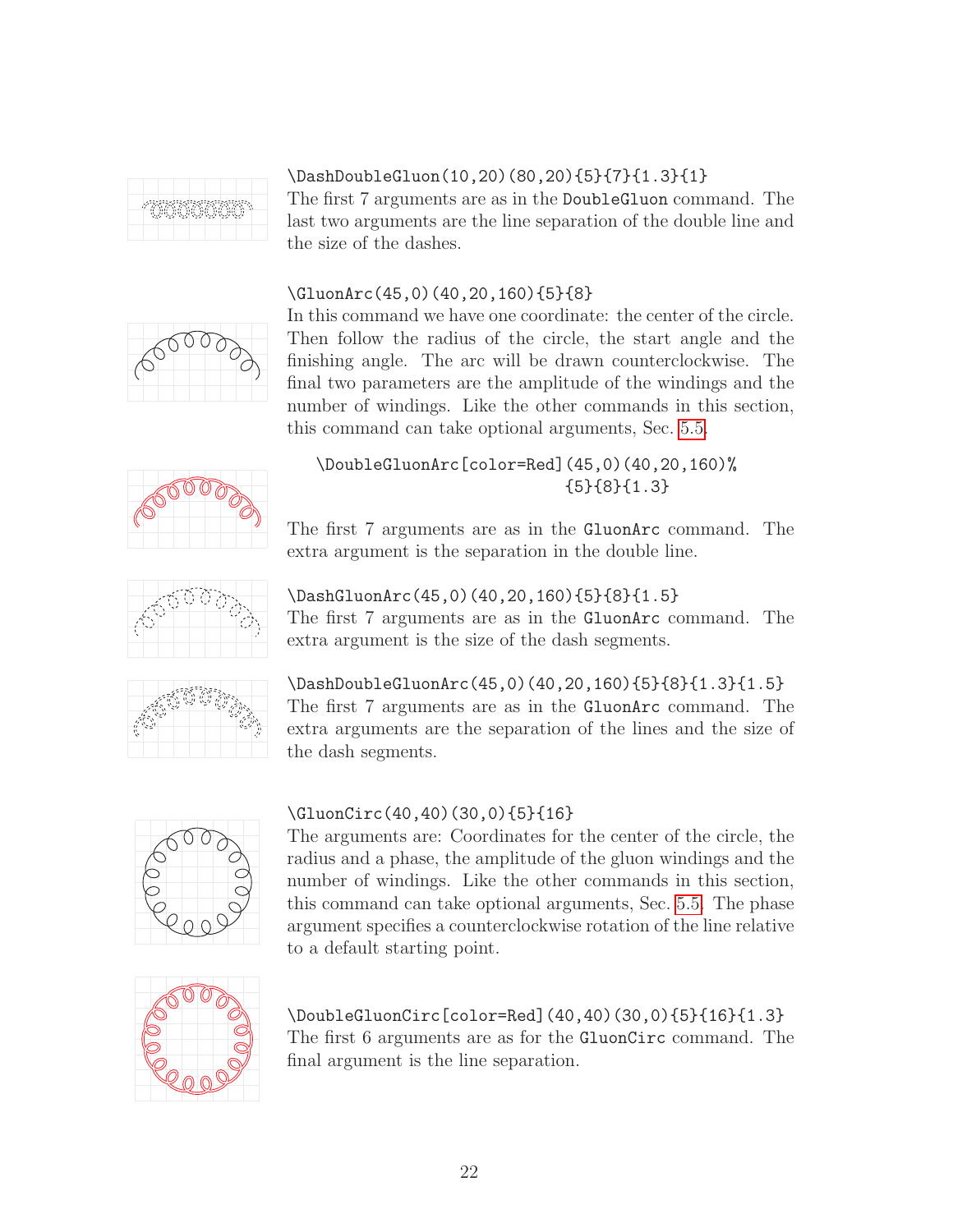```
\DashDoubleGluon(10,20)(80,20){5}{7}{1.3}{1}
```

The first 7 arguments are as in the `DoubleGluon` command. The last two arguments are the line separation of the double line and the size of the dashes.

```
\GluonArc(45,0)(40,20,160){5}{8}
```

In this command we have one coordinate: the center of the circle. Then follow the radius of the circle, the start angle and the finishing angle. The arc will be drawn counterclockwise. The final two parameters are the amplitude of the windings and the number of windings. Like the other commands in this section, this command can take optional arguments, Sec. 5.5.

```
\DoubleGluonArc[color=Red](45,0)(40,20,160)%
                         {5}{8}{1.3}
```

The first 7 arguments are as in the `GluonArc` command. The extra argument is the separation in the double line.

```
\DashGluonArc(45,0)(40,20,160){5}{8}{1.5}
```

The first 7 arguments are as in the `GluonArc` command. The extra argument is the size of the dash segments.

```
\DashDoubleGluonArc(45,0)(40,20,160){5}{8}{1.3}{1.5}
```

The first 7 arguments are as in the `GluonArc` command. The extra arguments are the separation of the lines and the size of the dash segments.

```
\GluonCirc(40,40)(30,0){5}{16}
```

The arguments are: Coordinates for the center of the circle, the radius and a phase, the amplitude of the gluon windings and the number of windings. Like the other commands in this section, this command can take optional arguments, Sec. 5.5. The phase argument specifies a counterclockwise rotation of the line relative to a default starting point.

```
\DoubleGluonCirc[color=Red](40,40)(30,0){5}{16}{1.3}
```

The first 6 arguments are as for the `GluonCirc` command. The final argument is the line separation.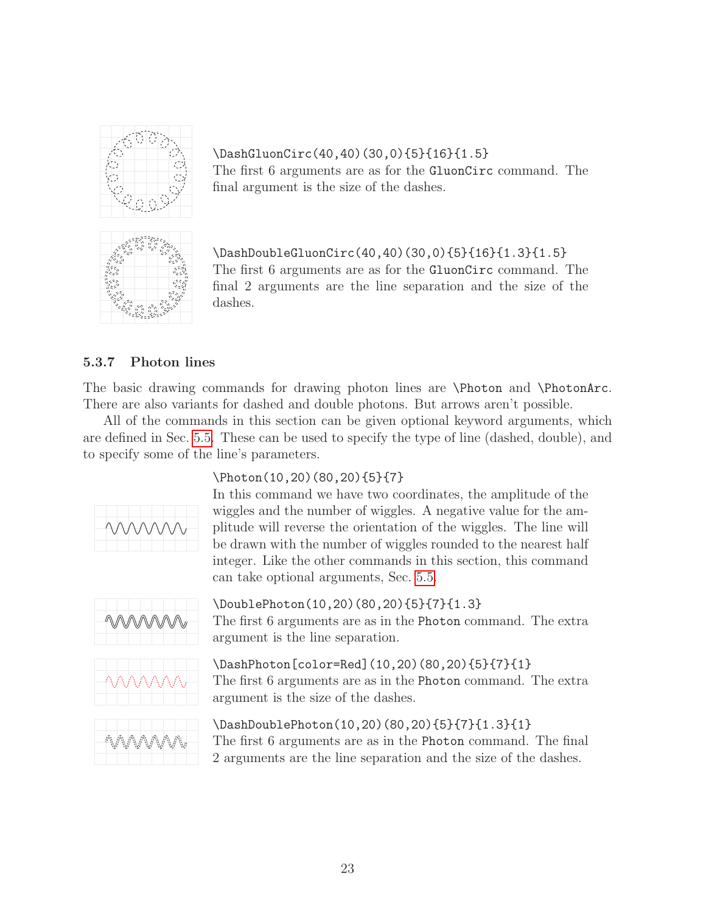`\DashGluonCirc(40,40)(30,0){5}{16}{1.5}`
The first 6 arguments are as for the `GluonCirc` command. The final argument is the size of the dashes.

`\DashDoubleGluonCirc(40,40)(30,0){5}{16}{1.3}{1.5}`
The first 6 arguments are as for the `GluonCirc` command. The final 2 arguments are the line separation and the size of the dashes.

### 5.3.7 Photon lines

The basic drawing commands for drawing photon lines are `\Photon` and `\PhotonArc`. There are also variants for dashed and double photons. But arrows aren't possible.

All of the commands in this section can be given optional keyword arguments, which are defined in Sec. 5.5. These can be used to specify the type of line (dashed, double), and to specify some of the line's parameters.

`\Photon(10,20)(80,20){5}{7}`
In this command we have two coordinates, the amplitude of the wiggles and the number of wiggles. A negative value for the amplitude will reverse the orientation of the wiggles. The line will be drawn with the number of wiggles rounded to the nearest half integer. Like the other commands in this section, this command can take optional arguments, Sec. 5.5.

`\DoublePhoton(10,20)(80,20){5}{7}{1.3}`
The first 6 arguments are as in the `Photon` command. The extra argument is the line separation.

`\DashPhoton[color=Red](10,20)(80,20){5}{7}{1}`
The first 6 arguments are as in the `Photon` command. The extra argument is the size of the dashes.

`\DashDoublePhoton(10,20)(80,20){5}{7}{1.3}{1}`
The first 6 arguments are as in the `Photon` command. The final 2 arguments are the line separation and the size of the dashes.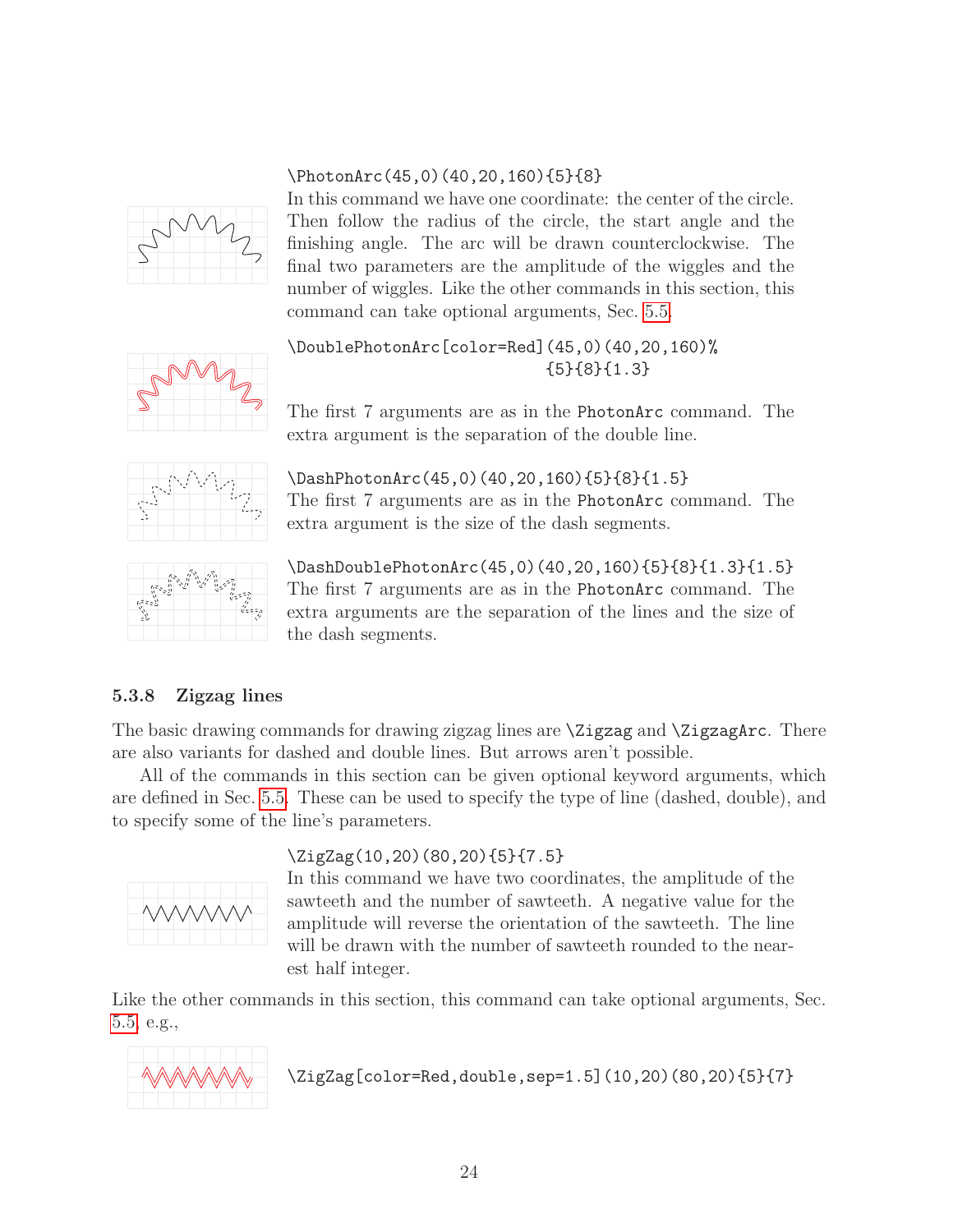`\PhotonArc(45,0)(40,20,160){5}{8}`
In this command we have one coordinate: the center of the circle. Then follow the radius of the circle, the start angle and the finishing angle. The arc will be drawn counterclockwise. The final two parameters are the amplitude of the wiggles and the number of wiggles. Like the other commands in this section, this command can take optional arguments, Sec. 5.5.

```
\DoublePhotonArc[color=Red](45,0)(40,20,160)%
                           {5}{8}{1.3}
```

The first 7 arguments are as in the `PhotonArc` command. The extra argument is the separation of the double line.

`\DashPhotonArc(45,0)(40,20,160){5}{8}{1.5}`
The first 7 arguments are as in the `PhotonArc` command. The extra argument is the size of the dash segments.

`\DashDoublePhotonArc(45,0)(40,20,160){5}{8}{1.3}{1.5}`
The first 7 arguments are as in the `PhotonArc` command. The extra arguments are the separation of the lines and the size of the dash segments.

### 5.3.8 Zigzag lines

The basic drawing commands for drawing zigzag lines are `\Zigzag` and `\ZigzagArc`. There are also variants for dashed and double lines. But arrows aren't possible.

All of the commands in this section can be given optional keyword arguments, which are defined in Sec. 5.5. These can be used to specify the type of line (dashed, double), and to specify some of the line's parameters.

`\ZigZag(10,20)(80,20){5}{7.5}`
In this command we have two coordinates, the amplitude of the sawteeth and the number of sawteeth. A negative value for the amplitude will reverse the orientation of the sawteeth. The line will be drawn with the number of sawteeth rounded to the nearest half integer.

Like the other commands in this section, this command can take optional arguments, Sec. 5.5, e.g.,

`\ZigZag[color=Red,double,sep=1.5](10,20)(80,20){5}{7}`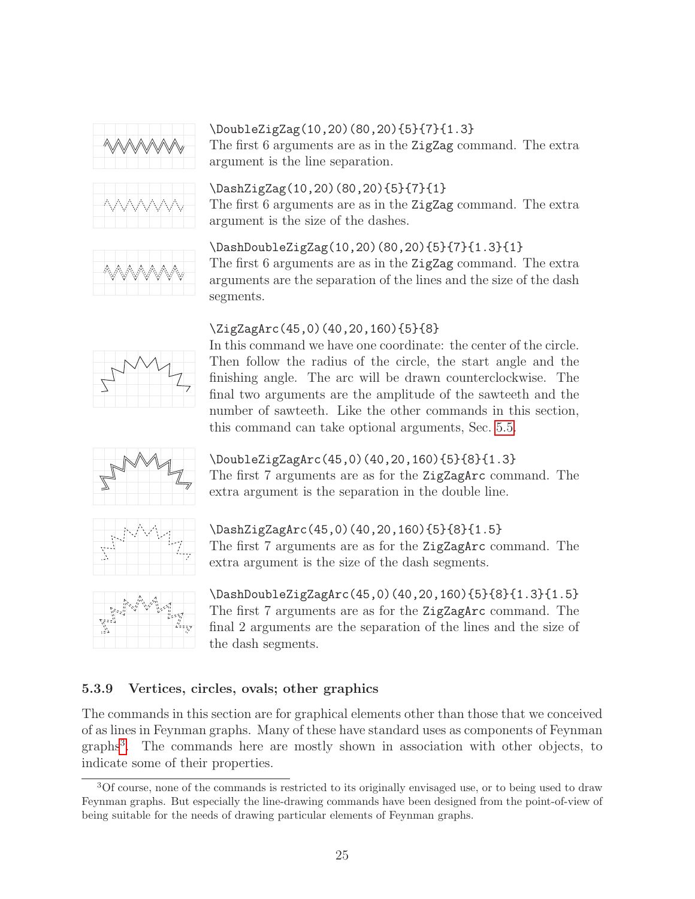```
\DoubleZigZag(10,20)(80,20){5}{7}{1.3}
```

The first 6 arguments are as in the `ZigZag` command. The extra argument is the line separation.

```
\DashZigZag(10,20)(80,20){5}{7}{1}
```

The first 6 arguments are as in the `ZigZag` command. The extra argument is the size of the dashes.

```
\DashDoubleZigZag(10,20)(80,20){5}{7}{1.3}{1}
```

The first 6 arguments are as in the `ZigZag` command. The extra arguments are the separation of the lines and the size of the dash segments.

```
\ZigZagArc(45,0)(40,20,160){5}{8}
```

In this command we have one coordinate: the center of the circle. Then follow the radius of the circle, the start angle and the finishing angle. The arc will be drawn counterclockwise. The final two arguments are the amplitude of the sawteeth and the number of sawteeth. Like the other commands in this section, this command can take optional arguments, Sec. 5.5.

```
\DoubleZigZagArc(45,0)(40,20,160){5}{8}{1.3}
```

The first 7 arguments are as for the `ZigZagArc` command. The extra argument is the separation in the double line.

```
\DashZigZagArc(45,0)(40,20,160){5}{8}{1.5}
```

The first 7 arguments are as for the `ZigZagArc` command. The extra argument is the size of the dash segments.

```
\DashDoubleZigZagArc(45,0)(40,20,160){5}{8}{1.3}{1.5}
```

The first 7 arguments are as for the `ZigZagArc` command. The final 2 arguments are the separation of the lines and the size of the dash segments.

### 5.3.9 Vertices, circles, ovals; other graphics

The commands in this section are for graphical elements other than those that we conceived of as lines in Feynman graphs. Many of these have standard uses as components of Feynman graphs[3]. The commands here are mostly shown in association with other objects, to indicate some of their properties.

[3] Of course, none of the commands is restricted to its originally envisaged use, or to being used to draw Feynman graphs. But especially the line-drawing commands have been designed from the point-of-view of being suitable for the needs of drawing particular elements of Feynman graphs.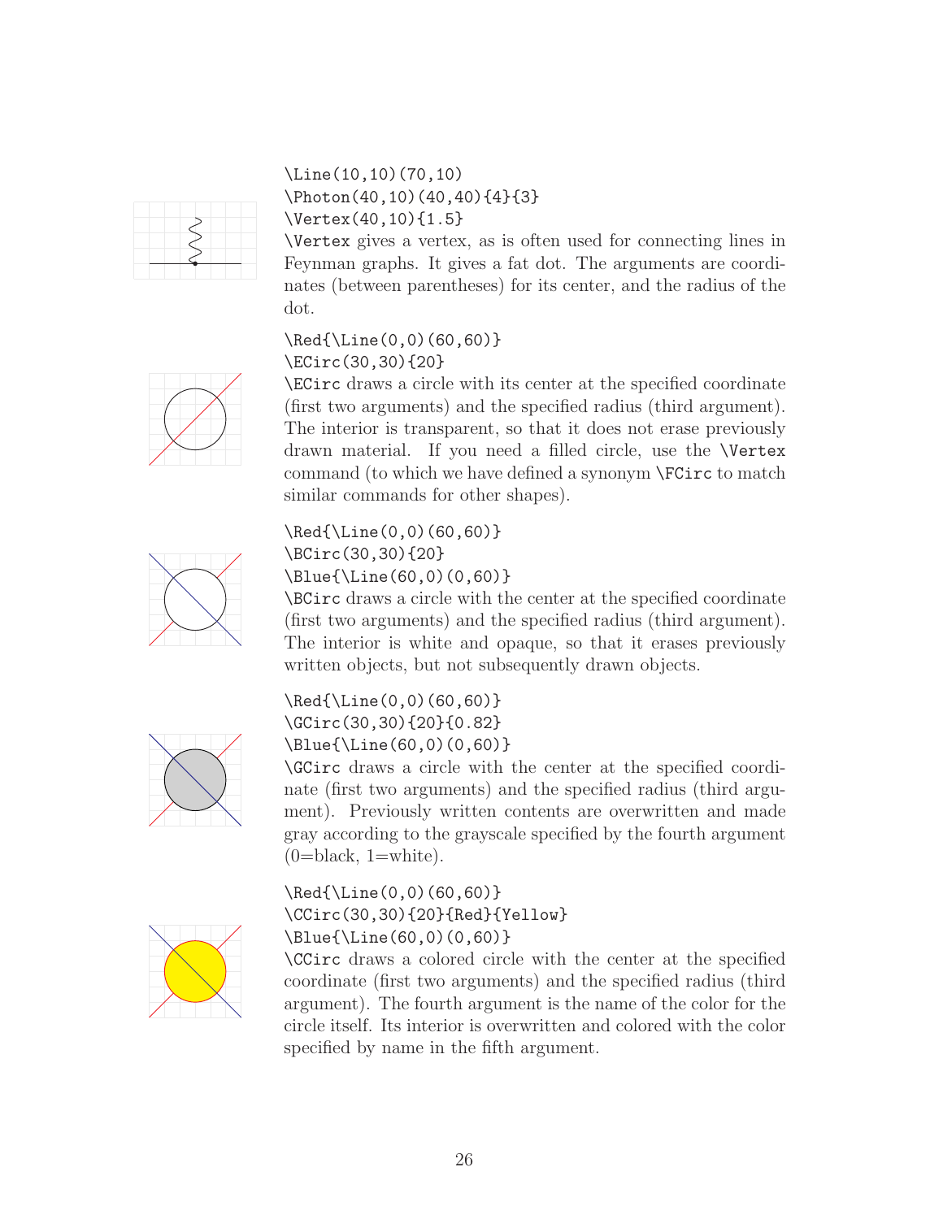```
\Line(10,10)(70,10)
\Photon(40,10)(40,40){4}{3}
\Vertex(40,10){1.5}
```

`\Vertex` gives a vertex, as is often used for connecting lines in Feynman graphs. It gives a fat dot. The arguments are coordinates (between parentheses) for its center, and the radius of the dot.

```
\Red{\Line(0,0)(60,60)}
\ECirc(30,30){20}
```

`\ECirc` draws a circle with its center at the specified coordinate (first two arguments) and the specified radius (third argument). The interior is transparent, so that it does not erase previously drawn material. If you need a filled circle, use the `\Vertex` command (to which we have defined a synonym `\FCirc` to match similar commands for other shapes).

```
\Red{\Line(0,0)(60,60)}
\BCirc(30,30){20}
\Blue{\Line(60,0)(0,60)}
```

`\BCirc` draws a circle with the center at the specified coordinate (first two arguments) and the specified radius (third argument). The interior is white and opaque, so that it erases previously written objects, but not subsequently drawn objects.

```
\Red{\Line(0,0)(60,60)}
\GCirc(30,30){20}{0.82}
\Blue{\Line(60,0)(0,60)}
```

`\GCirc` draws a circle with the center at the specified coordinate (first two arguments) and the specified radius (third argument). Previously written contents are overwritten and made gray according to the grayscale specified by the fourth argument (0=black, 1=white).

```
\Red{\Line(0,0)(60,60)}
\CCirc(30,30){20}{Red}{Yellow}
\Blue{\Line(60,0)(0,60)}
```

`\CCirc` draws a colored circle with the center at the specified coordinate (first two arguments) and the specified radius (third argument). The fourth argument is the name of the color for the circle itself. Its interior is overwritten and colored with the color specified by name in the fifth argument.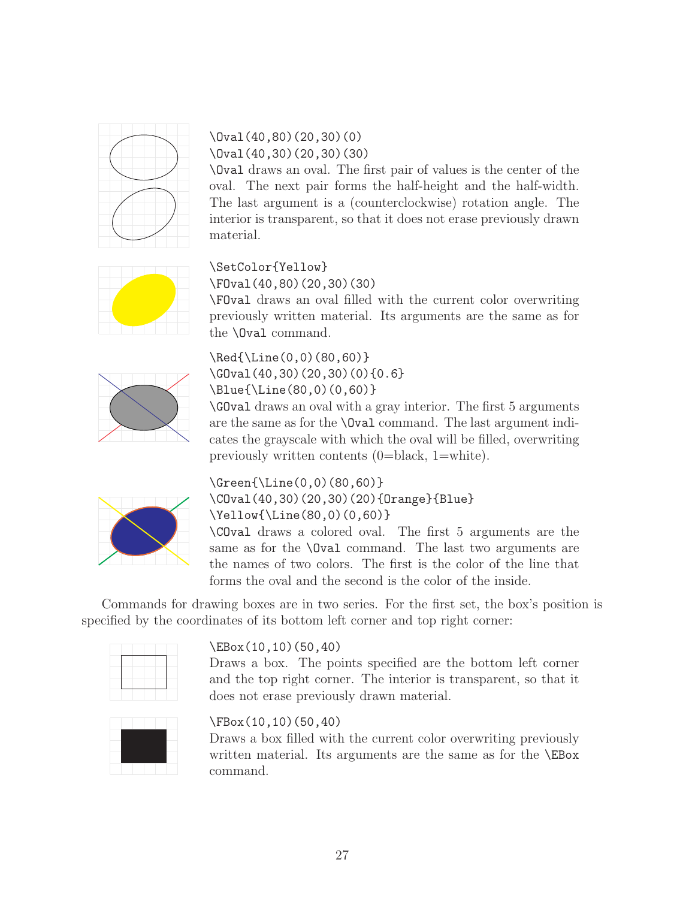```
\Oval(40,80)(20,30)(0)
\Oval(40,30)(20,30)(30)
```

`\Oval` draws an oval. The first pair of values is the center of the oval. The next pair forms the half-height and the half-width. The last argument is a (counterclockwise) rotation angle. The interior is transparent, so that it does not erase previously drawn material.

```
\SetColor{Yellow}
\FOval(40,80)(20,30)(30)
```

`\FOval` draws an oval filled with the current color overwriting previously written material. Its arguments are the same as for the `\Oval` command.

```
\Red{\Line(0,0)(80,60)}
\GOval(40,30)(20,30)(0){0.6}
\Blue{\Line(80,0)(0,60)}
```

`\GOval` draws an oval with a gray interior. The first 5 arguments are the same as for the `\Oval` command. The last argument indicates the grayscale with which the oval will be filled, overwriting previously written contents (0=black, 1=white).

```
\Green{\Line(0,0)(80,60)}
\COval(40,30)(20,30)(20){Orange}{Blue}
\Yellow{\Line(80,0)(0,60)}
```

`\COval` draws a colored oval. The first 5 arguments are the same as for the `\Oval` command. The last two arguments are the names of two colors. The first is the color of the line that forms the oval and the second is the color of the inside.

Commands for drawing boxes are in two series. For the first set, the box's position is specified by the coordinates of its bottom left corner and top right corner:

```
\EBox(10,10)(50,40)
```

Draws a box. The points specified are the bottom left corner and the top right corner. The interior is transparent, so that it does not erase previously drawn material.

```
\FBox(10,10)(50,40)
```

Draws a box filled with the current color overwriting previously written material. Its arguments are the same as for the `\EBox` command.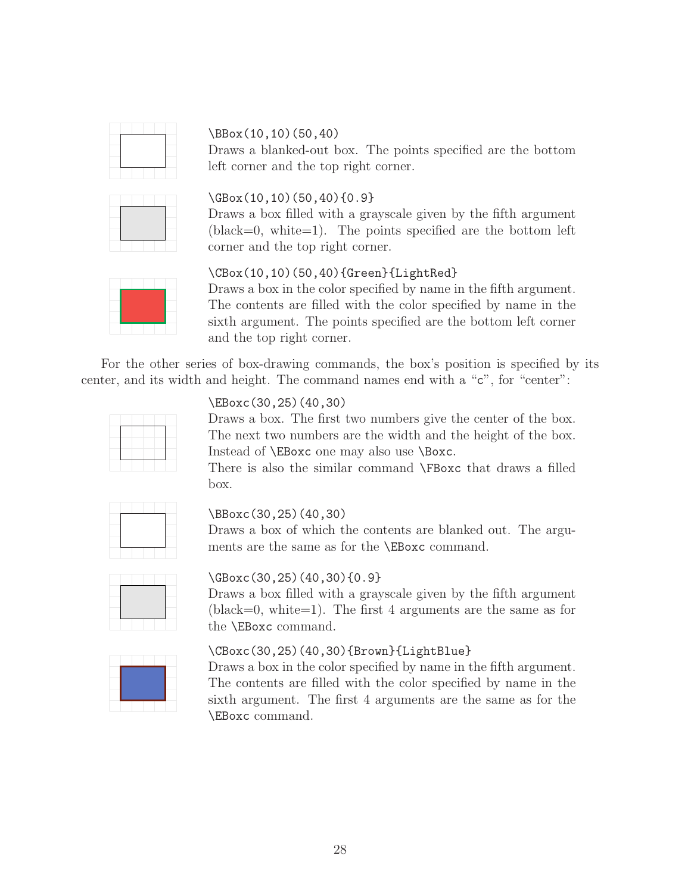`\BBox(10,10)(50,40)`
Draws a blanked-out box. The points specified are the bottom left corner and the top right corner.

`\GBox(10,10)(50,40){0.9}`
Draws a box filled with a grayscale given by the fifth argument (black=0, white=1). The points specified are the bottom left corner and the top right corner.

`\CBox(10,10)(50,40){Green}{LightRed}`
Draws a box in the color specified by name in the fifth argument. The contents are filled with the color specified by name in the sixth argument. The points specified are the bottom left corner and the top right corner.

For the other series of box-drawing commands, the box's position is specified by its center, and its width and height. The command names end with a "`c`", for "center":

`\EBoxc(30,25)(40,30)`
Draws a box. The first two numbers give the center of the box. The next two numbers are the width and the height of the box. Instead of `\EBoxc` one may also use `\Boxc`.
There is also the similar command `\FBoxc` that draws a filled box.

`\BBoxc(30,25)(40,30)`
Draws a box of which the contents are blanked out. The arguments are the same as for the `\EBoxc` command.

`\GBoxc(30,25)(40,30){0.9}`
Draws a box filled with a grayscale given by the fifth argument (black=0, white=1). The first 4 arguments are the same as for the `\EBoxc` command.

`\CBoxc(30,25)(40,30){Brown}{LightBlue}`
Draws a box in the color specified by name in the fifth argument. The contents are filled with the color specified by name in the sixth argument. The first 4 arguments are the same as for the `\EBoxc` command.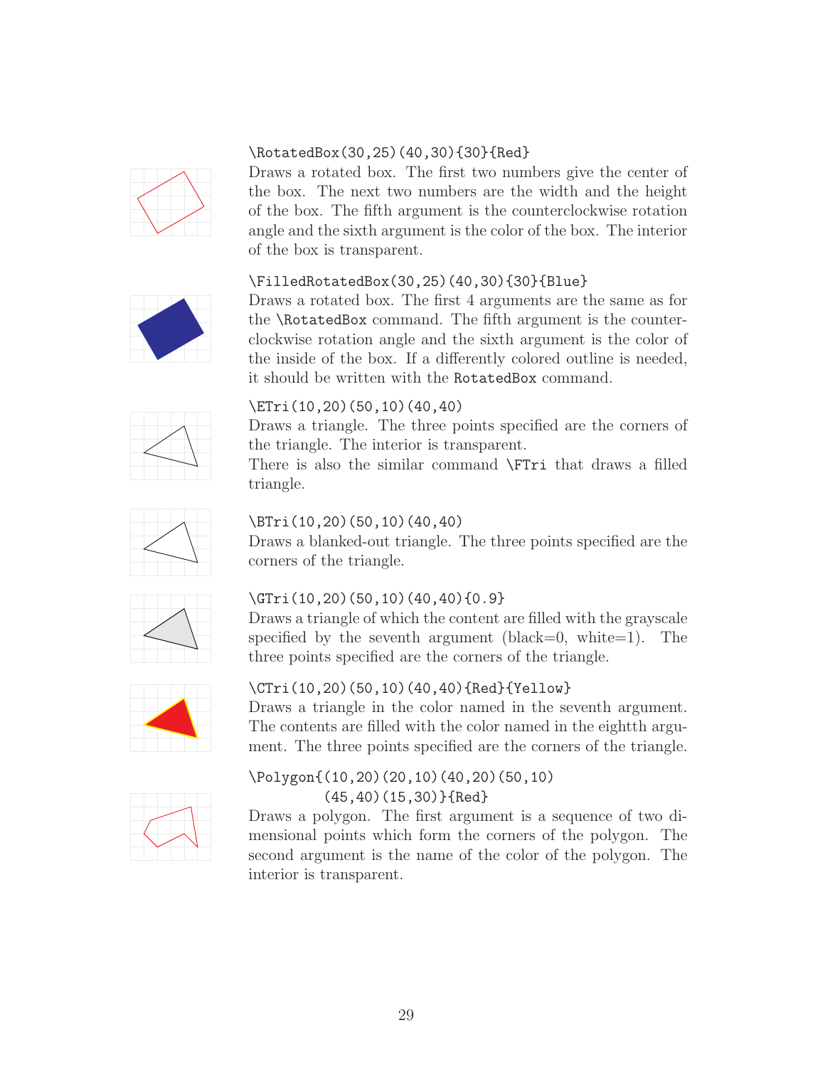`\RotatedBox(30,25)(40,30){30}{Red}`
Draws a rotated box. The first two numbers give the center of the box. The next two numbers are the width and the height of the box. The fifth argument is the counterclockwise rotation angle and the sixth argument is the color of the box. The interior of the box is transparent.

`\FilledRotatedBox(30,25)(40,30){30}{Blue}`
Draws a rotated box. The first 4 arguments are the same as for the `\RotatedBox` command. The fifth argument is the counterclockwise rotation angle and the sixth argument is the color of the inside of the box. If a differently colored outline is needed, it should be written with the `RotatedBox` command.

`\ETri(10,20)(50,10)(40,40)`
Draws a triangle. The three points specified are the corners of the triangle. The interior is transparent.
There is also the similar command `\FTri` that draws a filled triangle.

`\BTri(10,20)(50,10)(40,40)`
Draws a blanked-out triangle. The three points specified are the corners of the triangle.

`\GTri(10,20)(50,10)(40,40){0.9}`
Draws a triangle of which the content are filled with the grayscale specified by the seventh argument (black=0, white=1). The three points specified are the corners of the triangle.

`\CTri(10,20)(50,10)(40,40){Red}{Yellow}`
Draws a triangle in the color named in the seventh argument. The contents are filled with the color named in the eightth argument. The three points specified are the corners of the triangle.

```
\Polygon{(10,20)(20,10)(40,20)(50,10)
        (45,40)(15,30)}{Red}
```
Draws a polygon. The first argument is a sequence of two dimensional points which form the corners of the polygon. The second argument is the name of the color of the polygon. The interior is transparent.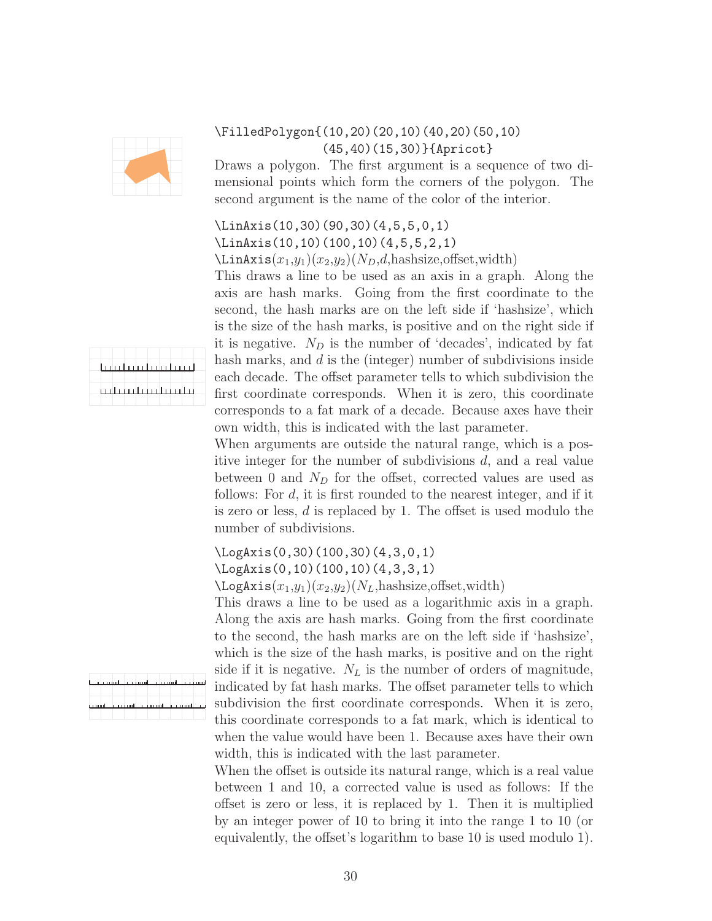```
\FilledPolygon{(10,20)(20,10)(40,20)(50,10)
               (45,40)(15,30)}{Apricot}
```

Draws a polygon. The first argument is a sequence of two dimensional points which form the corners of the polygon. The second argument is the name of the color of the interior.

```
\LinAxis(10,30)(90,30)(4,5,5,0,1)
\LinAxis(10,10)(100,10)(4,5,5,2,1)
```

`\LinAxis`($x_1$,$y_1$)($x_2$,$y_2$)($N_D$,$d$,hashsize,offset,width)

This draws a line to be used as an axis in a graph. Along the axis are hash marks. Going from the first coordinate to the second, the hash marks are on the left side if 'hashsize', which is the size of the hash marks, is positive and on the right side if it is negative. $N_D$ is the number of 'decades', indicated by fat hash marks, and $d$ is the (integer) number of subdivisions inside each decade. The offset parameter tells to which subdivision the first coordinate corresponds. When it is zero, this coordinate corresponds to a fat mark of a decade. Because axes have their own width, this is indicated with the last parameter.

When arguments are outside the natural range, which is a positive integer for the number of subdivisions $d$, and a real value between 0 and $N_D$ for the offset, corrected values are used as follows: For $d$, it is first rounded to the nearest integer, and if it is zero or less, $d$ is replaced by 1. The offset is used modulo the number of subdivisions.

```
\LogAxis(0,30)(100,30)(4,3,0,1)
\LogAxis(0,10)(100,10)(4,3,3,1)
```

`\LogAxis`($x_1$,$y_1$)($x_2$,$y_2$)($N_L$,hashsize,offset,width)

This draws a line to be used as a logarithmic axis in a graph. Along the axis are hash marks. Going from the first coordinate to the second, the hash marks are on the left side if 'hashsize', which is the size of the hash marks, is positive and on the right side if it is negative. $N_L$ is the number of orders of magnitude, indicated by fat hash marks. The offset parameter tells to which subdivision the first coordinate corresponds. When it is zero, this coordinate corresponds to a fat mark, which is identical to when the value would have been 1. Because axes have their own width, this is indicated with the last parameter.

When the offset is outside its natural range, which is a real value between 1 and 10, a corrected value is used as follows: If the offset is zero or less, it is replaced by 1. Then it is multiplied by an integer power of 10 to bring it into the range 1 to 10 (or equivalently, the offset's logarithm to base 10 is used modulo 1).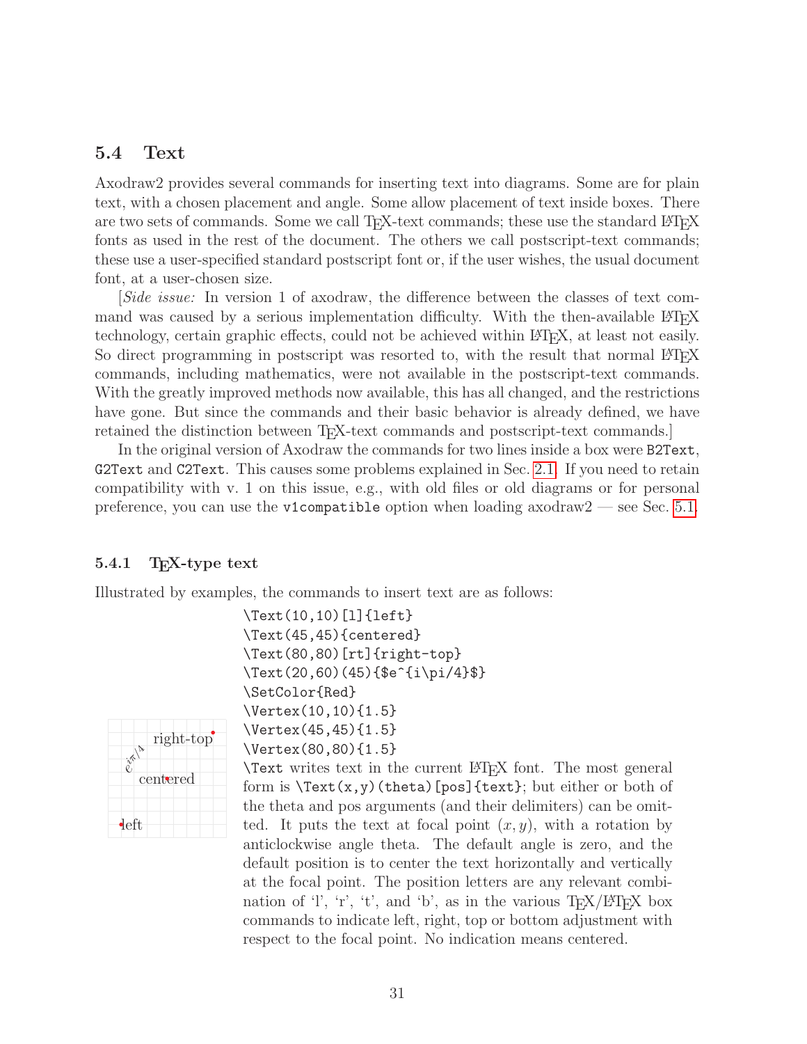### 5.4 Text

Axodraw2 provides several commands for inserting text into diagrams. Some are for plain text, with a chosen placement and angle. Some allow placement of text inside boxes. There are two sets of commands. Some we call TEX-text commands; these use the standard LATEX fonts as used in the rest of the document. The others we call postscript-text commands; these use a user-specified standard postscript font or, if the user wishes, the usual document font, at a user-chosen size.

[*Side issue:* In version 1 of axodraw, the difference between the classes of text command was caused by a serious implementation difficulty. With the then-available LATEX technology, certain graphic effects, could not be achieved within LATEX, at least not easily. So direct programming in postscript was resorted to, with the result that normal LATEX commands, including mathematics, were not available in the postscript-text commands. With the greatly improved methods now available, this has all changed, and the restrictions have gone. But since the commands and their basic behavior is already defined, we have retained the distinction between TEX-text commands and postscript-text commands.]

In the original version of Axodraw the commands for two lines inside a box were `B2Text`, `G2Text` and `C2Text`. This causes some problems explained in Sec. 2.1. If you need to retain compatibility with v. 1 on this issue, e.g., with old files or old diagrams or for personal preference, you can use the `v1compatible` option when loading axodraw2 — see Sec. 5.1.

#### 5.4.1 TEX-type text

Illustrated by examples, the commands to insert text are as follows:

```
\Text(10,10)[l]{left}
\Text(45,45){centered}
\Text(80,80)[rt]{right-top}
\Text(20,60)(45){$e^{i\pi/4}$}
\SetColor{Red}
\Vertex(10,10){1.5}
\Vertex(45,45){1.5}
\Vertex(80,80){1.5}
```

`\Text` writes text in the current LATEX font. The most general form is `\Text(x,y)(theta)[pos]{text}`; but either or both of the theta and pos arguments (and their delimiters) can be omitted. It puts the text at focal point $(x, y)$, with a rotation by anticlockwise angle theta. The default angle is zero, and the default position is to center the text horizontally and vertically at the focal point. The position letters are any relevant combination of 'l', 'r', 't', and 'b', as in the various TEX/LATEX box commands to indicate left, right, top or bottom adjustment with respect to the focal point. No indication means centered.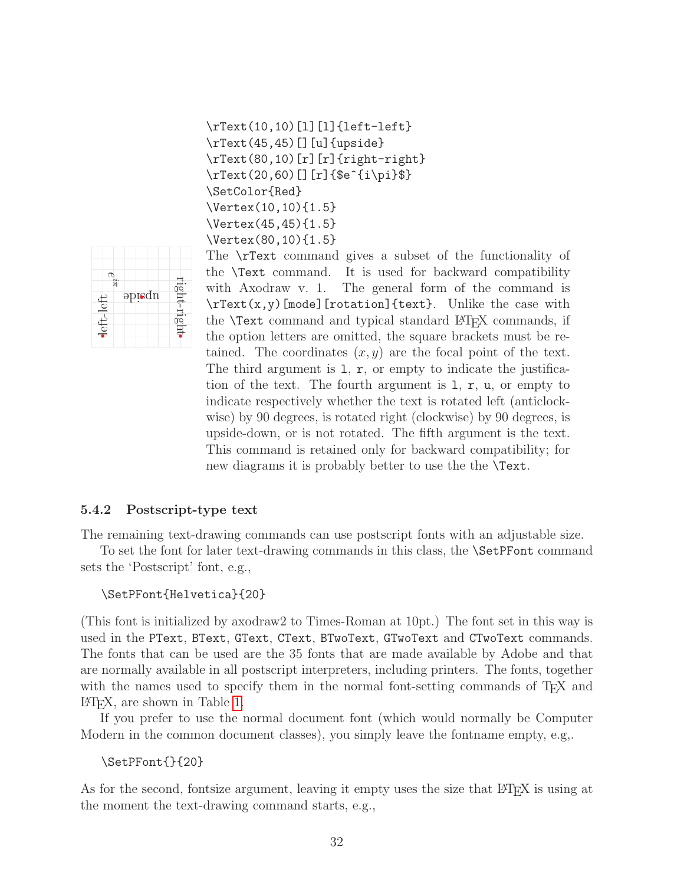```
\rText(10,10)[l][l]{left-left}
\rText(45,45)[][u]{upside}
\rText(80,10)[r][r]{right-right}
\rText(20,60)[][r]{$e^{i\pi}$}
\SetColor{Red}
\Vertex(10,10){1.5}
\Vertex(45,45){1.5}
\Vertex(80,10){1.5}
```

The `\rText` command gives a subset of the functionality of the `\Text` command. It is used for backward compatibility with Axodraw v. 1. The general form of the command is `\rText(x,y)[mode][rotation]{text}`. Unlike the case with the `\Text` command and typical standard LaTeX commands, if the option letters are omitted, the square brackets must be retained. The coordinates $(x, y)$ are the focal point of the text. The third argument is `l`, `r`, or empty to indicate the justification of the text. The fourth argument is `l`, `r`, `u`, or empty to indicate respectively whether the text is rotated left (anticlockwise) by 90 degrees, is rotated right (clockwise) by 90 degrees, is upside-down, or is not rotated. The fifth argument is the text. This command is retained only for backward compatibility; for new diagrams it is probably better to use the the `\Text`.

### 5.4.2 Postscript-type text

The remaining text-drawing commands can use postscript fonts with an adjustable size.

To set the font for later text-drawing commands in this class, the `\SetPFont` command sets the 'Postscript' font, e.g.,

```
\SetPFont{Helvetica}{20}
```

(This font is initialized by axodraw2 to Times-Roman at 10pt.) The font set in this way is used in the `PText`, `BText`, `GText`, `CText`, `BTwoText`, `GTwoText` and `CTwoText` commands. The fonts that can be used are the 35 fonts that are made available by Adobe and that are normally available in all postscript interpreters, including printers. The fonts, together with the names used to specify them in the normal font-setting commands of TeX and LaTeX, are shown in Table 1.

If you prefer to use the normal document font (which would normally be Computer Modern in the common document classes), you simply leave the fontname empty, e.g,.

```
\SetPFont{}{20}
```

As for the second, fontsize argument, leaving it empty uses the size that LaTeX is using at the moment the text-drawing command starts, e.g.,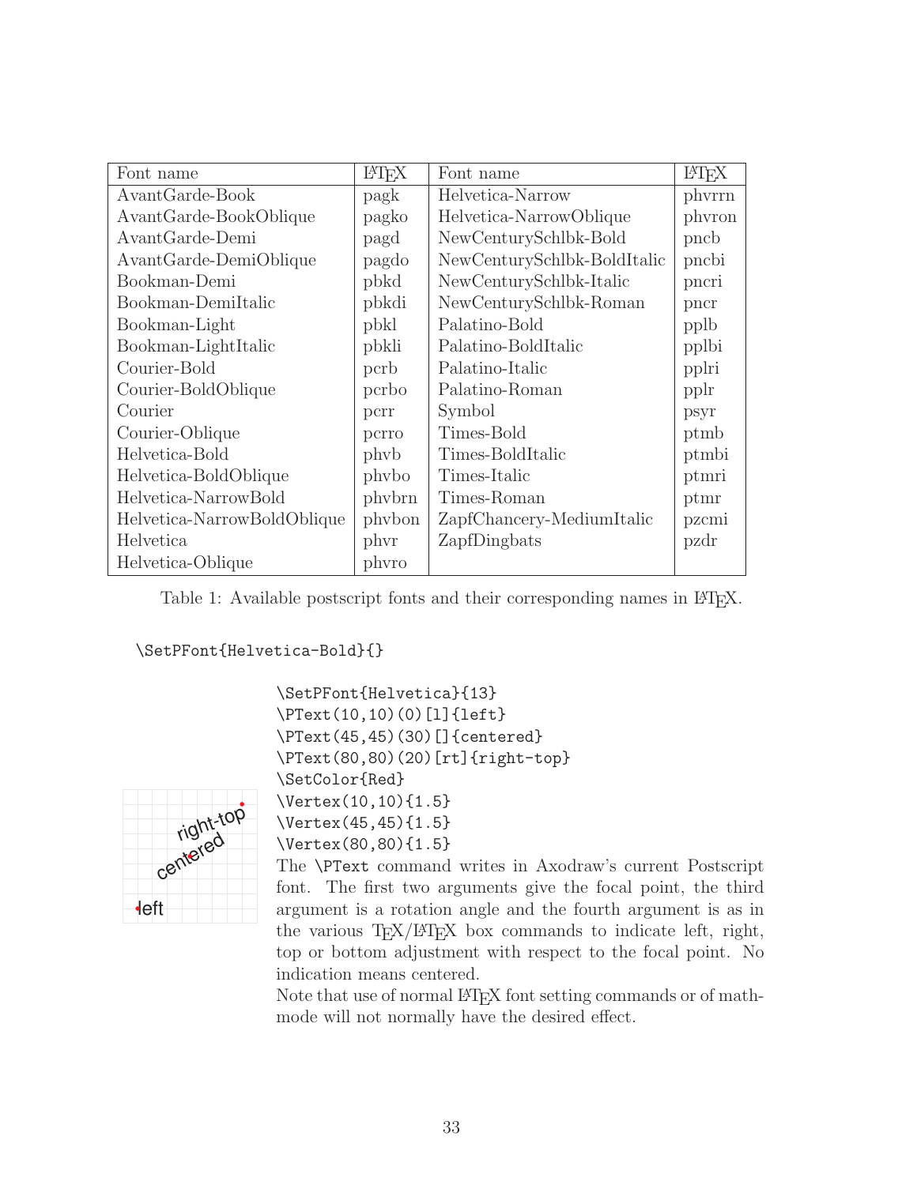| Font name | LaTeX | Font name | LaTeX |
|---|---|---|---|
| AvantGarde-Book | pagk | Helvetica-Narrow | phvrrn |
| AvantGarde-BookOblique | pagko | Helvetica-NarrowOblique | phvron |
| AvantGarde-Demi | pagd | NewCenturySchlbk-Bold | pncb |
| AvantGarde-DemiOblique | pagdo | NewCenturySchlbk-BoldItalic | pncbi |
| Bookman-Demi | pbkd | NewCenturySchlbk-Italic | pncri |
| Bookman-DemiItalic | pbkdi | NewCenturySchlbk-Roman | pncr |
| Bookman-Light | pbkl | Palatino-Bold | pplb |
| Bookman-LightItalic | pbkli | Palatino-BoldItalic | pplbi |
| Courier-Bold | pcrb | Palatino-Italic | pplri |
| Courier-BoldOblique | pcrbo | Palatino-Roman | pplr |
| Courier | pcrr | Symbol | psyr |
| Courier-Oblique | pcrro | Times-Bold | ptmb |
| Helvetica-Bold | phvb | Times-BoldItalic | ptmbi |
| Helvetica-BoldOblique | phvbo | Times-Italic | ptmri |
| Helvetica-NarrowBold | phvbrn | Times-Roman | ptmr |
| Helvetica-NarrowBoldOblique | phvbon | ZapfChancery-MediumItalic | pzcmi |
| Helvetica | phvr | ZapfDingbats | pzdr |
| Helvetica-Oblique | phvro | | |

Table 1: Available postscript fonts and their corresponding names in LaTeX.

```
\SetPFont{Helvetica-Bold}{}
```

```
\SetPFont{Helvetica}{13}
\PText(10,10)(0)[l]{left}
\PText(45,45)(30)[]{centered}
\PText(80,80)(20)[rt]{right-top}
\SetColor{Red}
\Vertex(10,10){1.5}
\Vertex(45,45){1.5}
\Vertex(80,80){1.5}
```

The \PText command writes in Axodraw's current Postscript font. The first two arguments give the focal point, the third argument is a rotation angle and the fourth argument is as in the various TeX/LaTeX box commands to indicate left, right, top or bottom adjustment with respect to the focal point. No indication means centered.

Note that use of normal LaTeX font setting commands or of math-mode will not normally have the desired effect.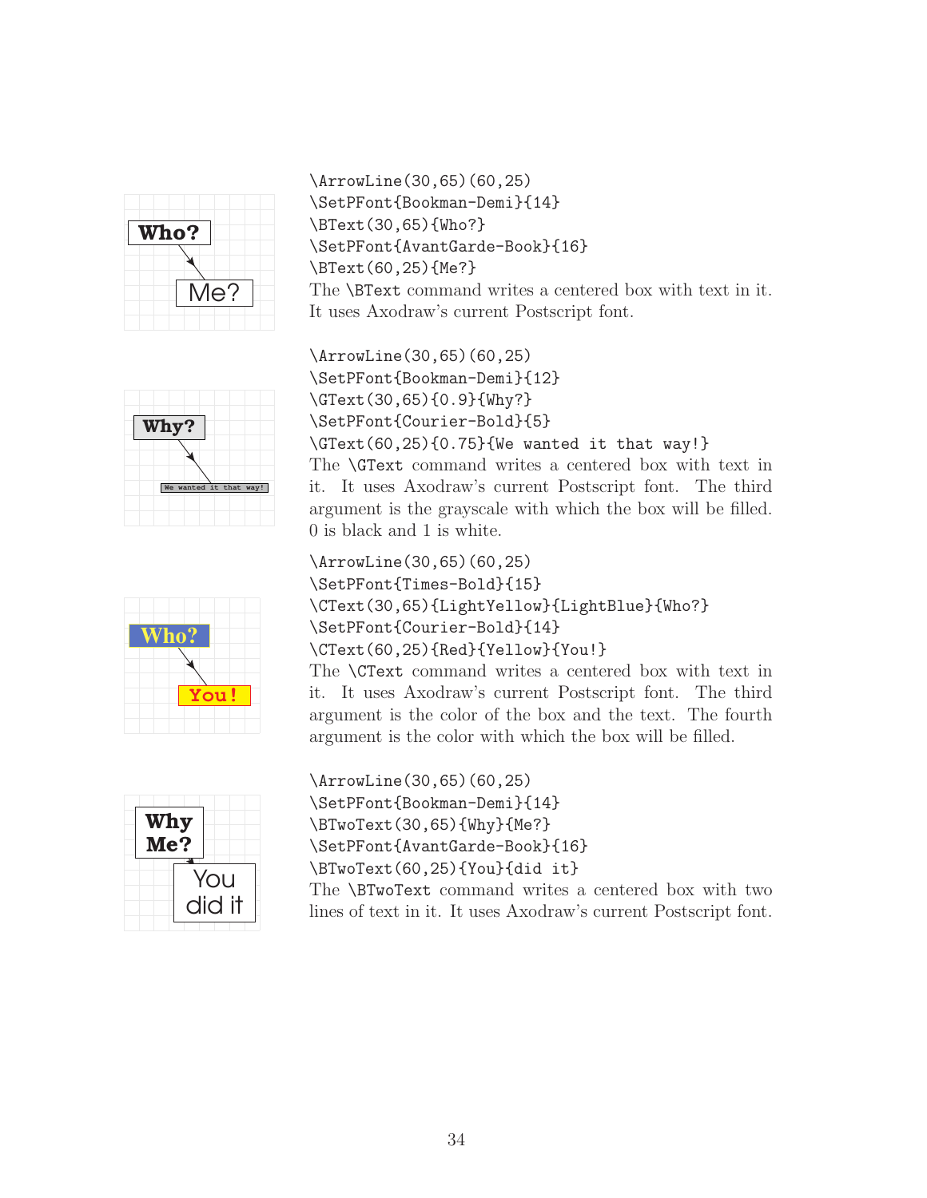```
\ArrowLine(30,65)(60,25)
\SetPFont{Bookman-Demi}{14}
\BText(30,65){Who?}
\SetPFont{AvantGarde-Book}{16}
\BText(60,25){Me?}
```

The `\BText` command writes a centered box with text in it. It uses Axodraw's current Postscript font.

```
\ArrowLine(30,65)(60,25)
\SetPFont{Bookman-Demi}{12}
\GText(30,65){0.9}{Why?}
\SetPFont{Courier-Bold}{5}
\GText(60,25){0.75}{We wanted it that way!}
```

The `\GText` command writes a centered box with text in it. It uses Axodraw's current Postscript font. The third argument is the grayscale with which the box will be filled. 0 is black and 1 is white.

```
\ArrowLine(30,65)(60,25)
\SetPFont{Times-Bold}{15}
\CText(30,65){LightYellow}{LightBlue}{Who?}
\SetPFont{Courier-Bold}{14}
\CText(60,25){Red}{Yellow}{You!}
```

The `\CText` command writes a centered box with text in it. It uses Axodraw's current Postscript font. The third argument is the color of the box and the text. The fourth argument is the color with which the box will be filled.

```
\ArrowLine(30,65)(60,25)
\SetPFont{Bookman-Demi}{14}
\BTwoText(30,65){Why}{Me?}
\SetPFont{AvantGarde-Book}{16}
\BTwoText(60,25){You}{did it}
```

The `\BTwoText` command writes a centered box with two lines of text in it. It uses Axodraw's current Postscript font.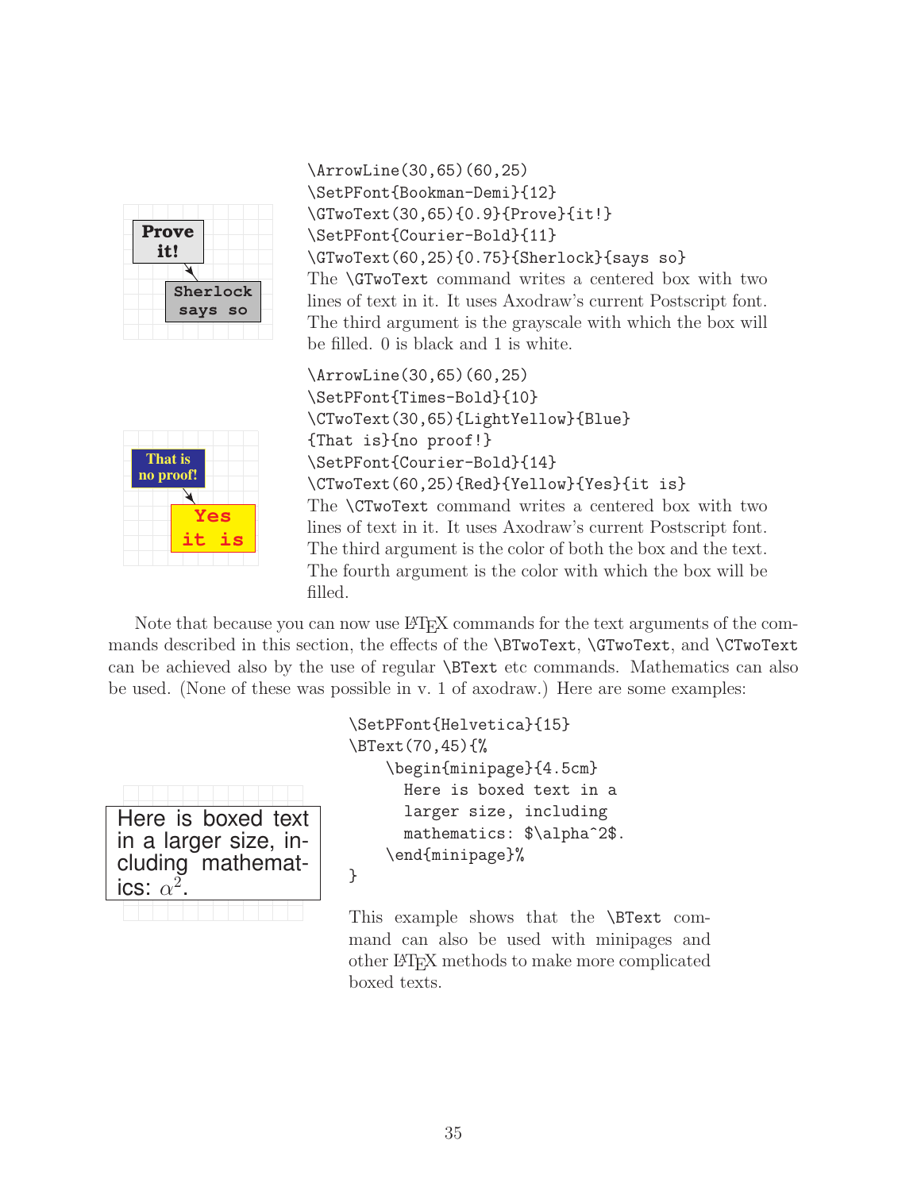```
\ArrowLine(30,65)(60,25)
\SetPFont{Bookman-Demi}{12}
\GTwoText(30,65){0.9}{Prove}{it!}
\SetPFont{Courier-Bold}{11}
\GTwoText(60,25){0.75}{Sherlock}{says so}
```

The `\GTwoText` command writes a centered box with two lines of text in it. It uses Axodraw's current Postscript font. The third argument is the grayscale with which the box will be filled. 0 is black and 1 is white.

```
\ArrowLine(30,65)(60,25)
\SetPFont{Times-Bold}{10}
\CTwoText(30,65){LightYellow}{Blue}
{That is}{no proof!}
\SetPFont{Courier-Bold}{14}
\CTwoText(60,25){Red}{Yellow}{Yes}{it is}
```

The `\CTwoText` command writes a centered box with two lines of text in it. It uses Axodraw's current Postscript font. The third argument is the color of both the box and the text. The fourth argument is the color with which the box will be filled.

Note that because you can now use LaTeX commands for the text arguments of the commands described in this section, the effects of the `\BTwoText`, `\GTwoText`, and `\CTwoText` can be achieved also by the use of regular `\BText` etc commands. Mathematics can also be used. (None of these was possible in v. 1 of axodraw.) Here are some examples:

```
\SetPFont{Helvetica}{15}
\BText(70,45){%
    \begin{minipage}{4.5cm}
      Here is boxed text in a
      larger size, including
      mathematics: $\alpha^2$.
    \end{minipage}%
}
```

This example shows that the `\BText` command can also be used with minipages and other LaTeX methods to make more complicated boxed texts.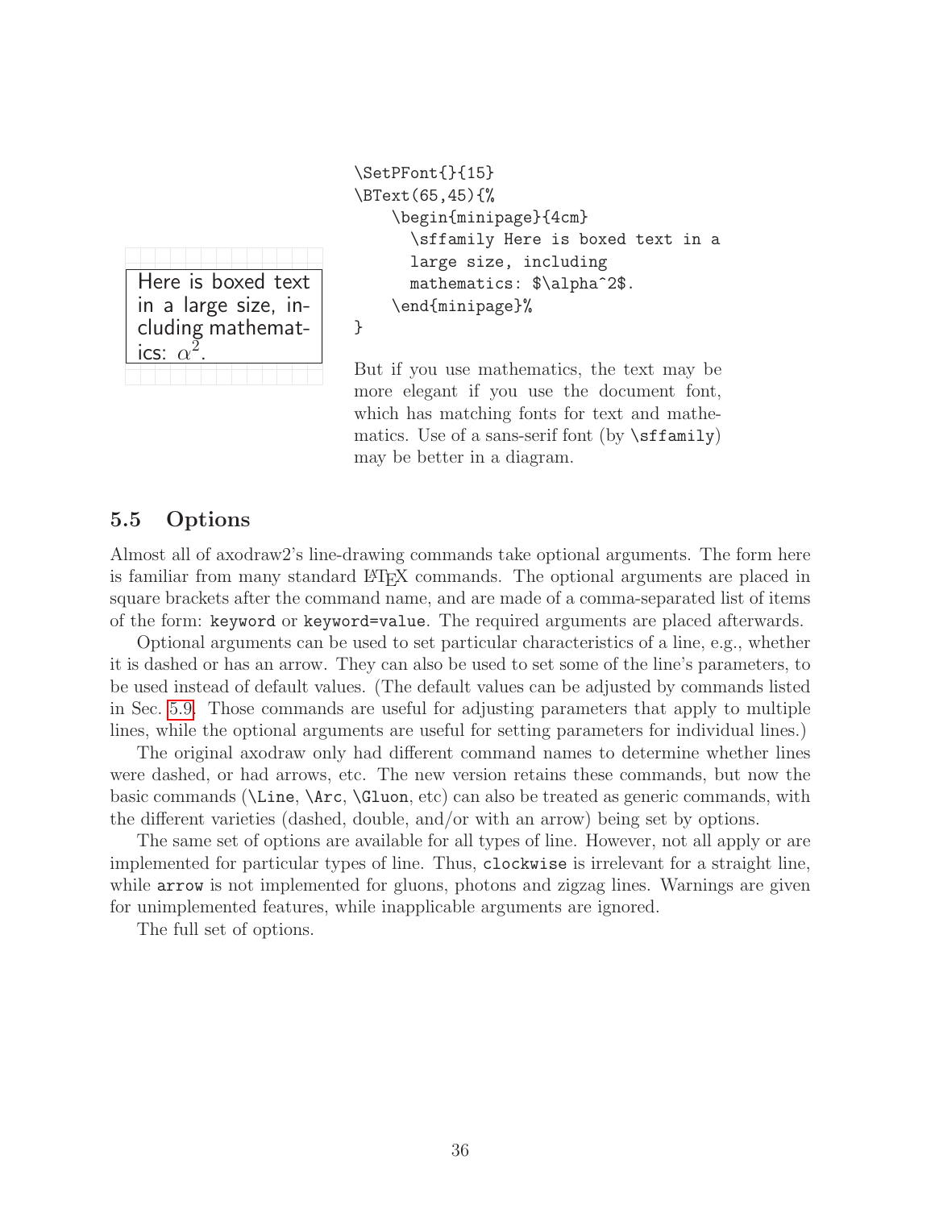Here is boxed text in a large size, including mathematics: $\alpha^2$.

```
\SetPFont{}{15}
\BText(65,45){%
    \begin{minipage}{4cm}
      \sffamily Here is boxed text in a
      large size, including
      mathematics: $\alpha^2$.
    \end{minipage}%
}
```

But if you use mathematics, the text may be more elegant if you use the document font, which has matching fonts for text and mathematics. Use of a sans-serif font (by `\sffamily`) may be better in a diagram.

## 5.5 Options

Almost all of axodraw2's line-drawing commands take optional arguments. The form here is familiar from many standard LaTeX commands. The optional arguments are placed in square brackets after the command name, and are made of a comma-separated list of items of the form: `keyword` or `keyword=value`. The required arguments are placed afterwards.

Optional arguments can be used to set particular characteristics of a line, e.g., whether it is dashed or has an arrow. They can also be used to set some of the line's parameters, to be used instead of default values. (The default values can be adjusted by commands listed in Sec. 5.9. Those commands are useful for adjusting parameters that apply to multiple lines, while the optional arguments are useful for setting parameters for individual lines.)

The original axodraw only had different command names to determine whether lines were dashed, or had arrows, etc. The new version retains these commands, but now the basic commands (`\Line`, `\Arc`, `\Gluon`, etc) can also be treated as generic commands, with the different varieties (dashed, double, and/or with an arrow) being set by options.

The same set of options are available for all types of line. However, not all apply or are implemented for particular types of line. Thus, `clockwise` is irrelevant for a straight line, while `arrow` is not implemented for gluons, photons and zigzag lines. Warnings are given for unimplemented features, while inapplicable arguments are ignored.

The full set of options.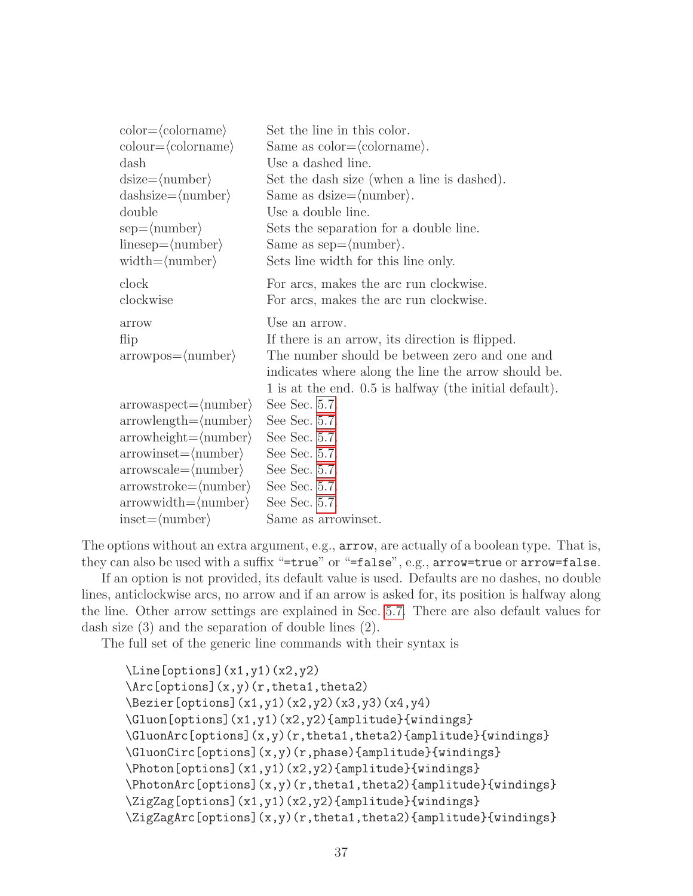| | |
|---|---|
| color=⟨colorname⟩ | Set the line in this color. |
| colour=⟨colorname⟩ | Same as color=⟨colorname⟩. |
| dash | Use a dashed line. |
| dsize=⟨number⟩ | Set the dash size (when a line is dashed). |
| dashsize=⟨number⟩ | Same as dsize=⟨number⟩. |
| double | Use a double line. |
| sep=⟨number⟩ | Sets the separation for a double line. |
| linesep=⟨number⟩ | Same as sep=⟨number⟩. |
| width=⟨number⟩ | Sets line width for this line only. |
| clock | For arcs, makes the arc run clockwise. |
| clockwise | For arcs, makes the arc run clockwise. |
| arrow | Use an arrow. |
| flip | If there is an arrow, its direction is flipped. |
| arrowpos=⟨number⟩ | The number should be between zero and one and indicates where along the line the arrow should be. 1 is at the end. 0.5 is halfway (the initial default). |
| arrowaspect=⟨number⟩ | See Sec. 5.7. |
| arrowlength=⟨number⟩ | See Sec. 5.7. |
| arrowheight=⟨number⟩ | See Sec. 5.7. |
| arrowinset=⟨number⟩ | See Sec. 5.7. |
| arrowscale=⟨number⟩ | See Sec. 5.7. |
| arrowstroke=⟨number⟩ | See Sec. 5.7. |
| arrowwidth=⟨number⟩ | See Sec. 5.7. |
| inset=⟨number⟩ | Same as arrowinset. |

The options without an extra argument, e.g., `arrow`, are actually of a boolean type. That is, they can also be used with a suffix "`=true`" or "`=false`", e.g., `arrow=true` or `arrow=false`.

If an option is not provided, its default value is used. Defaults are no dashes, no double lines, anticlockwise arcs, no arrow and if an arrow is asked for, its position is halfway along the line. Other arrow settings are explained in Sec. 5.7. There are also default values for dash size (3) and the separation of double lines (2).

The full set of the generic line commands with their syntax is

```
\Line[options](x1,y1)(x2,y2)
\Arc[options](x,y)(r,theta1,theta2)
\Bezier[options](x1,y1)(x2,y2)(x3,y3)(x4,y4)
\Gluon[options](x1,y1)(x2,y2){amplitude}{windings}
\GluonArc[options](x,y)(r,theta1,theta2){amplitude}{windings}
\GluonCirc[options](x,y)(r,phase){amplitude}{windings}
\Photon[options](x1,y1)(x2,y2){amplitude}{windings}
\PhotonArc[options](x,y)(r,theta1,theta2){amplitude}{windings}
\ZigZag[options](x1,y1)(x2,y2){amplitude}{windings}
\ZigZagArc[options](x,y)(r,theta1,theta2){amplitude}{windings}
```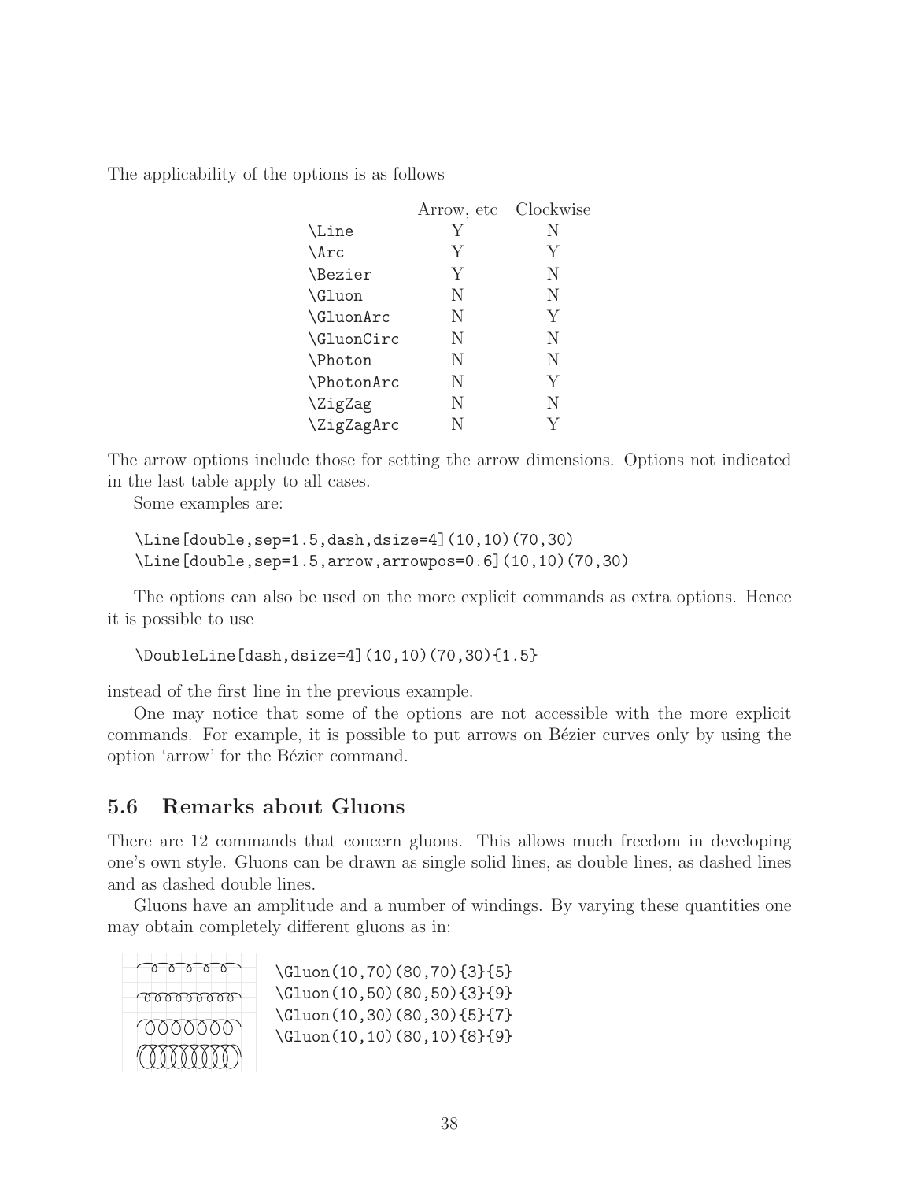The applicability of the options is as follows

| | Arrow, etc | Clockwise |
|---|---|---|
| `\Line` | Y | N |
| `\Arc` | Y | Y |
| `\Bezier` | Y | N |
| `\Gluon` | N | N |
| `\GluonArc` | N | Y |
| `\GluonCirc` | N | N |
| `\Photon` | N | N |
| `\PhotonArc` | N | Y |
| `\ZigZag` | N | N |
| `\ZigZagArc` | N | Y |

The arrow options include those for setting the arrow dimensions. Options not indicated in the last table apply to all cases.

Some examples are:

```
\Line[double,sep=1.5,dash,dsize=4](10,10)(70,30)
\Line[double,sep=1.5,arrow,arrowpos=0.6](10,10)(70,30)
```

The options can also be used on the more explicit commands as extra options. Hence it is possible to use

```
\DoubleLine[dash,dsize=4](10,10)(70,30){1.5}
```

instead of the first line in the previous example.

One may notice that some of the options are not accessible with the more explicit commands. For example, it is possible to put arrows on Bézier curves only by using the option 'arrow' for the Bézier command.

## 5.6 Remarks about Gluons

There are 12 commands that concern gluons. This allows much freedom in developing one's own style. Gluons can be drawn as single solid lines, as double lines, as dashed lines and as dashed double lines.

Gluons have an amplitude and a number of windings. By varying these quantities one may obtain completely different gluons as in:

```
\Gluon(10,70)(80,70){3}{5}
\Gluon(10,50)(80,50){3}{9}
\Gluon(10,30)(80,30){5}{7}
\Gluon(10,10)(80,10){8}{9}
```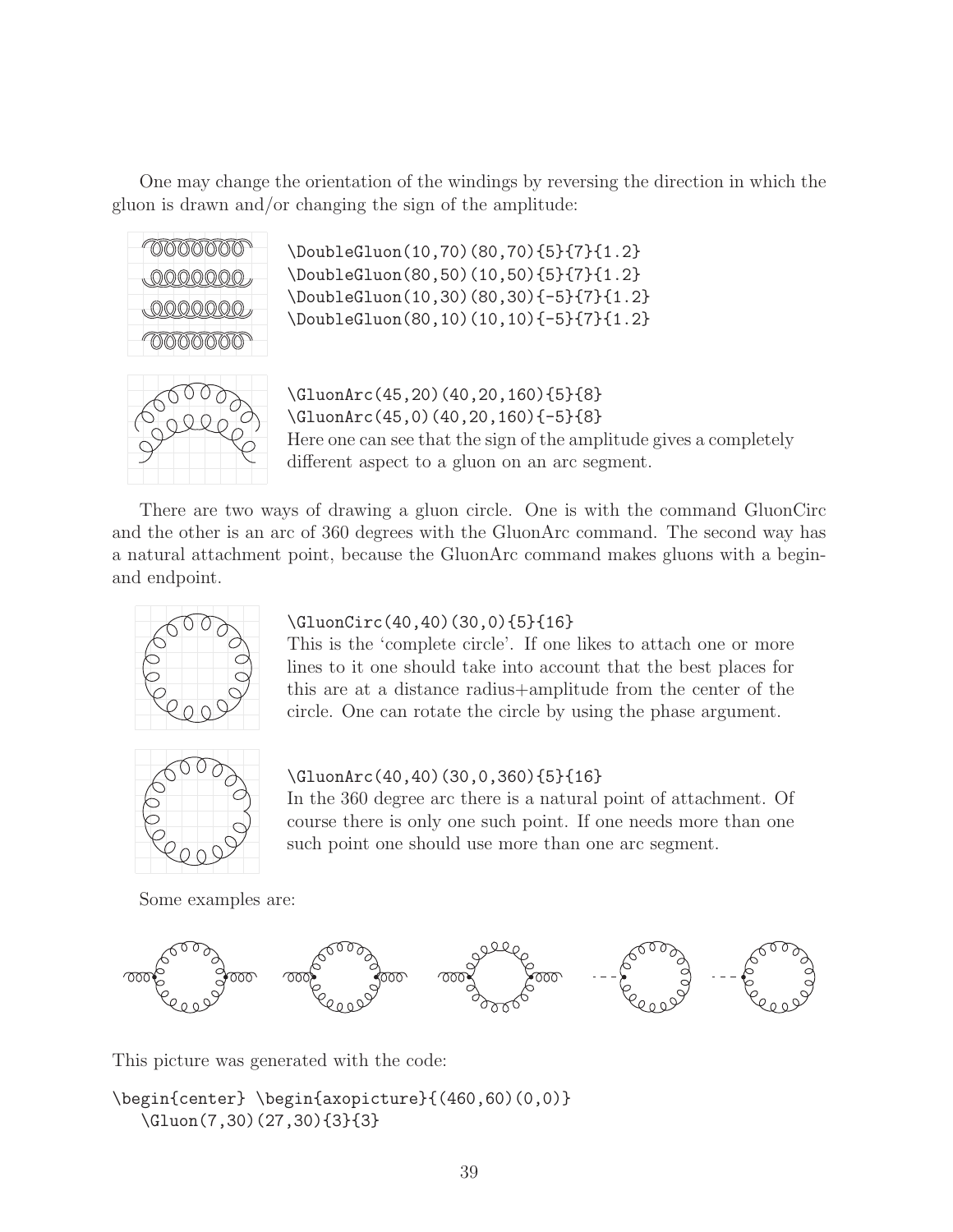One may change the orientation of the windings by reversing the direction in which the gluon is drawn and/or changing the sign of the amplitude:

```
\DoubleGluon(10,70)(80,70){5}{7}{1.2}
\DoubleGluon(80,50)(10,50){5}{7}{1.2}
\DoubleGluon(10,30)(80,30){-5}{7}{1.2}
\DoubleGluon(80,10)(10,10){-5}{7}{1.2}
```

```
\GluonArc(45,20)(40,20,160){5}{8}
\GluonArc(45,0)(40,20,160){-5}{8}
```

Here one can see that the sign of the amplitude gives a completely different aspect to a gluon on an arc segment.

There are two ways of drawing a gluon circle. One is with the command GluonCirc and the other is an arc of 360 degrees with the GluonArc command. The second way has a natural attachment point, because the GluonArc command makes gluons with a begin- and endpoint.

```
\GluonCirc(40,40)(30,0){5}{16}
```

This is the 'complete circle'. If one likes to attach one or more lines to it one should take into account that the best places for this are at a distance radius+amplitude from the center of the circle. One can rotate the circle by using the phase argument.

```
\GluonArc(40,40)(30,0,360){5}{16}
```

In the 360 degree arc there is a natural point of attachment. Of course there is only one such point. If one needs more than one such point one should use more than one arc segment.

Some examples are:

This picture was generated with the code:

```
\begin{center} \begin{axopicture}{(460,60)(0,0)}
   \Gluon(7,30)(27,30){3}{3}
```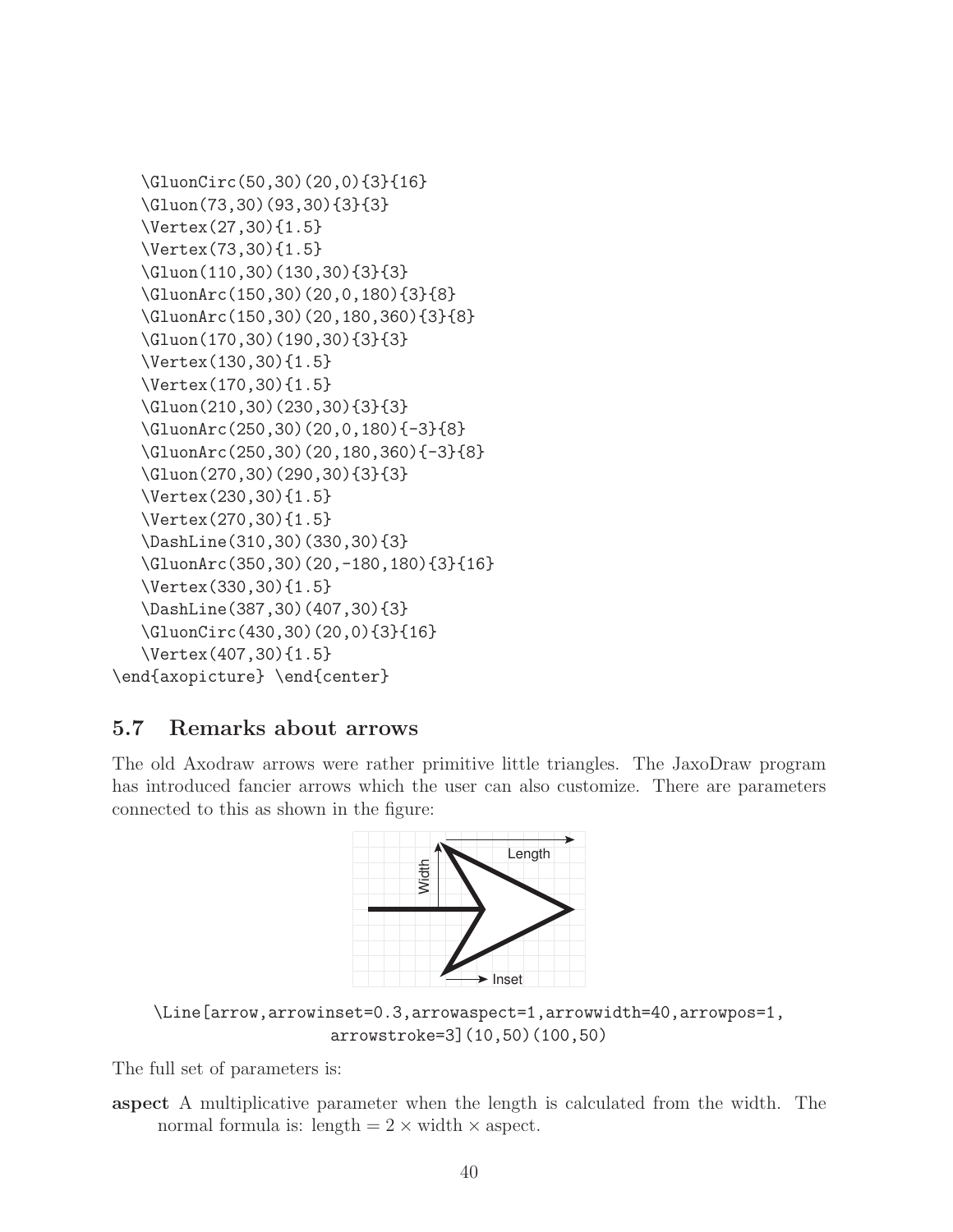```
    \GluonCirc(50,30)(20,0){3}{16}
    \Gluon(73,30)(93,30){3}{3}
    \Vertex(27,30){1.5}
    \Vertex(73,30){1.5}
    \Gluon(110,30)(130,30){3}{3}
    \GluonArc(150,30)(20,0,180){3}{8}
    \GluonArc(150,30)(20,180,360){3}{8}
    \Gluon(170,30)(190,30){3}{3}
    \Vertex(130,30){1.5}
    \Vertex(170,30){1.5}
    \Gluon(210,30)(230,30){3}{3}
    \GluonArc(250,30)(20,0,180){-3}{8}
    \GluonArc(250,30)(20,180,360){-3}{8}
    \Gluon(270,30)(290,30){3}{3}
    \Vertex(230,30){1.5}
    \Vertex(270,30){1.5}
    \DashLine(310,30)(330,30){3}
    \GluonArc(350,30)(20,-180,180){3}{16}
    \Vertex(330,30){1.5}
    \DashLine(387,30)(407,30){3}
    \GluonCirc(430,30)(20,0){3}{16}
    \Vertex(407,30){1.5}
\end{axopicture} \end{center}
```

## 5.7 Remarks about arrows

The old Axodraw arrows were rather primitive little triangles. The JaxoDraw program has introduced fancier arrows which the user can also customize. There are parameters connected to this as shown in the figure:

```
\Line[arrow,arrowinset=0.3,arrowaspect=1,arrowwidth=40,arrowpos=1,
                    arrowstroke=3](10,50)(100,50)
```

The full set of parameters is:

**aspect** A multiplicative parameter when the length is calculated from the width. The normal formula is: length $= 2 \times$ width $\times$ aspect.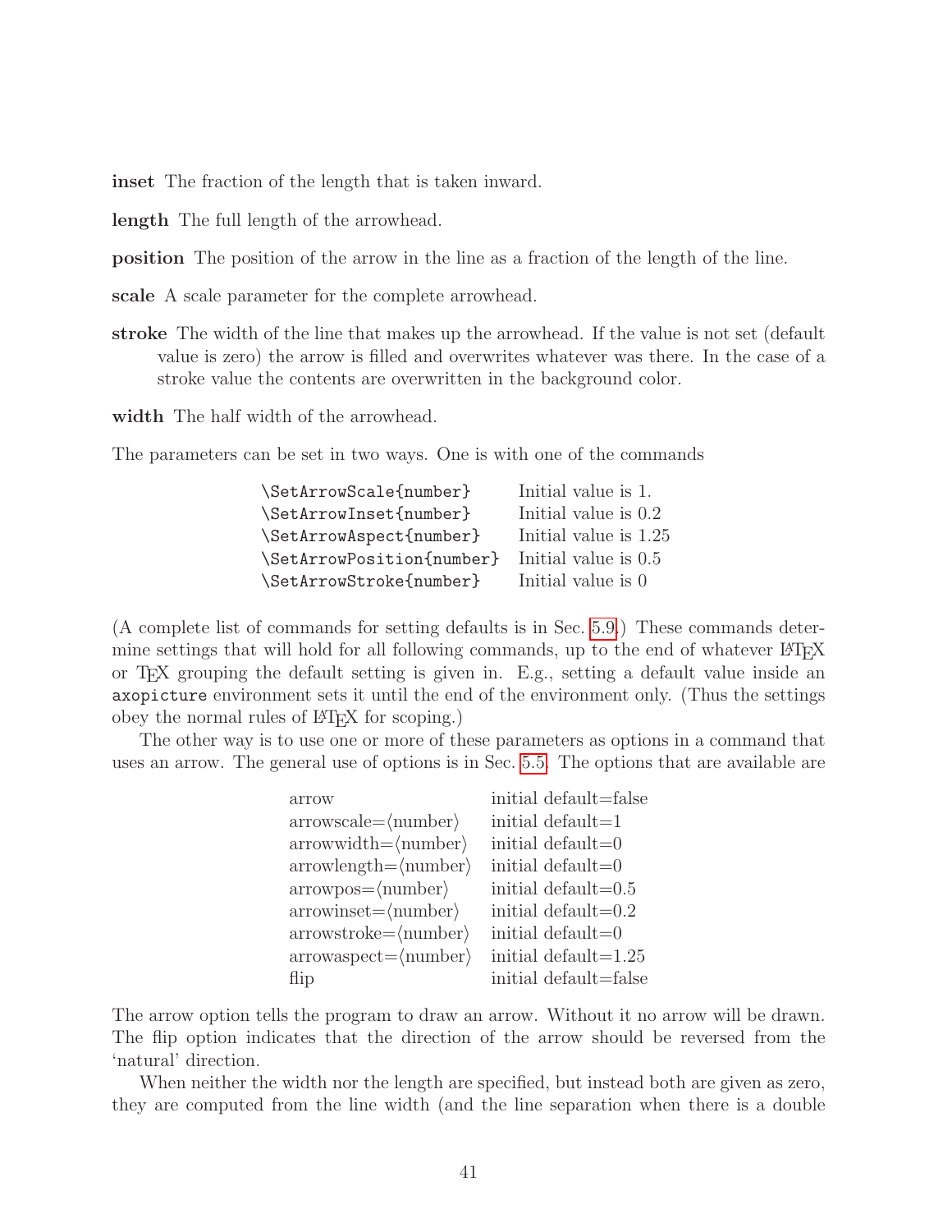**inset** The fraction of the length that is taken inward.

**length** The full length of the arrowhead.

**position** The position of the arrow in the line as a fraction of the length of the line.

**scale** A scale parameter for the complete arrowhead.

**stroke** The width of the line that makes up the arrowhead. If the value is not set (default value is zero) the arrow is filled and overwrites whatever was there. In the case of a stroke value the contents are overwritten in the background color.

**width** The half width of the arrowhead.

The parameters can be set in two ways. One is with one of the commands

| | |
|---|---|
| `\SetArrowScale{number}` | Initial value is 1. |
| `\SetArrowInset{number}` | Initial value is 0.2 |
| `\SetArrowAspect{number}` | Initial value is 1.25 |
| `\SetArrowPosition{number}` | Initial value is 0.5 |
| `\SetArrowStroke{number}` | Initial value is 0 |

(A complete list of commands for setting defaults is in Sec. 5.9.) These commands determine settings that will hold for all following commands, up to the end of whatever LaTeX or TeX grouping the default setting is given in. E.g., setting a default value inside an `axopicture` environment sets it until the end of the environment only. (Thus the settings obey the normal rules of LaTeX for scoping.)

The other way is to use one or more of these parameters as options in a command that uses an arrow. The general use of options is in Sec. 5.5. The options that are available are

| | |
|---|---|
| arrow | initial default=false |
| arrowscale=⟨number⟩ | initial default=1 |
| arrowwidth=⟨number⟩ | initial default=0 |
| arrowlength=⟨number⟩ | initial default=0 |
| arrowpos=⟨number⟩ | initial default=0.5 |
| arrowinset=⟨number⟩ | initial default=0.2 |
| arrowstroke=⟨number⟩ | initial default=0 |
| arrowaspect=⟨number⟩ | initial default=1.25 |
| flip | initial default=false |

The arrow option tells the program to draw an arrow. Without it no arrow will be drawn. The flip option indicates that the direction of the arrow should be reversed from the 'natural' direction.

When neither the width nor the length are specified, but instead both are given as zero, they are computed from the line width (and the line separation when there is a double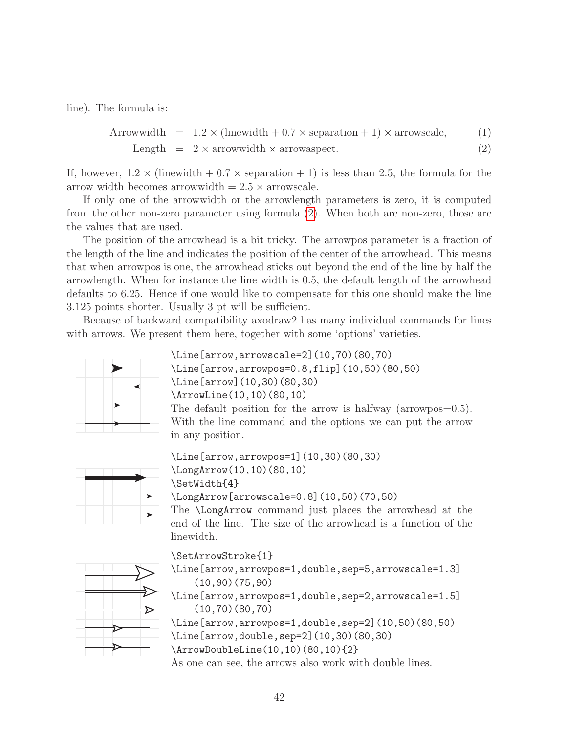line). The formula is:

$$\text{Arrowwidth} = 1.2 \times (\text{linewidth} + 0.7 \times \text{separation} + 1) \times \text{arrowscale}, \tag{1}$$

$$\text{Length} = 2 \times \text{arrowwidth} \times \text{arrowaspect}. \tag{2}$$

If, however, $1.2 \times (\text{linewidth} + 0.7 \times \text{separation} + 1)$ is less than 2.5, the formula for the arrow width becomes arrowwidth $= 2.5 \times$ arrowscale.

If only one of the arrowwidth or the arrowlength parameters is zero, it is computed from the other non-zero parameter using formula (2). When both are non-zero, those are the values that are used.

The position of the arrowhead is a bit tricky. The arrowpos parameter is a fraction of the length of the line and indicates the position of the center of the arrowhead. This means that when arrowpos is one, the arrowhead sticks out beyond the end of the line by half the arrowlength. When for instance the line width is 0.5, the default length of the arrowhead defaults to 6.25. Hence if one would like to compensate for this one should make the line 3.125 points shorter. Usually 3 pt will be sufficient.

Because of backward compatibility axodraw2 has many individual commands for lines with arrows. We present them here, together with some 'options' varieties.

```
\Line[arrow,arrowscale=2](10,70)(80,70)
\Line[arrow,arrowpos=0.8,flip](10,50)(80,50)
\Line[arrow](10,30)(80,30)
\ArrowLine(10,10)(80,10)
```

The default position for the arrow is halfway (arrowpos=0.5). With the line command and the options we can put the arrow in any position.

```
\Line[arrow,arrowpos=1](10,30)(80,30)
\LongArrow(10,10)(80,10)
\SetWidth{4}
\LongArrow[arrowscale=0.8](10,50)(70,50)
```

The `\LongArrow` command just places the arrowhead at the end of the line. The size of the arrowhead is a function of the linewidth.

```
\SetArrowStroke{1}
\Line[arrow,arrowpos=1,double,sep=5,arrowscale=1.3]
    (10,90)(75,90)
\Line[arrow,arrowpos=1,double,sep=2,arrowscale=1.5]
    (10,70)(80,70)
\Line[arrow,arrowpos=1,double,sep=2](10,50)(80,50)
\Line[arrow,double,sep=2](10,30)(80,30)
\ArrowDoubleLine(10,10)(80,10){2}
```

As one can see, the arrows also work with double lines.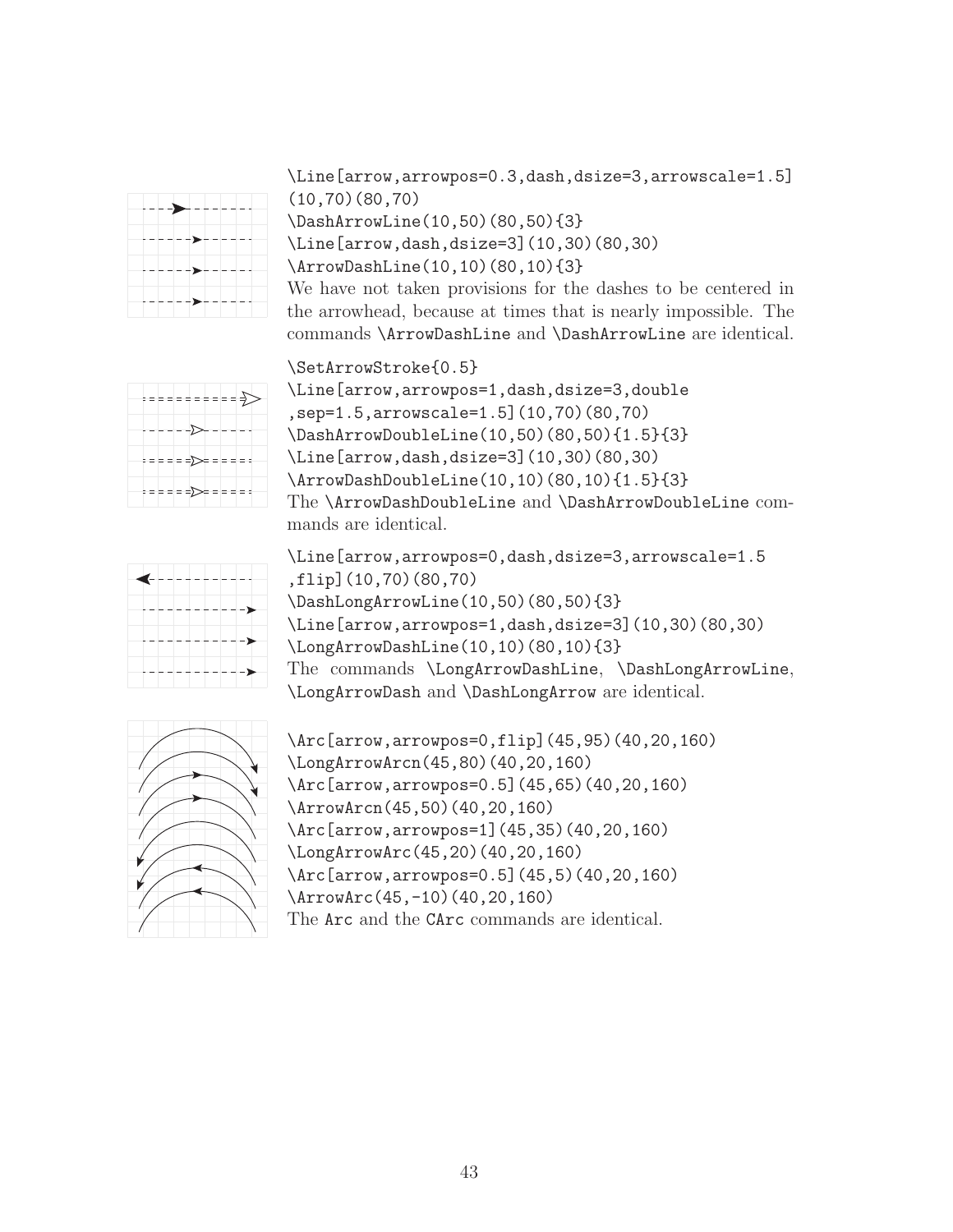```
\Line[arrow,arrowpos=0.3,dash,dsize=3,arrowscale=1.5]
(10,70)(80,70)
\DashArrowLine(10,50)(80,50){3}
\Line[arrow,dash,dsize=3](10,30)(80,30)
\ArrowDashLine(10,10)(80,10){3}
```

We have not taken provisions for the dashes to be centered in the arrowhead, because at times that is nearly impossible. The commands `\ArrowDashLine` and `\DashArrowLine` are identical.

```
\SetArrowStroke{0.5}
\Line[arrow,arrowpos=1,dash,dsize=3,double
,sep=1.5,arrowscale=1.5](10,70)(80,70)
\DashArrowDoubleLine(10,50)(80,50){1.5}{3}
\Line[arrow,dash,dsize=3](10,30)(80,30)
\ArrowDashDoubleLine(10,10)(80,10){1.5}{3}
```

The `\ArrowDashDoubleLine` and `\DashArrowDoubleLine` commands are identical.

```
\Line[arrow,arrowpos=0,dash,dsize=3,arrowscale=1.5
,flip](10,70)(80,70)
\DashLongArrowLine(10,50)(80,50){3}
\Line[arrow,arrowpos=1,dash,dsize=3](10,30)(80,30)
\LongArrowDashLine(10,10)(80,10){3}
```

The commands `\LongArrowDashLine`, `\DashLongArrowLine`, `\LongArrowDash` and `\DashLongArrow` are identical.

```
\Arc[arrow,arrowpos=0,flip](45,95)(40,20,160)
\LongArrowArcn(45,80)(40,20,160)
\Arc[arrow,arrowpos=0.5](45,65)(40,20,160)
\ArrowArcn(45,50)(40,20,160)
\Arc[arrow,arrowpos=1](45,35)(40,20,160)
\LongArrowArc(45,20)(40,20,160)
\Arc[arrow,arrowpos=0.5](45,5)(40,20,160)
\ArrowArc(45,-10)(40,20,160)
```

The `Arc` and the `CArc` commands are identical.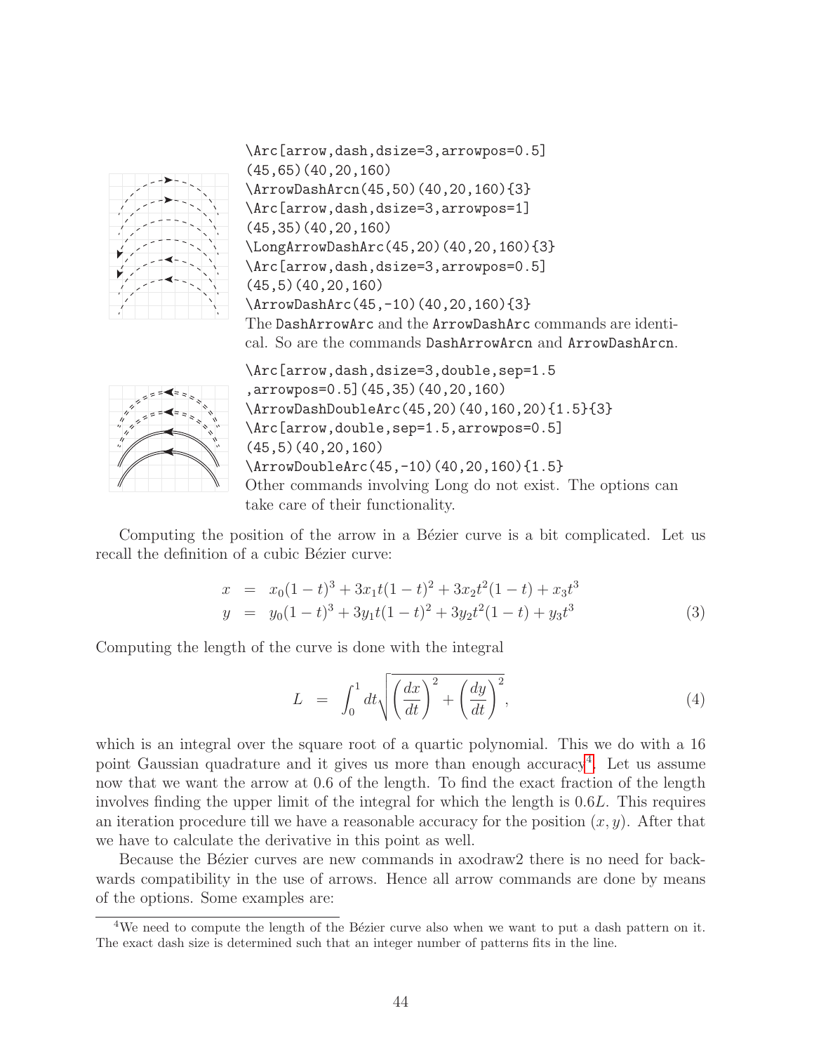```
\Arc[arrow,dash,dsize=3,arrowpos=0.5]
(45,65)(40,20,160)
\ArrowDashArcn(45,50)(40,20,160){3}
\Arc[arrow,dash,dsize=3,arrowpos=1]
(45,35)(40,20,160)
\LongArrowDashArc(45,20)(40,20,160){3}
\Arc[arrow,dash,dsize=3,arrowpos=0.5]
(45,5)(40,20,160)
\ArrowDashArc(45,-10)(40,20,160){3}
```

The `DashArrowArc` and the `ArrowDashArc` commands are identical. So are the commands `DashArrowArcn` and `ArrowDashArcn`.

```
\Arc[arrow,dash,dsize=3,double,sep=1.5
,arrowpos=0.5](45,35)(40,20,160)
\ArrowDashDoubleArc(45,20)(40,160,20){1.5}{3}
\Arc[arrow,double,sep=1.5,arrowpos=0.5]
(45,5)(40,20,160)
\ArrowDoubleArc(45,-10)(40,20,160){1.5}
```

Other commands involving Long do not exist. The options can take care of their functionality.

Computing the position of the arrow in a Bézier curve is a bit complicated. Let us recall the definition of a cubic Bézier curve:

$$\begin{aligned} x &= x_0(1-t)^3 + 3x_1t(1-t)^2 + 3x_2t^2(1-t) + x_3t^3 \\ y &= y_0(1-t)^3 + 3y_1t(1-t)^2 + 3y_2t^2(1-t) + y_3t^3 \end{aligned} \tag{3}$$

Computing the length of the curve is done with the integral

$$L = \int_0^1 dt \sqrt{\left(\frac{dx}{dt}\right)^2 + \left(\frac{dy}{dt}\right)^2}, \tag{4}$$

which is an integral over the square root of a quartic polynomial. This we do with a 16 point Gaussian quadrature and it gives us more than enough accuracy[4]. Let us assume now that we want the arrow at 0.6 of the length. To find the exact fraction of the length involves finding the upper limit of the integral for which the length is $0.6L$. This requires an iteration procedure till we have a reasonable accuracy for the position $(x, y)$. After that we have to calculate the derivative in this point as well.

Because the Bézier curves are new commands in axodraw2 there is no need for backwards compatibility in the use of arrows. Hence all arrow commands are done by means of the options. Some examples are:

[4] We need to compute the length of the Bézier curve also when we want to put a dash pattern on it. The exact dash size is determined such that an integer number of patterns fits in the line.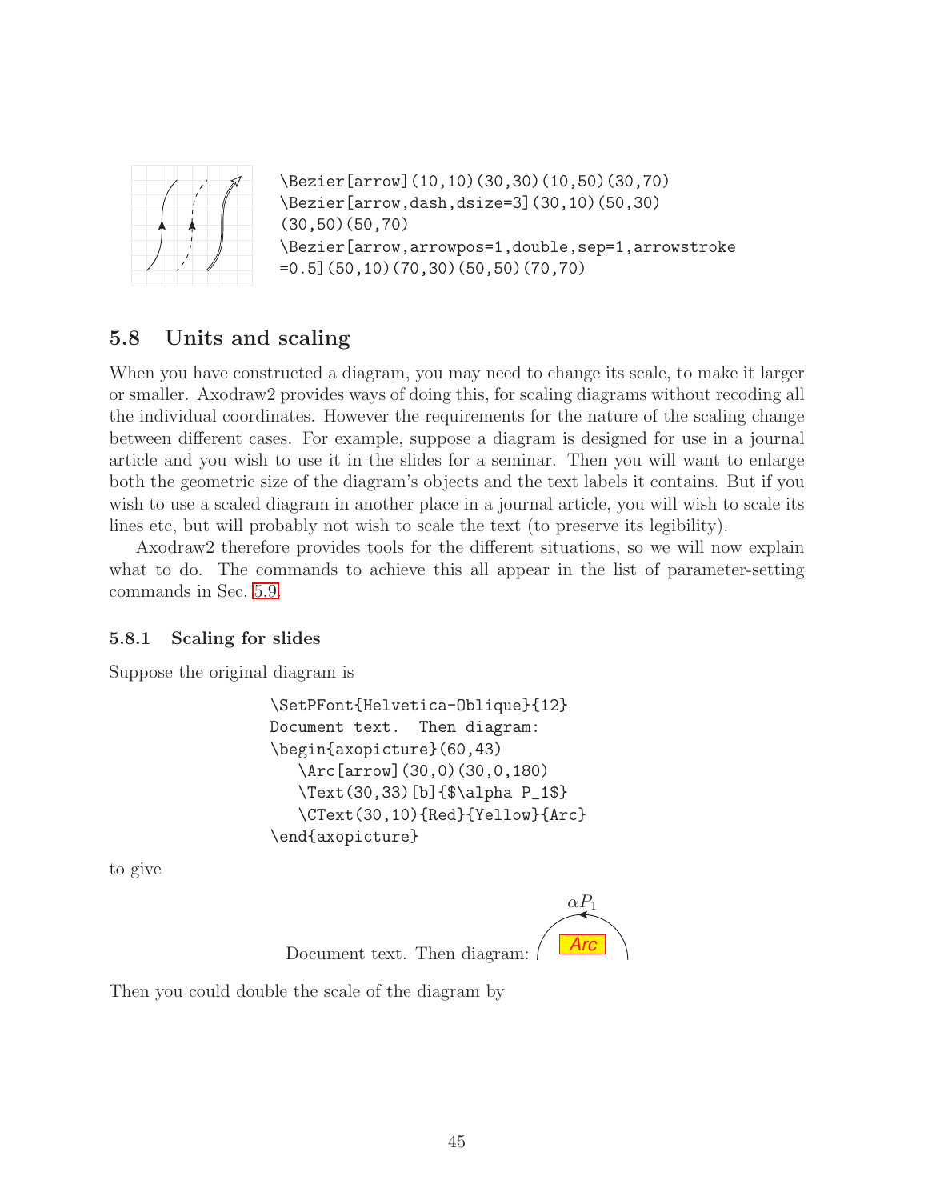```
\Bezier[arrow](10,10)(30,30)(10,50)(30,70)
\Bezier[arrow,dash,dsize=3](30,10)(50,30)
(30,50)(50,70)
\Bezier[arrow,arrowpos=1,double,sep=1,arrowstroke
=0.5](50,10)(70,30)(50,50)(70,70)
```

## 5.8 Units and scaling

When you have constructed a diagram, you may need to change its scale, to make it larger or smaller. Axodraw2 provides ways of doing this, for scaling diagrams without recoding all the individual coordinates. However the requirements for the nature of the scaling change between different cases. For example, suppose a diagram is designed for use in a journal article and you wish to use it in the slides for a seminar. Then you will want to enlarge both the geometric size of the diagram's objects and the text labels it contains. But if you wish to use a scaled diagram in another place in a journal article, you will wish to scale its lines etc, but will probably not wish to scale the text (to preserve its legibility).

Axodraw2 therefore provides tools for the different situations, so we will now explain what to do. The commands to achieve this all appear in the list of parameter-setting commands in Sec. 5.9.

### 5.8.1 Scaling for slides

Suppose the original diagram is

```
\SetPFont{Helvetica-Oblique}{12}
Document text.  Then diagram:
\begin{axopicture}(60,43)
   \Arc[arrow](30,0)(30,0,180)
   \Text(30,33)[b]{$\alpha P_1$}
   \CText(30,10){Red}{Yellow}{Arc}
\end{axopicture}
```

to give

Document text. Then diagram: $\alpha P_1$ Arc

Then you could double the scale of the diagram by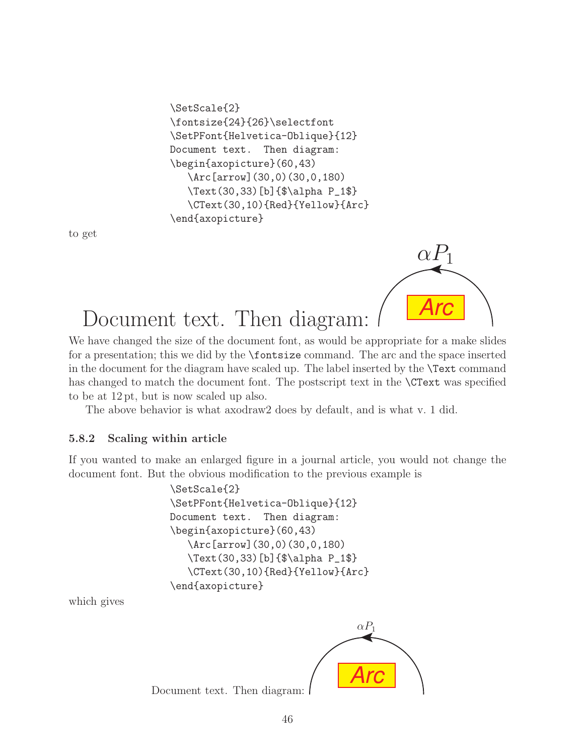```
\SetScale{2}
\fontsize{24}{26}\selectfont
\SetPFont{Helvetica-Oblique}{12}
Document text.  Then diagram:
\begin{axopicture}(60,43)
   \Arc[arrow](30,0)(30,0,180)
   \Text(30,33)[b]{$\alpha P_1$}
   \CText(30,10){Red}{Yellow}{Arc}
\end{axopicture}
```

to get

Document text. Then diagram:

We have changed the size of the document font, as would be appropriate for a make slides for a presentation; this we did by the `\fontsize` command. The arc and the space inserted in the document for the diagram have scaled up. The label inserted by the `\Text` command has changed to match the document font. The postscript text in the `\CText` was specified to be at 12 pt, but is now scaled up also.

The above behavior is what axodraw2 does by default, and is what v. 1 did.

### 5.8.2 Scaling within article

If you wanted to make an enlarged figure in a journal article, you would not change the document font. But the obvious modification to the previous example is

```
\SetScale{2}
\SetPFont{Helvetica-Oblique}{12}
Document text.  Then diagram:
\begin{axopicture}(60,43)
   \Arc[arrow](30,0)(30,0,180)
   \Text(30,33)[b]{$\alpha P_1$}
   \CText(30,10){Red}{Yellow}{Arc}
\end{axopicture}
```

which gives

Document text. Then diagram: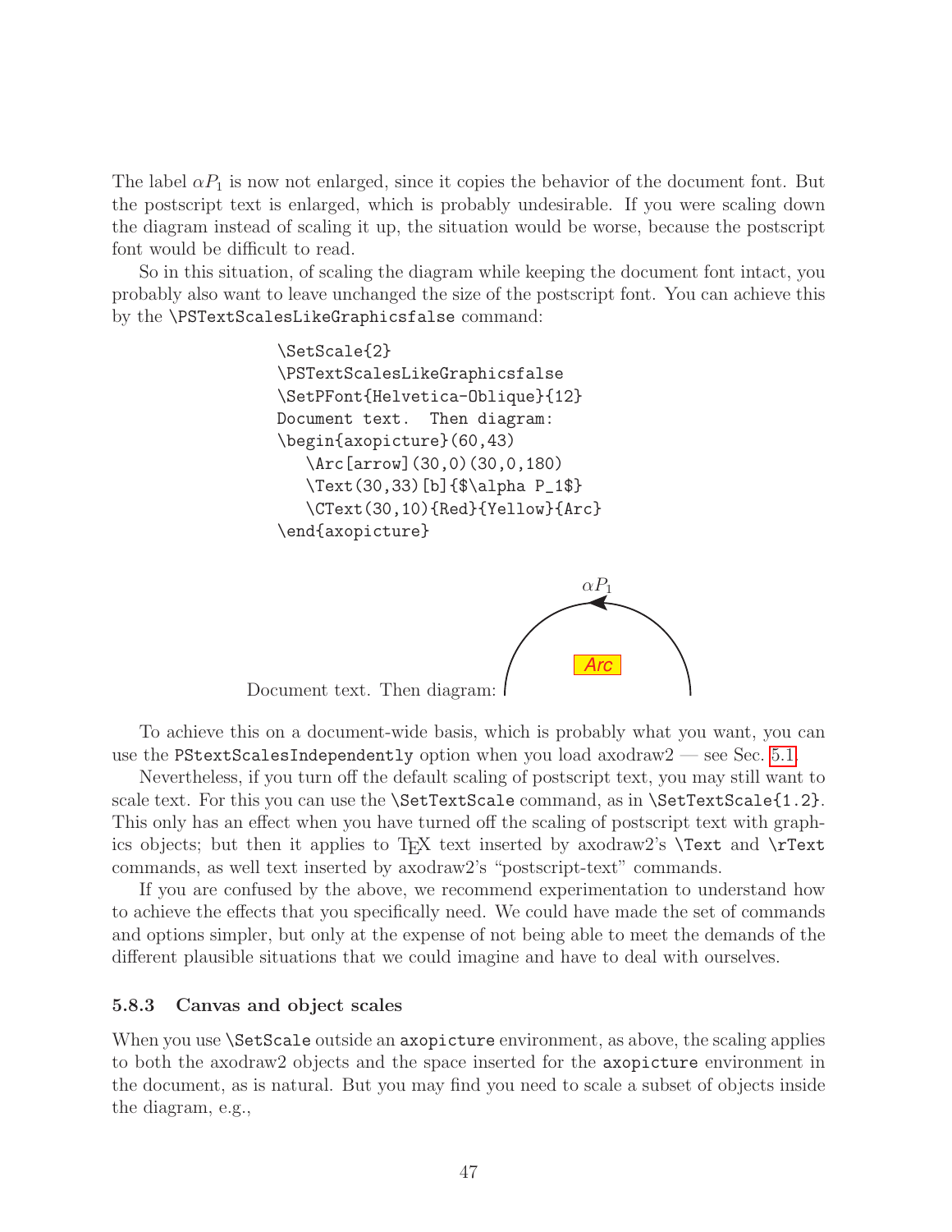The label $\alpha P_1$ is now not enlarged, since it copies the behavior of the document font. But the postscript text is enlarged, which is probably undesirable. If you were scaling down the diagram instead of scaling it up, the situation would be worse, because the postscript font would be difficult to read.

So in this situation, of scaling the diagram while keeping the document font intact, you probably also want to leave unchanged the size of the postscript font. You can achieve this by the `\PSTextScalesLikeGraphicsfalse` command:

```
\SetScale{2}
\PSTextScalesLikeGraphicsfalse
\SetPFont{Helvetica-Oblique}{12}
Document text.  Then diagram:
\begin{axopicture}(60,43)
   \Arc[arrow](30,0)(30,0,180)
   \Text(30,33)[b]{$\alpha P_1$}
   \CText(30,10){Red}{Yellow}{Arc}
\end{axopicture}
```

Document text. Then diagram: $\alpha P_1$ Arc

To achieve this on a document-wide basis, which is probably what you want, you can use the `PStextScalesIndependently` option when you load axodraw2 — see Sec. 5.1.

Nevertheless, if you turn off the default scaling of postscript text, you may still want to scale text. For this you can use the `\SetTextScale` command, as in `\SetTextScale{1.2}`. This only has an effect when you have turned off the scaling of postscript text with graphics objects; but then it applies to TEX text inserted by axodraw2's `\Text` and `\rText` commands, as well text inserted by axodraw2's "postscript-text" commands.

If you are confused by the above, we recommend experimentation to understand how to achieve the effects that you specifically need. We could have made the set of commands and options simpler, but only at the expense of not being able to meet the demands of the different plausible situations that we could imagine and have to deal with ourselves.

### 5.8.3 Canvas and object scales

When you use `\SetScale` outside an `axopicture` environment, as above, the scaling applies to both the axodraw2 objects and the space inserted for the `axopicture` environment in the document, as is natural. But you may find you need to scale a subset of objects inside the diagram, e.g.,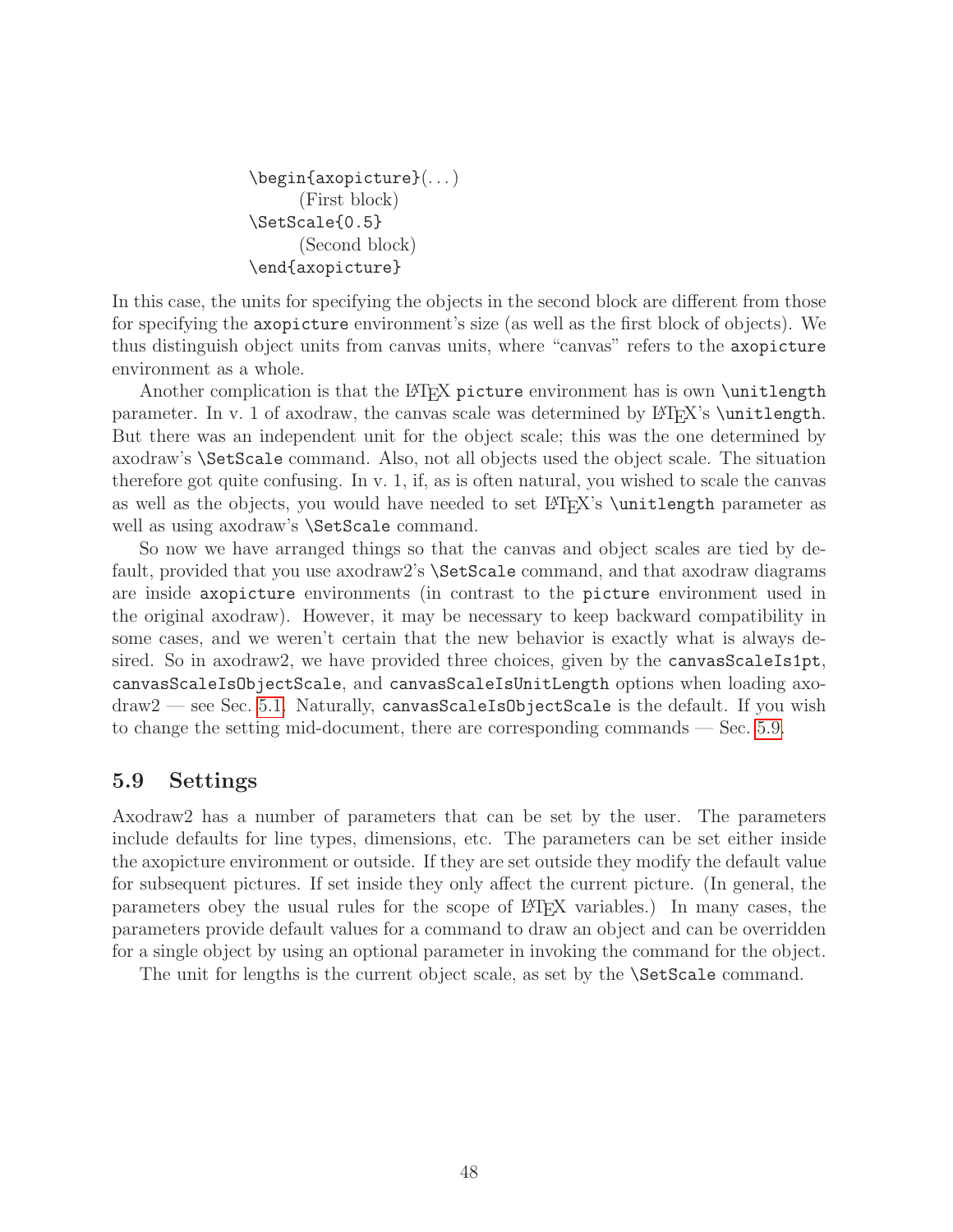```
\begin{axopicture}(...)
      (First block)
\SetScale{0.5}
      (Second block)
\end{axopicture}
```

In this case, the units for specifying the objects in the second block are different from those for specifying the `axopicture` environment's size (as well as the first block of objects). We thus distinguish object units from canvas units, where "canvas" refers to the `axopicture` environment as a whole.

Another complication is that the LaTeX `picture` environment has is own `\unitlength` parameter. In v. 1 of axodraw, the canvas scale was determined by LaTeX's `\unitlength`. But there was an independent unit for the object scale; this was the one determined by axodraw's `\SetScale` command. Also, not all objects used the object scale. The situation therefore got quite confusing. In v. 1, if, as is often natural, you wished to scale the canvas as well as the objects, you would have needed to set LaTeX's `\unitlength` parameter as well as using axodraw's `\SetScale` command.

So now we have arranged things so that the canvas and object scales are tied by default, provided that you use axodraw2's `\SetScale` command, and that axodraw diagrams are inside `axopicture` environments (in contrast to the `picture` environment used in the original axodraw). However, it may be necessary to keep backward compatibility in some cases, and we weren't certain that the new behavior is exactly what is always desired. So in axodraw2, we have provided three choices, given by the `canvasScaleIs1pt`, `canvasScaleIsObjectScale`, and `canvasScaleIsUnitLength` options when loading axodraw2 — see Sec. 5.1. Naturally, `canvasScaleIsObjectScale` is the default. If you wish to change the setting mid-document, there are corresponding commands — Sec. 5.9.

## 5.9 Settings

Axodraw2 has a number of parameters that can be set by the user. The parameters include defaults for line types, dimensions, etc. The parameters can be set either inside the axopicture environment or outside. If they are set outside they modify the default value for subsequent pictures. If set inside they only affect the current picture. (In general, the parameters obey the usual rules for the scope of LaTeX variables.) In many cases, the parameters provide default values for a command to draw an object and can be overridden for a single object by using an optional parameter in invoking the command for the object.

The unit for lengths is the current object scale, as set by the `\SetScale` command.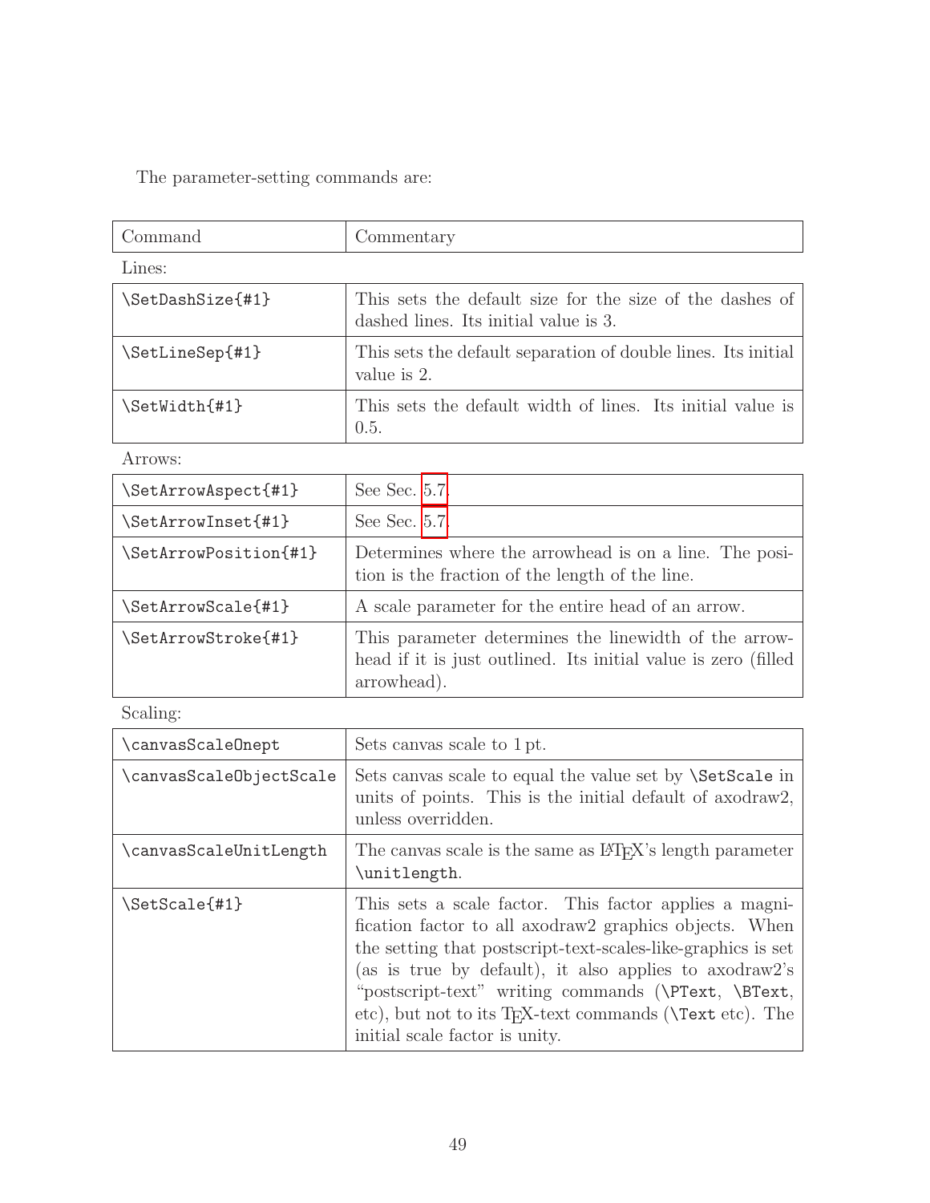The parameter-setting commands are:

| Command | Commentary |
|---|---|
| Lines: | |
| `\SetDashSize{#1}` | This sets the default size for the size of the dashes of dashed lines. Its initial value is 3. |
| `\SetLineSep{#1}` | This sets the default separation of double lines. Its initial value is 2. |
| `\SetWidth{#1}` | This sets the default width of lines. Its initial value is 0.5. |
| Arrows: | |
| `\SetArrowAspect{#1}` | See Sec. 5.7. |
| `\SetArrowInset{#1}` | See Sec. 5.7. |
| `\SetArrowPosition{#1}` | Determines where the arrowhead is on a line. The position is the fraction of the length of the line. |
| `\SetArrowScale{#1}` | A scale parameter for the entire head of an arrow. |
| `\SetArrowStroke{#1}` | This parameter determines the linewidth of the arrowhead if it is just outlined. Its initial value is zero (filled arrowhead). |
| Scaling: | |
| `\canvasScaleOnept` | Sets canvas scale to 1 pt. |
| `\canvasScaleObjectScale` | Sets canvas scale to equal the value set by `\SetScale` in units of points. This is the initial default of axodraw2, unless overridden. |
| `\canvasScaleUnitLength` | The canvas scale is the same as LaTeX's length parameter `\unitlength`. |
| `\SetScale{#1}` | This sets a scale factor. This factor applies a magnification factor to all axodraw2 graphics objects. When the setting that postscript-text-scales-like-graphics is set (as is true by default), it also applies to axodraw2's "postscript-text" writing commands (`\PText`, `\BText`, etc), but not to its TeX-text commands (`\Text` etc). The initial scale factor is unity. |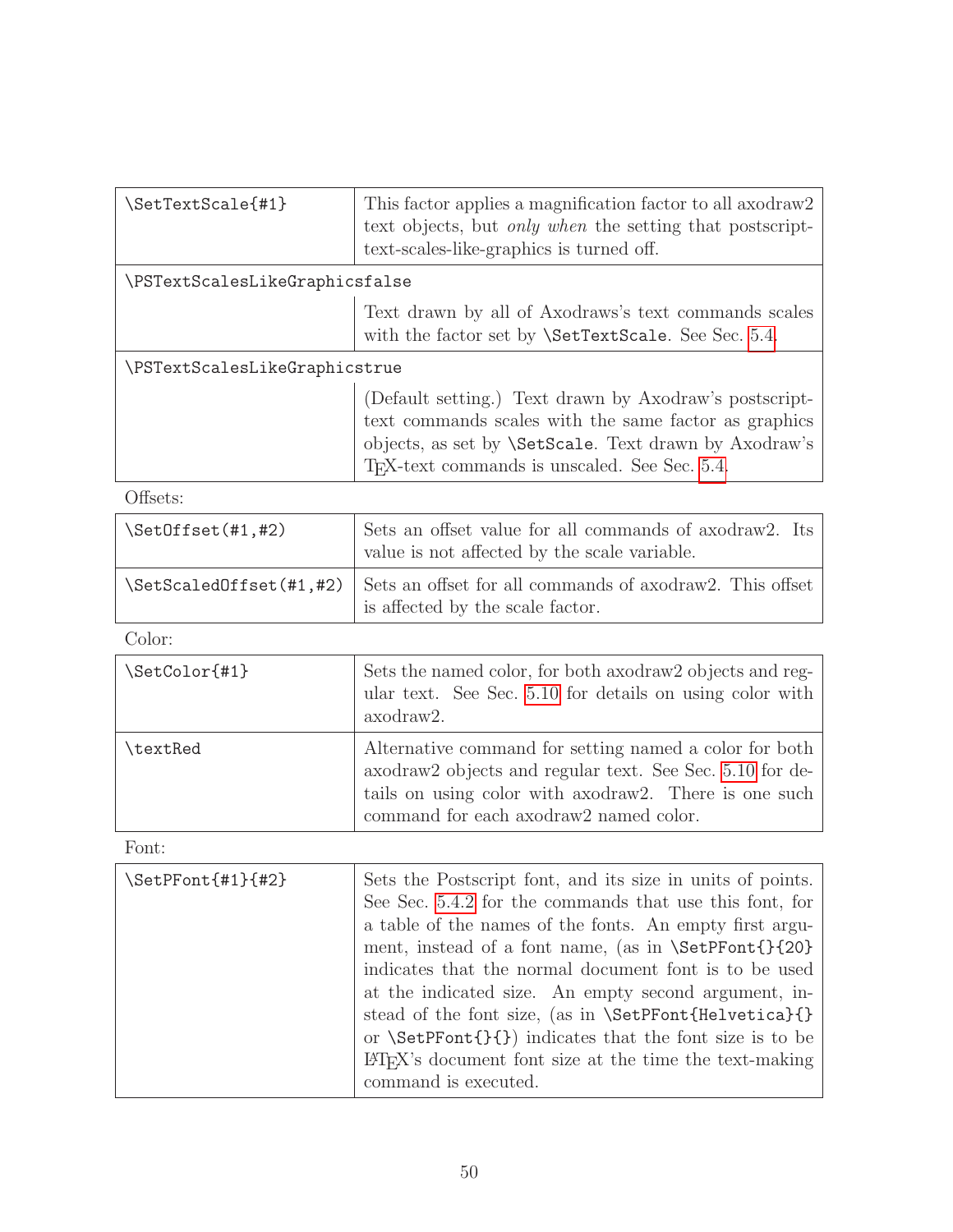| | |
|---|---|
| `\SetTextScale{#1}` | This factor applies a magnification factor to all axodraw2 text objects, but *only when* the setting that postscript-text-scales-like-graphics is turned off. |
| `\PSTextScalesLikeGraphicsfalse` | |
| | Text drawn by all of Axodraws's text commands scales with the factor set by `\SetTextScale`. See Sec. 5.4. |
| `\PSTextScalesLikeGraphicstrue` | |
| | (Default setting.) Text drawn by Axodraw's postscript-text commands scales with the same factor as graphics objects, as set by `\SetScale`. Text drawn by Axodraw's TEX-text commands is unscaled. See Sec. 5.4. |

Offsets:

| | |
|---|---|
| `\SetOffset(#1,#2)` | Sets an offset value for all commands of axodraw2. Its value is not affected by the scale variable. |
| `\SetScaledOffset(#1,#2)` | Sets an offset for all commands of axodraw2. This offset is affected by the scale factor. |

Color:

| | |
|---|---|
| `\SetColor{#1}` | Sets the named color, for both axodraw2 objects and regular text. See Sec. 5.10 for details on using color with axodraw2. |
| `\textRed` | Alternative command for setting named a color for both axodraw2 objects and regular text. See Sec. 5.10 for details on using color with axodraw2. There is one such command for each axodraw2 named color. |

Font:

| | |
|---|---|
| `\SetPFont{#1}{#2}` | Sets the Postscript font, and its size in units of points. See Sec. 5.4.2 for the commands that use this font, for a table of the names of the fonts. An empty first argument, instead of a font name, (as in `\SetPFont{}{20}` indicates that the normal document font is to be used at the indicated size. An empty second argument, instead of the font size, (as in `\SetPFont{Helvetica}{}` or `\SetPFont{}{}`) indicates that the font size is to be LATEX's document font size at the time the text-making command is executed. |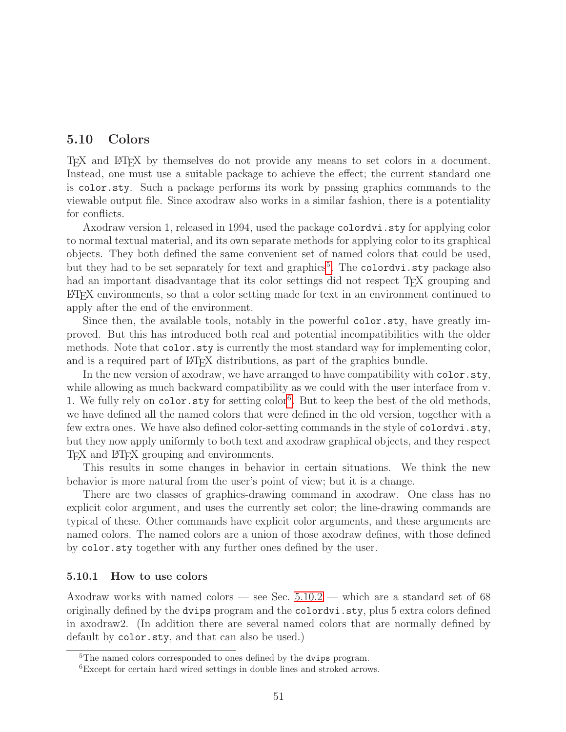## 5.10 Colors

TEX and LATEX by themselves do not provide any means to set colors in a document. Instead, one must use a suitable package to achieve the effect; the current standard one is `color.sty`. Such a package performs its work by passing graphics commands to the viewable output file. Since axodraw also works in a similar fashion, there is a potentiality for conflicts.

Axodraw version 1, released in 1994, used the package `colordvi.sty` for applying color to normal textual material, and its own separate methods for applying color to its graphical objects. They both defined the same convenient set of named colors that could be used, but they had to be set separately for text and graphics[5]. The `colordvi.sty` package also had an important disadvantage that its color settings did not respect TEX grouping and LATEX environments, so that a color setting made for text in an environment continued to apply after the end of the environment.

Since then, the available tools, notably in the powerful `color.sty`, have greatly improved. But this has introduced both real and potential incompatibilities with the older methods. Note that `color.sty` is currently the most standard way for implementing color, and is a required part of LATEX distributions, as part of the graphics bundle.

In the new version of axodraw, we have arranged to have compatibility with `color.sty`, while allowing as much backward compatibility as we could with the user interface from v. 1. We fully rely on `color.sty` for setting color[6]. But to keep the best of the old methods, we have defined all the named colors that were defined in the old version, together with a few extra ones. We have also defined color-setting commands in the style of `colordvi.sty`, but they now apply uniformly to both text and axodraw graphical objects, and they respect TEX and LATEX grouping and environments.

This results in some changes in behavior in certain situations. We think the new behavior is more natural from the user's point of view; but it is a change.

There are two classes of graphics-drawing command in axodraw. One class has no explicit color argument, and uses the currently set color; the line-drawing commands are typical of these. Other commands have explicit color arguments, and these arguments are named colors. The named colors are a union of those axodraw defines, with those defined by `color.sty` together with any further ones defined by the user.

### 5.10.1 How to use colors

Axodraw works with named colors — see Sec. 5.10.2 — which are a standard set of 68 originally defined by the `dvips` program and the `colordvi.sty`, plus 5 extra colors defined in axodraw2. (In addition there are several named colors that are normally defined by default by `color.sty`, and that can also be used.)

---

[5] The named colors corresponded to ones defined by the `dvips` program.

[6] Except for certain hard wired settings in double lines and stroked arrows.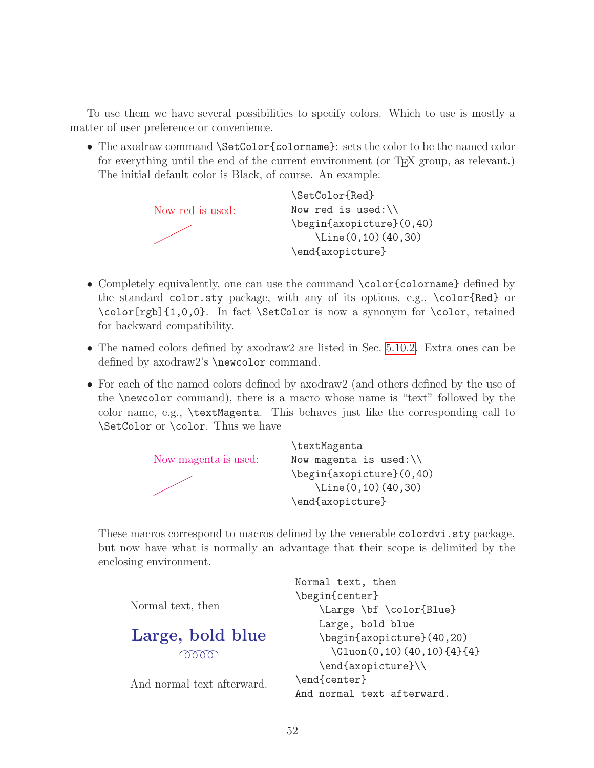To use them we have several possibilities to specify colors. Which to use is mostly a matter of user preference or convenience.

- The axodraw command `\SetColor{colorname}`: sets the color to be the named color for everything until the end of the current environment (or TEX group, as relevant.) The initial default color is Black, of course. An example:

Now red is used:

```
\SetColor{Red}
Now red is used:\\
\begin{axopicture}(0,40)
    \Line(0,10)(40,30)
\end{axopicture}
```

- Completely equivalently, one can use the command `\color{colorname}` defined by the standard `color.sty` package, with any of its options, e.g., `\color{Red}` or `\color[rgb]{1,0,0}`. In fact `\SetColor` is now a synonym for `\color`, retained for backward compatibility.

- The named colors defined by axodraw2 are listed in Sec. 5.10.2. Extra ones can be defined by axodraw2's `\newcolor` command.

- For each of the named colors defined by axodraw2 (and others defined by the use of the `\newcolor` command), there is a macro whose name is "text" followed by the color name, e.g., `\textMagenta`. This behaves just like the corresponding call to `\SetColor` or `\color`. Thus we have

Now magenta is used:

```
\textMagenta
Now magenta is used:\\
\begin{axopicture}(0,40)
    \Line(0,10)(40,30)
\end{axopicture}
```

These macros correspond to macros defined by the venerable `colordvi.sty` package, but now have what is normally an advantage that their scope is delimited by the enclosing environment.

Normal text, then

**Large, bold blue**

And normal text afterward.

```
Normal text, then
\begin{center}
    \Large \bf \color{Blue}
    Large, bold blue
    \begin{axopicture}(40,20)
      \Gluon(0,10)(40,10){4}{4}
    \end{axopicture}\\
\end{center}
And normal text afterward.
```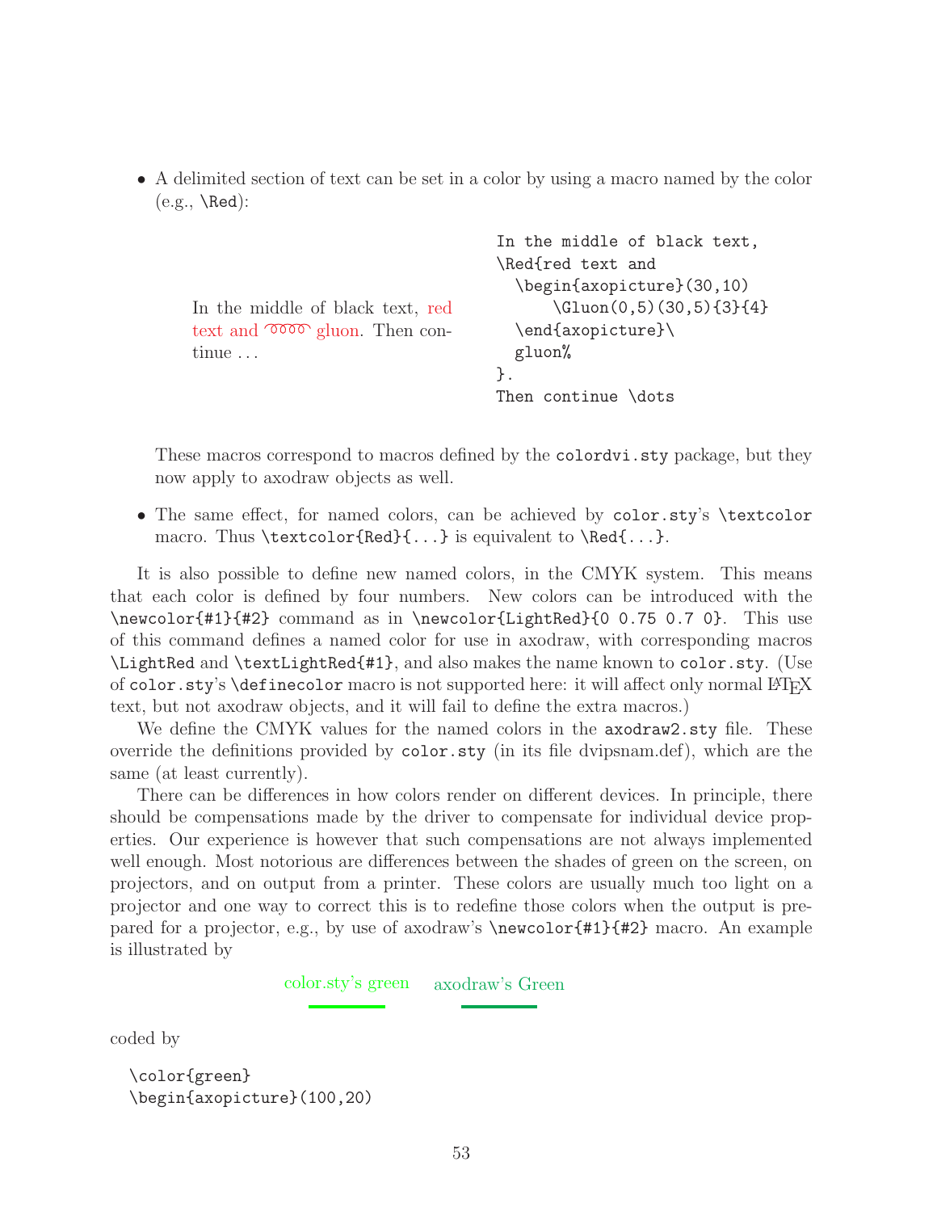- A delimited section of text can be set in a color by using a macro named by the color (e.g., `\Red`):

  In the middle of black text, red text and gluon. Then continue . . .

```
In the middle of black text,
\Red{red text and
  \begin{axopicture}(30,10)
      \Gluon(0,5)(30,5){3}{4}
  \end{axopicture}\
  gluon%
}.
Then continue \dots
```

  These macros correspond to macros defined by the `colordvi.sty` package, but they now apply to axodraw objects as well.

- The same effect, for named colors, can be achieved by `color.sty`'s `\textcolor` macro. Thus `\textcolor{Red}{...}` is equivalent to `\Red{...}`.

It is also possible to define new named colors, in the CMYK system. This means that each color is defined by four numbers. New colors can be introduced with the `\newcolor{#1}{#2}` command as in `\newcolor{LightRed}{0 0.75 0.7 0}`. This use of this command defines a named color for use in axodraw, with corresponding macros `\LightRed` and `\textLightRed{#1}`, and also makes the name known to `color.sty`. (Use of `color.sty`'s `\definecolor` macro is not supported here: it will affect only normal LaTeX text, but not axodraw objects, and it will fail to define the extra macros.)

We define the CMYK values for the named colors in the `axodraw2.sty` file. These override the definitions provided by `color.sty` (in its file dvipsnam.def), which are the same (at least currently).

There can be differences in how colors render on different devices. In principle, there should be compensations made by the driver to compensate for individual device properties. Our experience is however that such compensations are not always implemented well enough. Most notorious are differences between the shades of green on the screen, on projectors, and on output from a printer. These colors are usually much too light on a projector and one way to correct this is to redefine those colors when the output is prepared for a projector, e.g., by use of axodraw's `\newcolor{#1}{#2}` macro. An example is illustrated by

color.sty's green    axodraw's Green

coded by

```
\color{green}
\begin{axopicture}(100,20)
```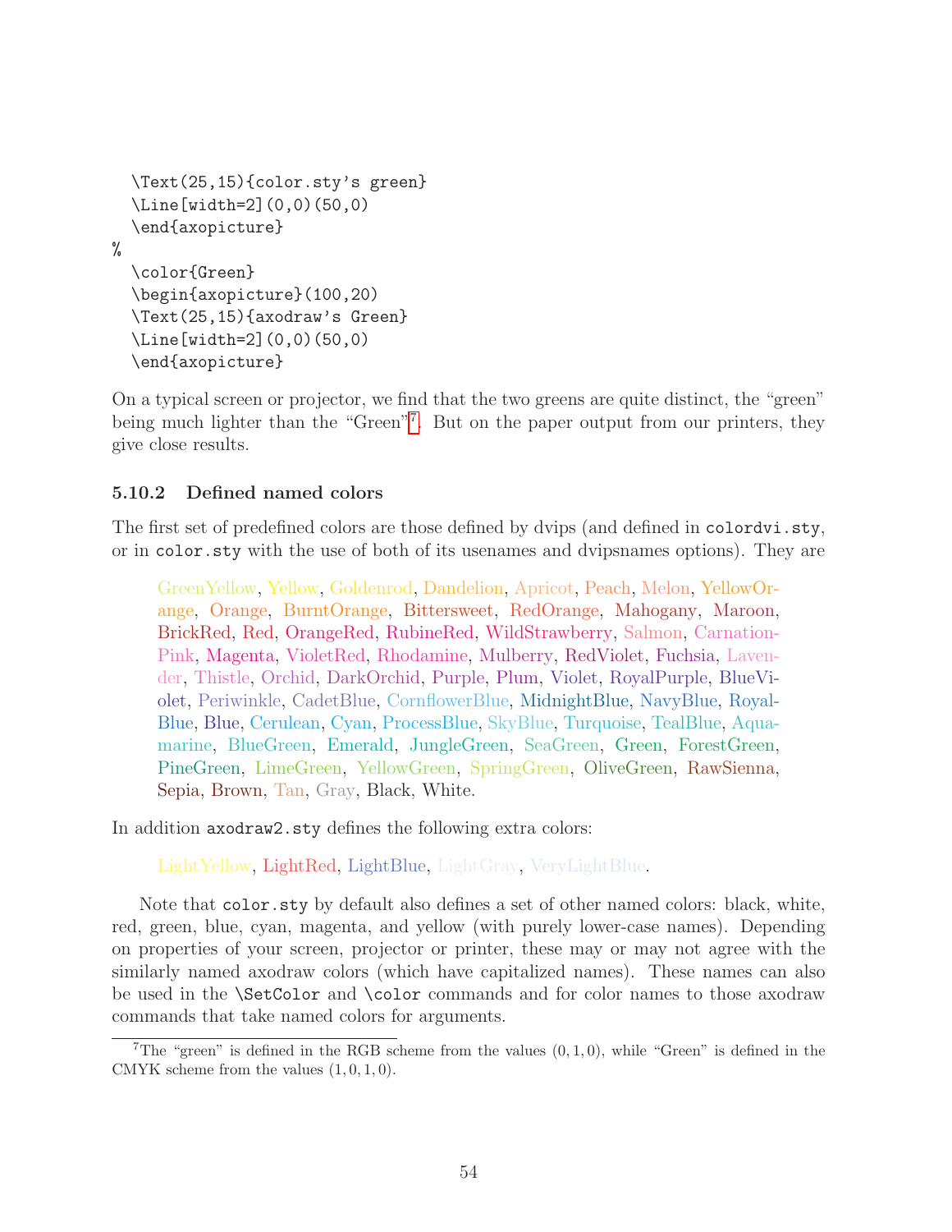```
  \Text(25,15){color.sty's green}
  \Line[width=2](0,0)(50,0)
  \end{axopicture}
%
  \color{Green}
  \begin{axopicture}(100,20)
  \Text(25,15){axodraw's Green}
  \Line[width=2](0,0)(50,0)
  \end{axopicture}
```

On a typical screen or projector, we find that the two greens are quite distinct, the "green" being much lighter than the "Green"[7]. But on the paper output from our printers, they give close results.

### 5.10.2 Defined named colors

The first set of predefined colors are those defined by dvips (and defined in `colordvi.sty`, or in `color.sty` with the use of both of its usenames and dvipsnames options). They are

> GreenYellow, Yellow, Goldenrod, Dandelion, Apricot, Peach, Melon, YellowOrange, Orange, BurntOrange, Bittersweet, RedOrange, Mahogany, Maroon, BrickRed, Red, OrangeRed, RubineRed, WildStrawberry, Salmon, CarnationPink, Magenta, VioletRed, Rhodamine, Mulberry, RedViolet, Fuchsia, Lavender, Thistle, Orchid, DarkOrchid, Purple, Plum, Violet, RoyalPurple, BlueViolet, Periwinkle, CadetBlue, CornflowerBlue, MidnightBlue, NavyBlue, RoyalBlue, Blue, Cerulean, Cyan, ProcessBlue, SkyBlue, Turquoise, TealBlue, Aquamarine, BlueGreen, Emerald, JungleGreen, SeaGreen, Green, ForestGreen, PineGreen, LimeGreen, YellowGreen, SpringGreen, OliveGreen, RawSienna, Sepia, Brown, Tan, Gray, Black, White.

In addition `axodraw2.sty` defines the following extra colors:

> LightYellow, LightRed, LightBlue, LightGray, VeryLightBlue.

Note that `color.sty` by default also defines a set of other named colors: black, white, red, green, blue, cyan, magenta, and yellow (with purely lower-case names). Depending on properties of your screen, projector or printer, these may or may not agree with the similarly named axodraw colors (which have capitalized names). These names can also be used in the `\SetColor` and `\color` commands and for color names to those axodraw commands that take named colors for arguments.

---

[7] The "green" is defined in the RGB scheme from the values $(0, 1, 0)$, while "Green" is defined in the CMYK scheme from the values $(1, 0, 1, 0)$.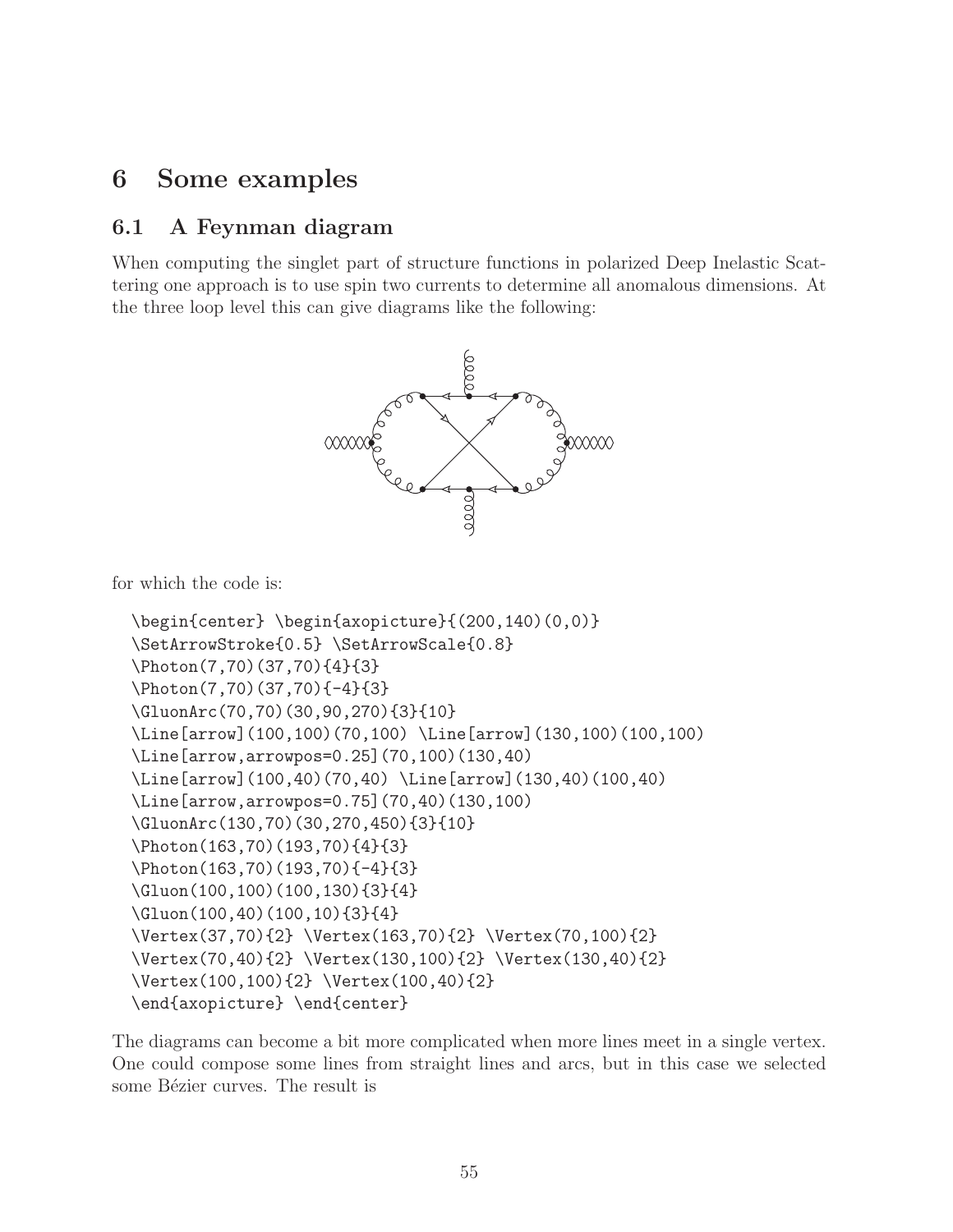# 6 Some examples

## 6.1 A Feynman diagram

When computing the singlet part of structure functions in polarized Deep Inelastic Scattering one approach is to use spin two currents to determine all anomalous dimensions. At the three loop level this can give diagrams like the following:

for which the code is:

```
\begin{center} \begin{axopicture}{(200,140)(0,0)}
\SetArrowStroke{0.5} \SetArrowScale{0.8}
\Photon(7,70)(37,70){4}{3}
\Photon(7,70)(37,70){-4}{3}
\GluonArc(70,70)(30,90,270){3}{10}
\Line[arrow](100,100)(70,100) \Line[arrow](130,100)(100,100)
\Line[arrow,arrowpos=0.25](70,100)(130,40)
\Line[arrow](100,40)(70,40) \Line[arrow](130,40)(100,40)
\Line[arrow,arrowpos=0.75](70,40)(130,100)
\GluonArc(130,70)(30,270,450){3}{10}
\Photon(163,70)(193,70){4}{3}
\Photon(163,70)(193,70){-4}{3}
\Gluon(100,100)(100,130){3}{4}
\Gluon(100,40)(100,10){3}{4}
\Vertex(37,70){2} \Vertex(163,70){2} \Vertex(70,100){2}
\Vertex(70,40){2} \Vertex(130,100){2} \Vertex(130,40){2}
\Vertex(100,100){2} \Vertex(100,40){2}
\end{axopicture} \end{center}
```

The diagrams can become a bit more complicated when more lines meet in a single vertex. One could compose some lines from straight lines and arcs, but in this case we selected some Bézier curves. The result is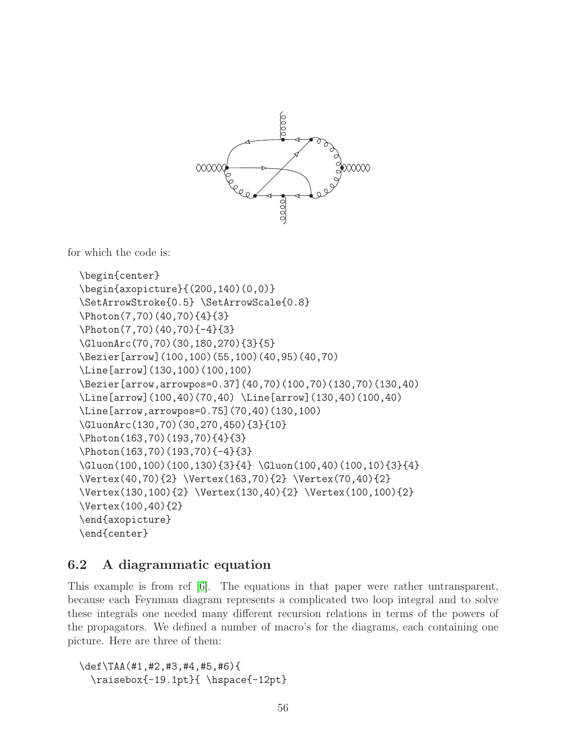for which the code is:

```
\begin{center}
\begin{axopicture}{(200,140)(0,0)}
\SetArrowStroke{0.5} \SetArrowScale{0.8}
\Photon(7,70)(40,70){4}{3}
\Photon(7,70)(40,70){-4}{3}
\GluonArc(70,70)(30,180,270){3}{5}
\Bezier[arrow](100,100)(55,100)(40,95)(40,70)
\Line[arrow](130,100)(100,100)
\Bezier[arrow,arrowpos=0.37](40,70)(100,70)(130,70)(130,40)
\Line[arrow](100,40)(70,40) \Line[arrow](130,40)(100,40)
\Line[arrow,arrowpos=0.75](70,40)(130,100)
\GluonArc(130,70)(30,270,450){3}{10}
\Photon(163,70)(193,70){4}{3}
\Photon(163,70)(193,70){-4}{3}
\Gluon(100,100)(100,130){3}{4} \Gluon(100,40)(100,10){3}{4}
\Vertex(40,70){2} \Vertex(163,70){2} \Vertex(70,40){2}
\Vertex(130,100){2} \Vertex(130,40){2} \Vertex(100,100){2}
\Vertex(100,40){2}
\end{axopicture}
\end{center}
```

### 6.2 A diagrammatic equation

This example is from ref [6]. The equations in that paper were rather untransparent, because each Feynman diagram represents a complicated two loop integral and to solve these integrals one needed many different recursion relations in terms of the powers of the propagators. We defined a number of macro's for the diagrams, each containing one picture. Here are three of them:

```
\def\TAA(#1,#2,#3,#4,#5,#6){
  \raisebox{-19.1pt}{ \hspace{-12pt}
```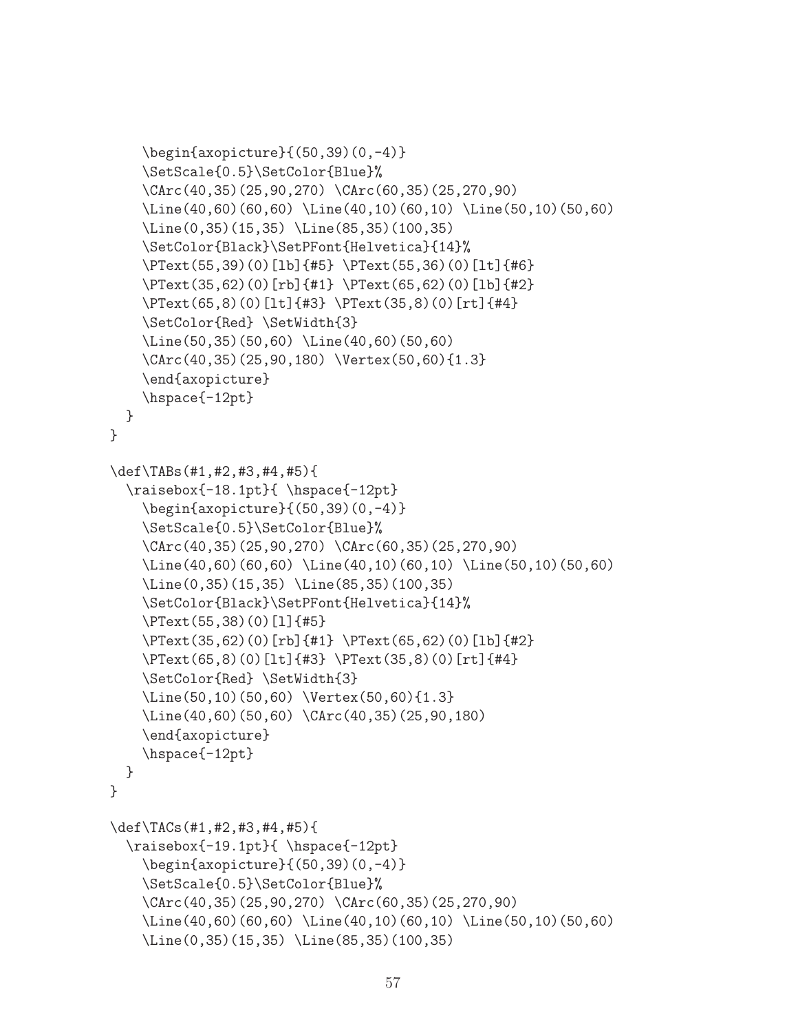```
    \begin{axopicture}{(50,39)(0,-4)}
    \SetScale{0.5}\SetColor{Blue}%
    \CArc(40,35)(25,90,270) \CArc(60,35)(25,270,90)
    \Line(40,60)(60,60) \Line(40,10)(60,10) \Line(50,10)(50,60)
    \Line(0,35)(15,35) \Line(85,35)(100,35)
    \SetColor{Black}\SetPFont{Helvetica}{14}%
    \PText(55,39)(0)[lb]{#5} \PText(55,36)(0)[lt]{#6}
    \PText(35,62)(0)[rb]{#1} \PText(65,62)(0)[lb]{#2}
    \PText(65,8)(0)[lt]{#3} \PText(35,8)(0)[rt]{#4}
    \SetColor{Red} \SetWidth{3}
    \Line(50,35)(50,60) \Line(40,60)(50,60)
    \CArc(40,35)(25,90,180) \Vertex(50,60){1.3}
    \end{axopicture}
    \hspace{-12pt}
  }
}

\def\TABs(#1,#2,#3,#4,#5){
  \raisebox{-18.1pt}{ \hspace{-12pt}
    \begin{axopicture}{(50,39)(0,-4)}
    \SetScale{0.5}\SetColor{Blue}%
    \CArc(40,35)(25,90,270) \CArc(60,35)(25,270,90)
    \Line(40,60)(60,60) \Line(40,10)(60,10) \Line(50,10)(50,60)
    \Line(0,35)(15,35) \Line(85,35)(100,35)
    \SetColor{Black}\SetPFont{Helvetica}{14}%
    \PText(55,38)(0)[l]{#5}
    \PText(35,62)(0)[rb]{#1} \PText(65,62)(0)[lb]{#2}
    \PText(65,8)(0)[lt]{#3} \PText(35,8)(0)[rt]{#4}
    \SetColor{Red} \SetWidth{3}
    \Line(50,10)(50,60) \Vertex(50,60){1.3}
    \Line(40,60)(50,60) \CArc(40,35)(25,90,180)
    \end{axopicture}
    \hspace{-12pt}
  }
}

\def\TACs(#1,#2,#3,#4,#5){
  \raisebox{-19.1pt}{ \hspace{-12pt}
    \begin{axopicture}{(50,39)(0,-4)}
    \SetScale{0.5}\SetColor{Blue}%
    \CArc(40,35)(25,90,270) \CArc(60,35)(25,270,90)
    \Line(40,60)(60,60) \Line(40,10)(60,10) \Line(50,10)(50,60)
    \Line(0,35)(15,35) \Line(85,35)(100,35)
```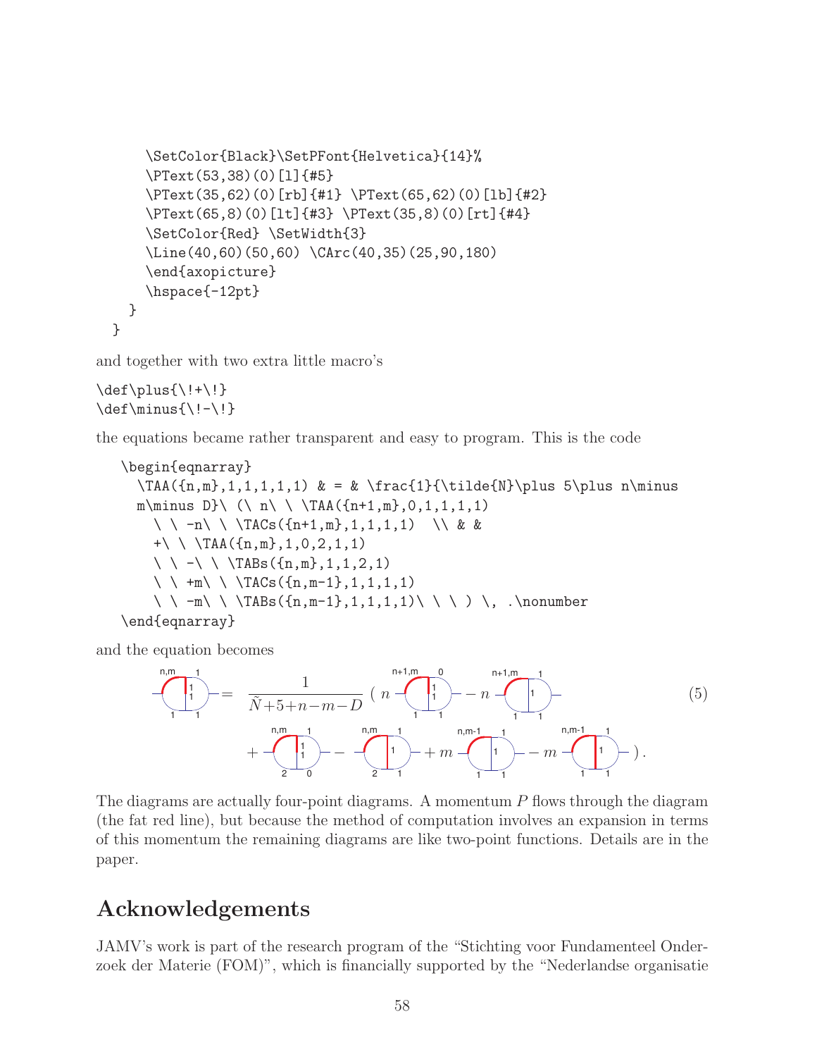```
      \SetColor{Black}\SetPFont{Helvetica}{14}%
      \PText(53,38)(0)[l]{#5}
      \PText(35,62)(0)[rb]{#1} \PText(65,62)(0)[lb]{#2}
      \PText(65,8)(0)[lt]{#3} \PText(35,8)(0)[rt]{#4}
      \SetColor{Red} \SetWidth{3}
      \Line(40,60)(50,60) \CArc(40,35)(25,90,180)
      \end{axopicture}
      \hspace{-12pt}
    }
  }
```

and together with two extra little macro's

```
\def\plus{\!+\!}
\def\minus{\!-\!}
```

the equations became rather transparent and easy to program. This is the code

```
   \begin{eqnarray}
     \TAA({n,m},1,1,1,1,1) & = & \frac{1}{\tilde{N}\plus 5\plus n\minus
     m\minus D}\ (\ n\ \ \TAA({n+1,m},0,1,1,1,1)
       \ \ -n\ \ \TACs({n+1,m},1,1,1,1,1)  \\ & &
       +\ \ \TAA({n,m},1,0,2,1,1)
       \ \ -\ \ \TABs({n,m},1,1,2,1)
       \ \ +m\ \ \TACs({n,m-1},1,1,1,1,1)
       \ \ -m\ \ \TABs({n,m-1},1,1,1,1,1)\ \ \ ) \, .\nonumber
   \end{eqnarray}
```

and the equation becomes

$$\text{[diagram } (n,m;1,1;1,1;1)] = \frac{1}{\tilde{N}+5+n-m-D}\ (\ n\ [(n+1,m;0;1,1;1,1)] - n\ [(n+1,m;1;1,1;1)] \\ +\ [(n,m;1;2,0;1,1)] - [(n,m;1;2,1;1)] + m\ [(n,m-1;1;1,1;1)] - m\ [(n,m-1;1;1,1;1)]\ ) \, . \qquad (5)$$

The diagrams are actually four-point diagrams. A momentum $P$ flows through the diagram (the fat red line), but because the method of computation involves an expansion in terms of this momentum the remaining diagrams are like two-point functions. Details are in the paper.

## Acknowledgements

JAMV's work is part of the research program of the "Stichting voor Fundamenteel Onderzoek der Materie (FOM)", which is financially supported by the "Nederlandse organisatie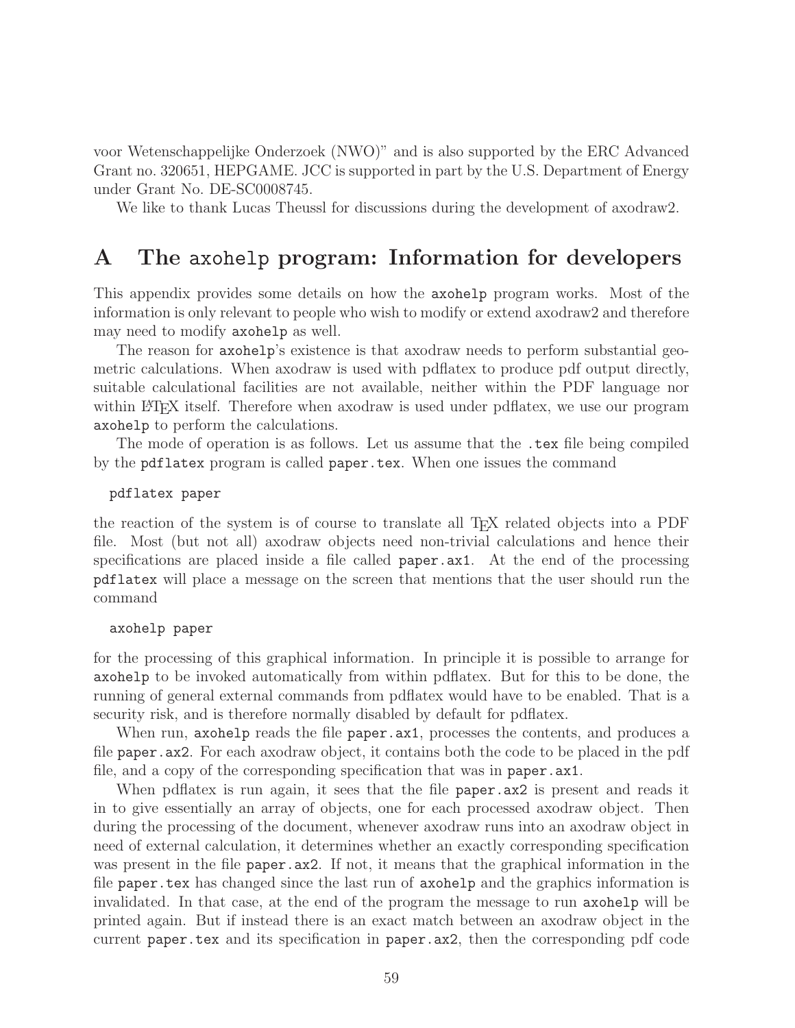voor Wetenschappelijke Onderzoek (NWO)" and is also supported by the ERC Advanced Grant no. 320651, HEPGAME. JCC is supported in part by the U.S. Department of Energy under Grant No. DE-SC0008745.

We like to thank Lucas Theussl for discussions during the development of axodraw2.

# A The `axohelp` program: Information for developers

This appendix provides some details on how the `axohelp` program works. Most of the information is only relevant to people who wish to modify or extend axodraw2 and therefore may need to modify `axohelp` as well.

The reason for `axohelp`'s existence is that axodraw needs to perform substantial geometric calculations. When axodraw is used with pdflatex to produce pdf output directly, suitable calculational facilities are not available, neither within the PDF language nor within LaTeX itself. Therefore when axodraw is used under pdflatex, we use our program `axohelp` to perform the calculations.

The mode of operation is as follows. Let us assume that the `.tex` file being compiled by the `pdflatex` program is called `paper.tex`. When one issues the command

```
pdflatex paper
```

the reaction of the system is of course to translate all TeX related objects into a PDF file. Most (but not all) axodraw objects need non-trivial calculations and hence their specifications are placed inside a file called `paper.ax1`. At the end of the processing `pdflatex` will place a message on the screen that mentions that the user should run the command

```
axohelp paper
```

for the processing of this graphical information. In principle it is possible to arrange for `axohelp` to be invoked automatically from within pdflatex. But for this to be done, the running of general external commands from pdflatex would have to be enabled. That is a security risk, and is therefore normally disabled by default for pdflatex.

When run, `axohelp` reads the file `paper.ax1`, processes the contents, and produces a file `paper.ax2`. For each axodraw object, it contains both the code to be placed in the pdf file, and a copy of the corresponding specification that was in `paper.ax1`.

When pdflatex is run again, it sees that the file `paper.ax2` is present and reads it in to give essentially an array of objects, one for each processed axodraw object. Then during the processing of the document, whenever axodraw runs into an axodraw object in need of external calculation, it determines whether an exactly corresponding specification was present in the file `paper.ax2`. If not, it means that the graphical information in the file `paper.tex` has changed since the last run of `axohelp` and the graphics information is invalidated. In that case, at the end of the program the message to run `axohelp` will be printed again. But if instead there is an exact match between an axodraw object in the current `paper.tex` and its specification in `paper.ax2`, then the corresponding pdf code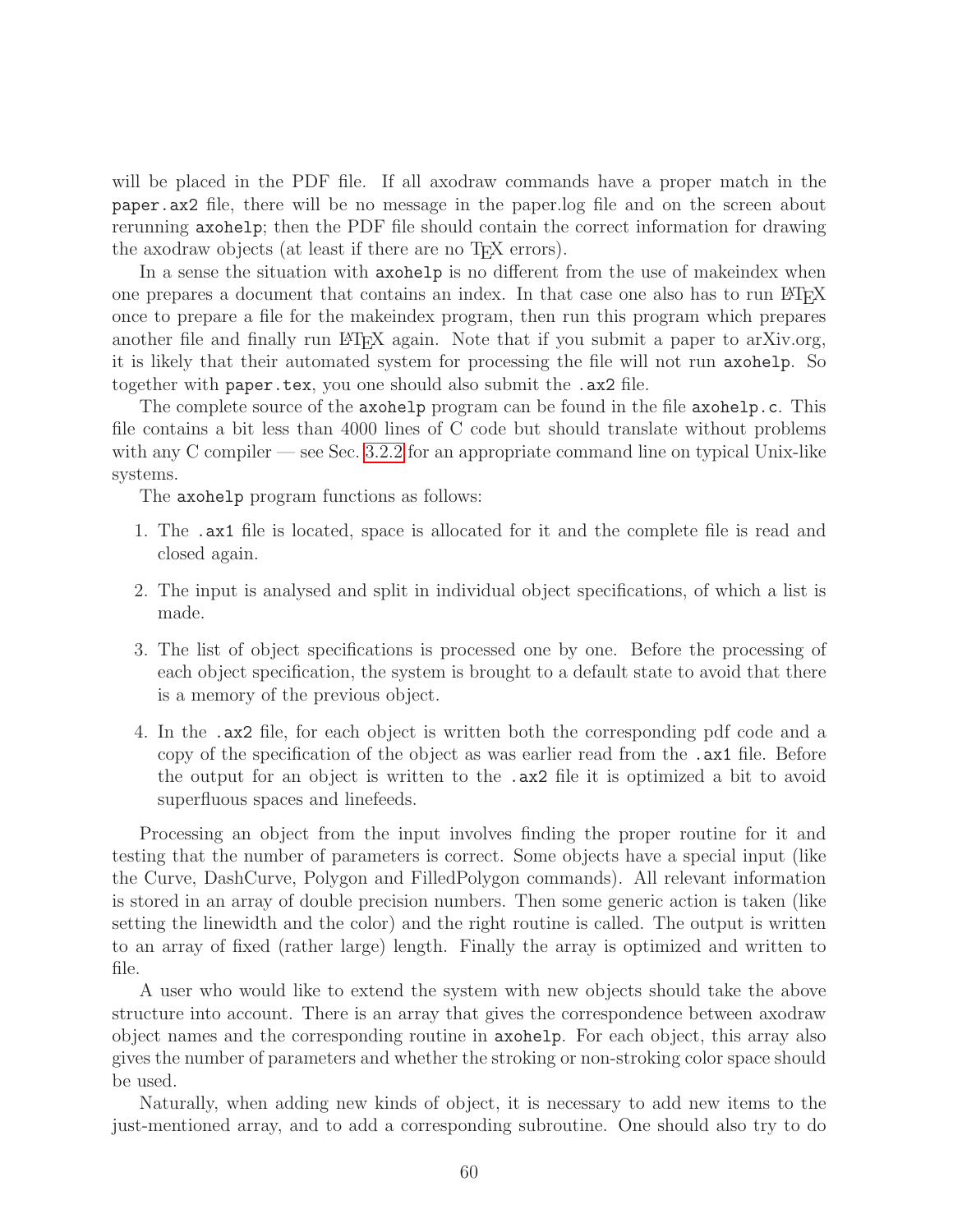will be placed in the PDF file. If all axodraw commands have a proper match in the `paper.ax2` file, there will be no message in the paper.log file and on the screen about rerunning `axohelp`; then the PDF file should contain the correct information for drawing the axodraw objects (at least if there are no TeX errors).

In a sense the situation with `axohelp` is no different from the use of makeindex when one prepares a document that contains an index. In that case one also has to run LaTeX once to prepare a file for the makeindex program, then run this program which prepares another file and finally run LaTeX again. Note that if you submit a paper to arXiv.org, it is likely that their automated system for processing the file will not run `axohelp`. So together with `paper.tex`, you one should also submit the `.ax2` file.

The complete source of the `axohelp` program can be found in the file `axohelp.c`. This file contains a bit less than 4000 lines of C code but should translate without problems with any C compiler — see Sec. 3.2.2 for an appropriate command line on typical Unix-like systems.

The `axohelp` program functions as follows:

1. The `.ax1` file is located, space is allocated for it and the complete file is read and closed again.
2. The input is analysed and split in individual object specifications, of which a list is made.
3. The list of object specifications is processed one by one. Before the processing of each object specification, the system is brought to a default state to avoid that there is a memory of the previous object.
4. In the `.ax2` file, for each object is written both the corresponding pdf code and a copy of the specification of the object as was earlier read from the `.ax1` file. Before the output for an object is written to the `.ax2` file it is optimized a bit to avoid superfluous spaces and linefeeds.

Processing an object from the input involves finding the proper routine for it and testing that the number of parameters is correct. Some objects have a special input (like the Curve, DashCurve, Polygon and FilledPolygon commands). All relevant information is stored in an array of double precision numbers. Then some generic action is taken (like setting the linewidth and the color) and the right routine is called. The output is written to an array of fixed (rather large) length. Finally the array is optimized and written to file.

A user who would like to extend the system with new objects should take the above structure into account. There is an array that gives the correspondence between axodraw object names and the corresponding routine in `axohelp`. For each object, this array also gives the number of parameters and whether the stroking or non-stroking color space should be used.

Naturally, when adding new kinds of object, it is necessary to add new items to the just-mentioned array, and to add a corresponding subroutine. One should also try to do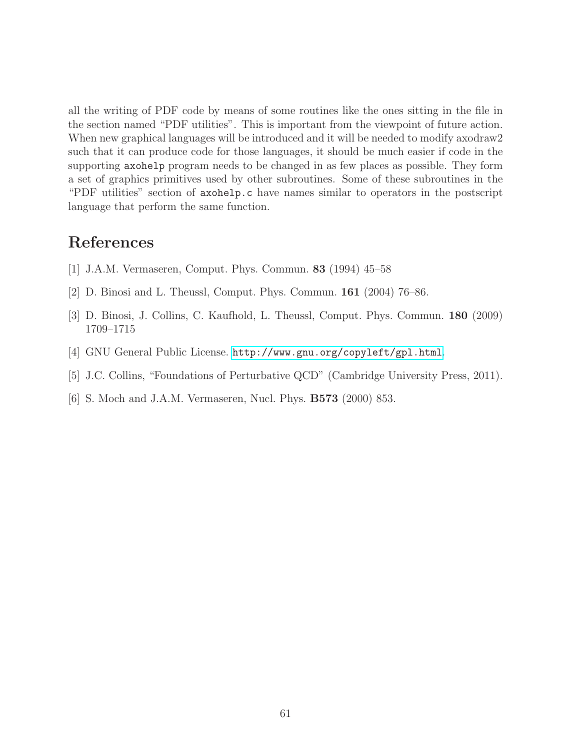all the writing of PDF code by means of some routines like the ones sitting in the file in the section named "PDF utilities". This is important from the viewpoint of future action. When new graphical languages will be introduced and it will be needed to modify axodraw2 such that it can produce code for those languages, it should be much easier if code in the supporting `axohelp` program needs to be changed in as few places as possible. They form a set of graphics primitives used by other subroutines. Some of these subroutines in the "PDF utilities" section of `axohelp.c` have names similar to operators in the postscript language that perform the same function.

# References

[1] J.A.M. Vermaseren, Comput. Phys. Commun. **83** (1994) 45–58

[2] D. Binosi and L. Theussl, Comput. Phys. Commun. **161** (2004) 76–86.

[3] D. Binosi, J. Collins, C. Kaufhold, L. Theussl, Comput. Phys. Commun. **180** (2009) 1709–1715

[4] GNU General Public License. `http://www.gnu.org/copyleft/gpl.html`.

[5] J.C. Collins, "Foundations of Perturbative QCD" (Cambridge University Press, 2011).

[6] S. Moch and J.A.M. Vermaseren, Nucl. Phys. **B573** (2000) 853.